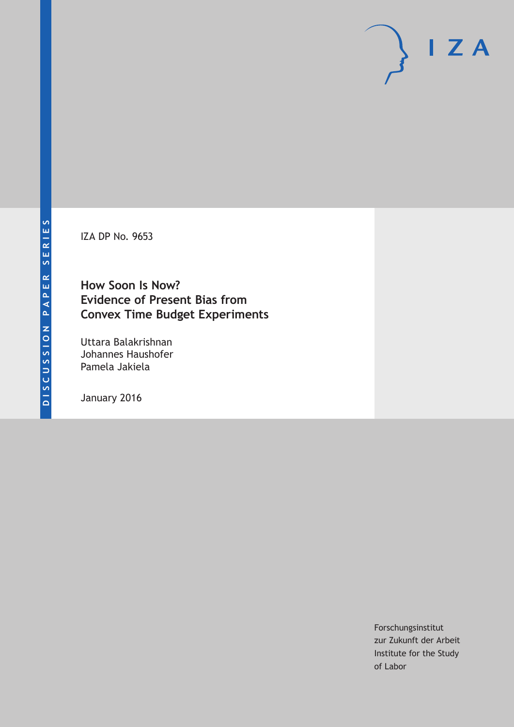DISCUSSION PAPER SERIES

IZA DP No. 9653

# How Soon Is Now? Evidence of Present Bias from Convex Time Budget Experiments

Uttara Balakrishnan
Johannes Haushofer
Pamela Jakiela

January 2016

Forschungsinstitut
zur Zukunft der Arbeit
Institute for the Study
of Labor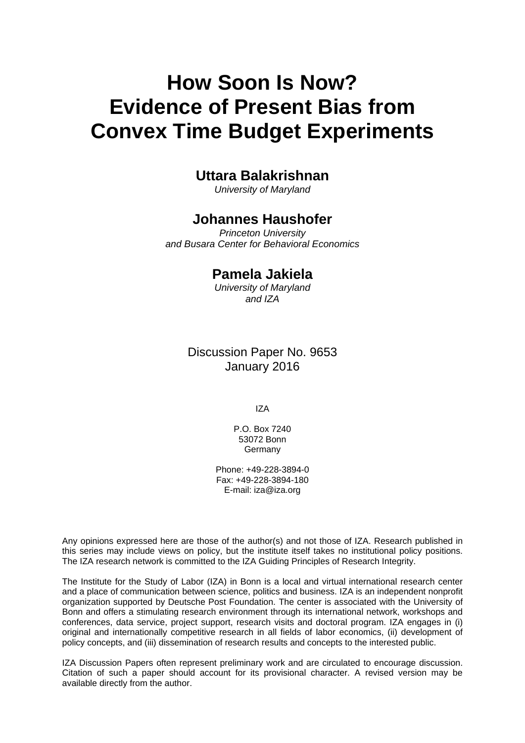# How Soon Is Now? Evidence of Present Bias from Convex Time Budget Experiments

**Uttara Balakrishnan**
*University of Maryland*

**Johannes Haushofer**
*Princeton University and Busara Center for Behavioral Economics*

**Pamela Jakiela**
*University of Maryland and IZA*

Discussion Paper No. 9653
January 2016

IZA

P.O. Box 7240
53072 Bonn
Germany

Phone: +49-228-3894-0
Fax: +49-228-3894-180
E-mail: iza@iza.org

Any opinions expressed here are those of the author(s) and not those of IZA. Research published in this series may include views on policy, but the institute itself takes no institutional policy positions. The IZA research network is committed to the IZA Guiding Principles of Research Integrity.

The Institute for the Study of Labor (IZA) in Bonn is a local and virtual international research center and a place of communication between science, politics and business. IZA is an independent nonprofit organization supported by Deutsche Post Foundation. The center is associated with the University of Bonn and offers a stimulating research environment through its international network, workshops and conferences, data service, project support, research visits and doctoral program. IZA engages in (i) original and internationally competitive research in all fields of labor economics, (ii) development of policy concepts, and (iii) dissemination of research results and concepts to the interested public.

IZA Discussion Papers often represent preliminary work and are circulated to encourage discussion. Citation of such a paper should account for its provisional character. A revised version may be available directly from the author.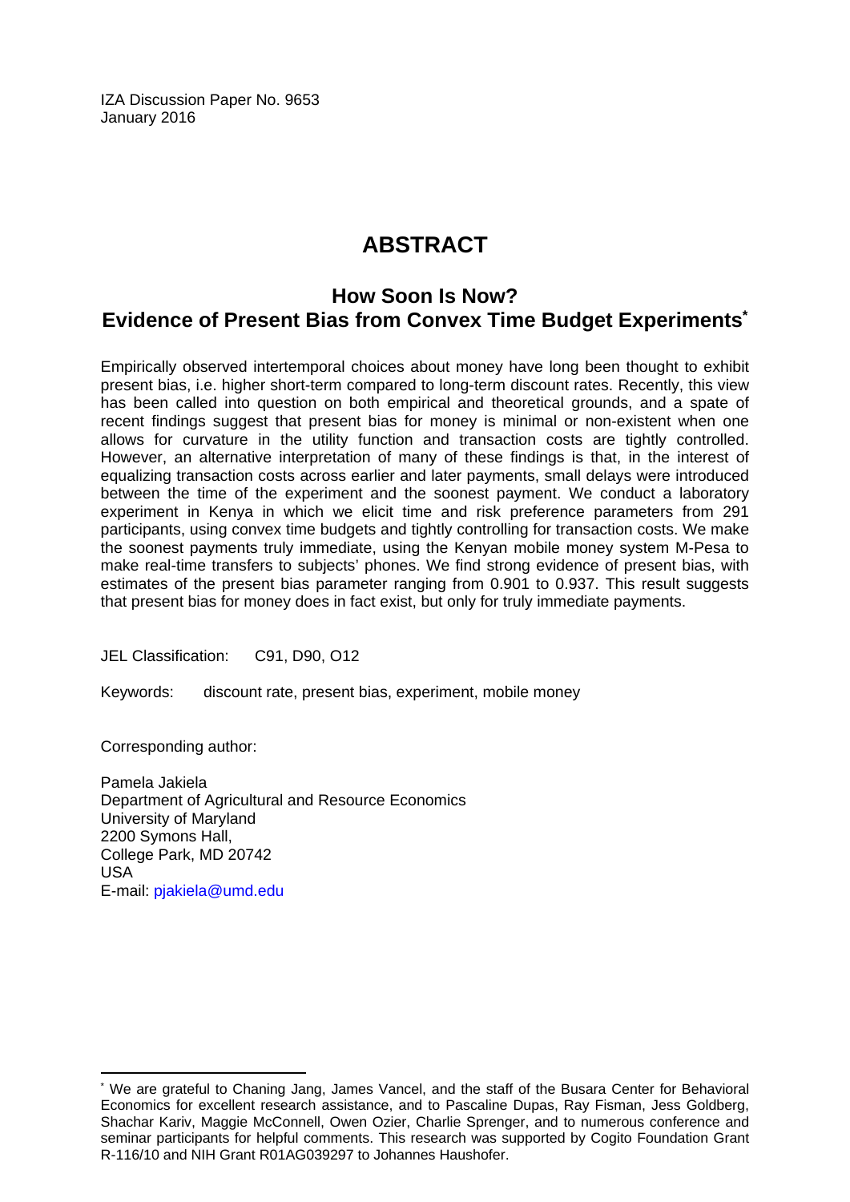IZA Discussion Paper No. 9653
January 2016

# ABSTRACT

## How Soon Is Now? Evidence of Present Bias from Convex Time Budget Experiments*

Empirically observed intertemporal choices about money have long been thought to exhibit present bias, i.e. higher short-term compared to long-term discount rates. Recently, this view has been called into question on both empirical and theoretical grounds, and a spate of recent findings suggest that present bias for money is minimal or non-existent when one allows for curvature in the utility function and transaction costs are tightly controlled. However, an alternative interpretation of many of these findings is that, in the interest of equalizing transaction costs across earlier and later payments, small delays were introduced between the time of the experiment and the soonest payment. We conduct a laboratory experiment in Kenya in which we elicit time and risk preference parameters from 291 participants, using convex time budgets and tightly controlling for transaction costs. We make the soonest payments truly immediate, using the Kenyan mobile money system M-Pesa to make real-time transfers to subjects' phones. We find strong evidence of present bias, with estimates of the present bias parameter ranging from 0.901 to 0.937. This result suggests that present bias for money does in fact exist, but only for truly immediate payments.

JEL Classification: C91, D90, O12

Keywords: discount rate, present bias, experiment, mobile money

Corresponding author:

Pamela Jakiela
Department of Agricultural and Resource Economics
University of Maryland
2200 Symons Hall,
College Park, MD 20742
USA
E-mail: pjakiela@umd.edu

---

* We are grateful to Chaning Jang, James Vancel, and the staff of the Busara Center for Behavioral Economics for excellent research assistance, and to Pascaline Dupas, Ray Fisman, Jess Goldberg, Shachar Kariv, Maggie McConnell, Owen Ozier, Charlie Sprenger, and to numerous conference and seminar participants for helpful comments. This research was supported by Cogito Foundation Grant R-116/10 and NIH Grant R01AG039297 to Johannes Haushofer.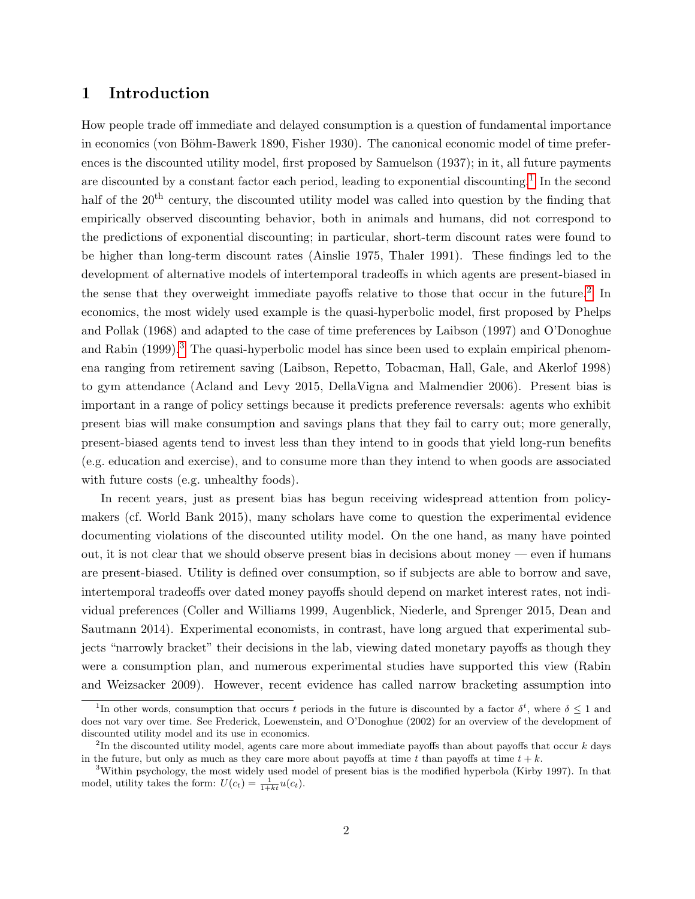# 1 Introduction

How people trade off immediate and delayed consumption is a question of fundamental importance in economics (von Böhm-Bawerk 1890, Fisher 1930). The canonical economic model of time preferences is the discounted utility model, first proposed by Samuelson (1937); in it, all future payments are discounted by a constant factor each period, leading to exponential discounting.[1] In the second half of the 20[th] century, the discounted utility model was called into question by the finding that empirically observed discounting behavior, both in animals and humans, did not correspond to the predictions of exponential discounting; in particular, short-term discount rates were found to be higher than long-term discount rates (Ainslie 1975, Thaler 1991). These findings led to the development of alternative models of intertemporal tradeoffs in which agents are present-biased in the sense that they overweight immediate payoffs relative to those that occur in the future.[2] In economics, the most widely used example is the quasi-hyperbolic model, first proposed by Phelps and Pollak (1968) and adapted to the case of time preferences by Laibson (1997) and O'Donoghue and Rabin (1999).[3] The quasi-hyperbolic model has since been used to explain empirical phenomena ranging from retirement saving (Laibson, Repetto, Tobacman, Hall, Gale, and Akerlof 1998) to gym attendance (Acland and Levy 2015, DellaVigna and Malmendier 2006). Present bias is important in a range of policy settings because it predicts preference reversals: agents who exhibit present bias will make consumption and savings plans that they fail to carry out; more generally, present-biased agents tend to invest less than they intend to in goods that yield long-run benefits (e.g. education and exercise), and to consume more than they intend to when goods are associated with future costs (e.g. unhealthy foods).

In recent years, just as present bias has begun receiving widespread attention from policymakers (cf. World Bank 2015), many scholars have come to question the experimental evidence documenting violations of the discounted utility model. On the one hand, as many have pointed out, it is not clear that we should observe present bias in decisions about money — even if humans are present-biased. Utility is defined over consumption, so if subjects are able to borrow and save, intertemporal tradeoffs over dated money payoffs should depend on market interest rates, not individual preferences (Coller and Williams 1999, Augenblick, Niederle, and Sprenger 2015, Dean and Sautmann 2014). Experimental economists, in contrast, have long argued that experimental subjects "narrowly bracket" their decisions in the lab, viewing dated monetary payoffs as though they were a consumption plan, and numerous experimental studies have supported this view (Rabin and Weizsacker 2009). However, recent evidence has called narrow bracketing assumption into

[1] In other words, consumption that occurs $t$ periods in the future is discounted by a factor $\delta^t$, where $\delta \leq 1$ and does not vary over time. See Frederick, Loewenstein, and O'Donoghue (2002) for an overview of the development of discounted utility model and its use in economics.

[2] In the discounted utility model, agents care more about immediate payoffs than about payoffs that occur $k$ days in the future, but only as much as they care more about payoffs at time $t$ than payoffs at time $t + k$.

[3] Within psychology, the most widely used model of present bias is the modified hyperbola (Kirby 1997). In that model, utility takes the form: $U(c_t) = \frac{1}{1+kt}u(c_t)$.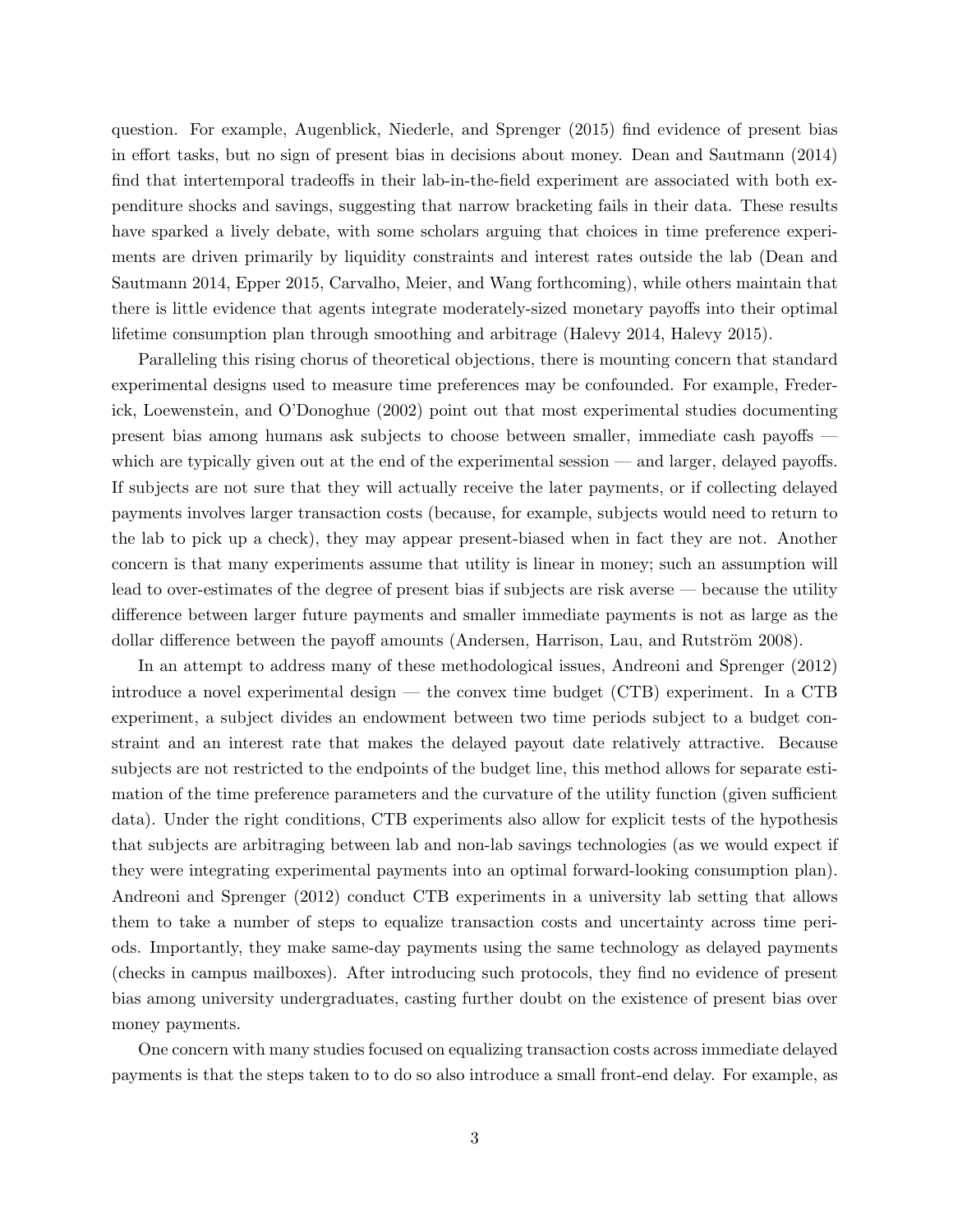question. For example, Augenblick, Niederle, and Sprenger (2015) find evidence of present bias in effort tasks, but no sign of present bias in decisions about money. Dean and Sautmann (2014) find that intertemporal tradeoffs in their lab-in-the-field experiment are associated with both expenditure shocks and savings, suggesting that narrow bracketing fails in their data. These results have sparked a lively debate, with some scholars arguing that choices in time preference experiments are driven primarily by liquidity constraints and interest rates outside the lab (Dean and Sautmann 2014, Epper 2015, Carvalho, Meier, and Wang forthcoming), while others maintain that there is little evidence that agents integrate moderately-sized monetary payoffs into their optimal lifetime consumption plan through smoothing and arbitrage (Halevy 2014, Halevy 2015).

Paralleling this rising chorus of theoretical objections, there is mounting concern that standard experimental designs used to measure time preferences may be confounded. For example, Frederick, Loewenstein, and O'Donoghue (2002) point out that most experimental studies documenting present bias among humans ask subjects to choose between smaller, immediate cash payoffs — which are typically given out at the end of the experimental session — and larger, delayed payoffs. If subjects are not sure that they will actually receive the later payments, or if collecting delayed payments involves larger transaction costs (because, for example, subjects would need to return to the lab to pick up a check), they may appear present-biased when in fact they are not. Another concern is that many experiments assume that utility is linear in money; such an assumption will lead to over-estimates of the degree of present bias if subjects are risk averse — because the utility difference between larger future payments and smaller immediate payments is not as large as the dollar difference between the payoff amounts (Andersen, Harrison, Lau, and Rutström 2008).

In an attempt to address many of these methodological issues, Andreoni and Sprenger (2012) introduce a novel experimental design — the convex time budget (CTB) experiment. In a CTB experiment, a subject divides an endowment between two time periods subject to a budget constraint and an interest rate that makes the delayed payout date relatively attractive. Because subjects are not restricted to the endpoints of the budget line, this method allows for separate estimation of the time preference parameters and the curvature of the utility function (given sufficient data). Under the right conditions, CTB experiments also allow for explicit tests of the hypothesis that subjects are arbitraging between lab and non-lab savings technologies (as we would expect if they were integrating experimental payments into an optimal forward-looking consumption plan). Andreoni and Sprenger (2012) conduct CTB experiments in a university lab setting that allows them to take a number of steps to equalize transaction costs and uncertainty across time periods. Importantly, they make same-day payments using the same technology as delayed payments (checks in campus mailboxes). After introducing such protocols, they find no evidence of present bias among university undergraduates, casting further doubt on the existence of present bias over money payments.

One concern with many studies focused on equalizing transaction costs across immediate delayed payments is that the steps taken to to do so also introduce a small front-end delay. For example, as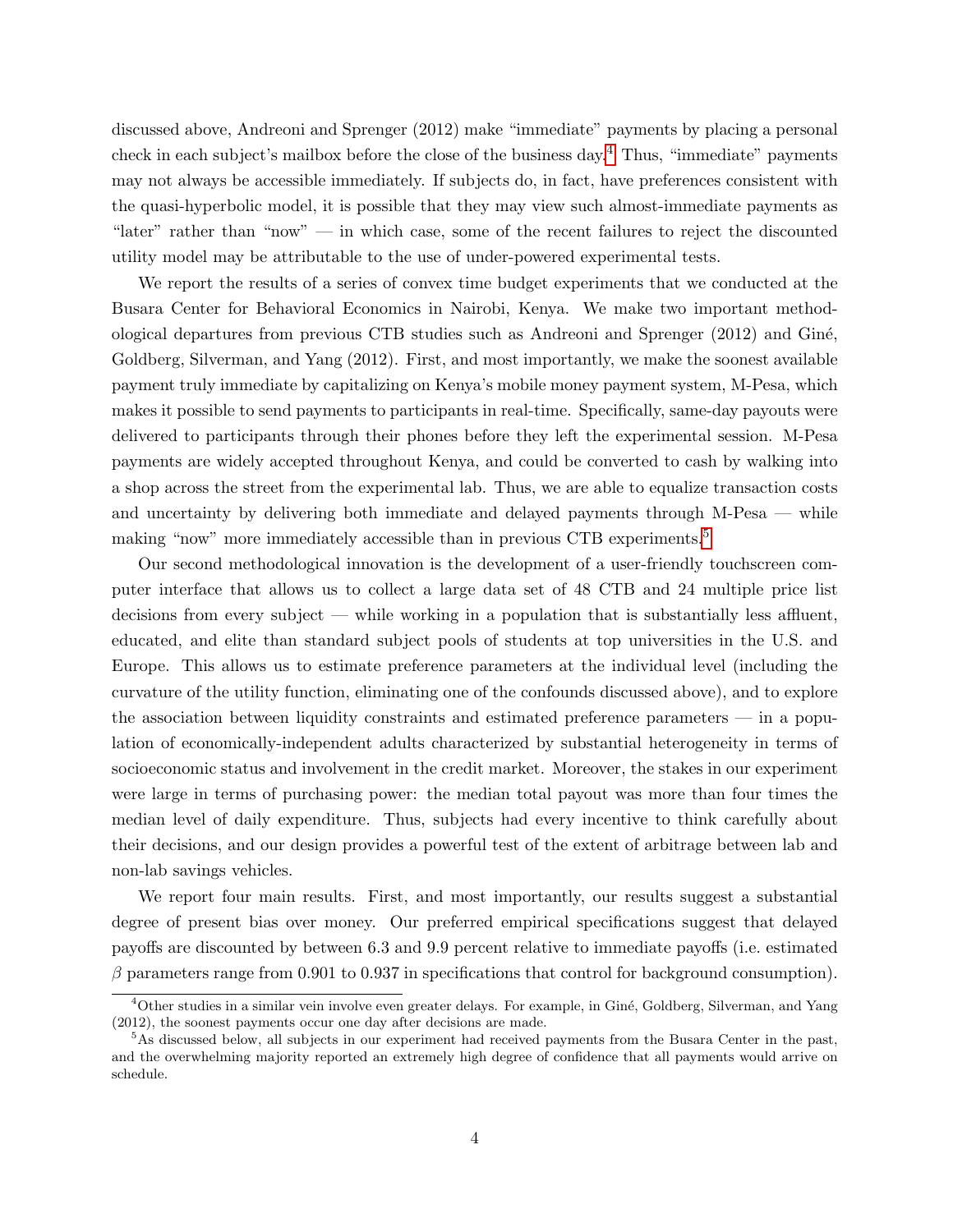discussed above, Andreoni and Sprenger (2012) make "immediate" payments by placing a personal check in each subject's mailbox before the close of the business day.[4] Thus, "immediate" payments may not always be accessible immediately. If subjects do, in fact, have preferences consistent with the quasi-hyperbolic model, it is possible that they may view such almost-immediate payments as "later" rather than "now" — in which case, some of the recent failures to reject the discounted utility model may be attributable to the use of under-powered experimental tests.

We report the results of a series of convex time budget experiments that we conducted at the Busara Center for Behavioral Economics in Nairobi, Kenya. We make two important methodological departures from previous CTB studies such as Andreoni and Sprenger (2012) and Giné, Goldberg, Silverman, and Yang (2012). First, and most importantly, we make the soonest available payment truly immediate by capitalizing on Kenya's mobile money payment system, M-Pesa, which makes it possible to send payments to participants in real-time. Specifically, same-day payouts were delivered to participants through their phones before they left the experimental session. M-Pesa payments are widely accepted throughout Kenya, and could be converted to cash by walking into a shop across the street from the experimental lab. Thus, we are able to equalize transaction costs and uncertainty by delivering both immediate and delayed payments through M-Pesa — while making "now" more immediately accessible than in previous CTB experiments.[5]

Our second methodological innovation is the development of a user-friendly touchscreen computer interface that allows us to collect a large data set of 48 CTB and 24 multiple price list decisions from every subject — while working in a population that is substantially less affluent, educated, and elite than standard subject pools of students at top universities in the U.S. and Europe. This allows us to estimate preference parameters at the individual level (including the curvature of the utility function, eliminating one of the confounds discussed above), and to explore the association between liquidity constraints and estimated preference parameters — in a population of economically-independent adults characterized by substantial heterogeneity in terms of socioeconomic status and involvement in the credit market. Moreover, the stakes in our experiment were large in terms of purchasing power: the median total payout was more than four times the median level of daily expenditure. Thus, subjects had every incentive to think carefully about their decisions, and our design provides a powerful test of the extent of arbitrage between lab and non-lab savings vehicles.

We report four main results. First, and most importantly, our results suggest a substantial degree of present bias over money. Our preferred empirical specifications suggest that delayed payoffs are discounted by between 6.3 and 9.9 percent relative to immediate payoffs (i.e. estimated $\beta$ parameters range from 0.901 to 0.937 in specifications that control for background consumption).

[4] Other studies in a similar vein involve even greater delays. For example, in Giné, Goldberg, Silverman, and Yang (2012), the soonest payments occur one day after decisions are made.

[5] As discussed below, all subjects in our experiment had received payments from the Busara Center in the past, and the overwhelming majority reported an extremely high degree of confidence that all payments would arrive on schedule.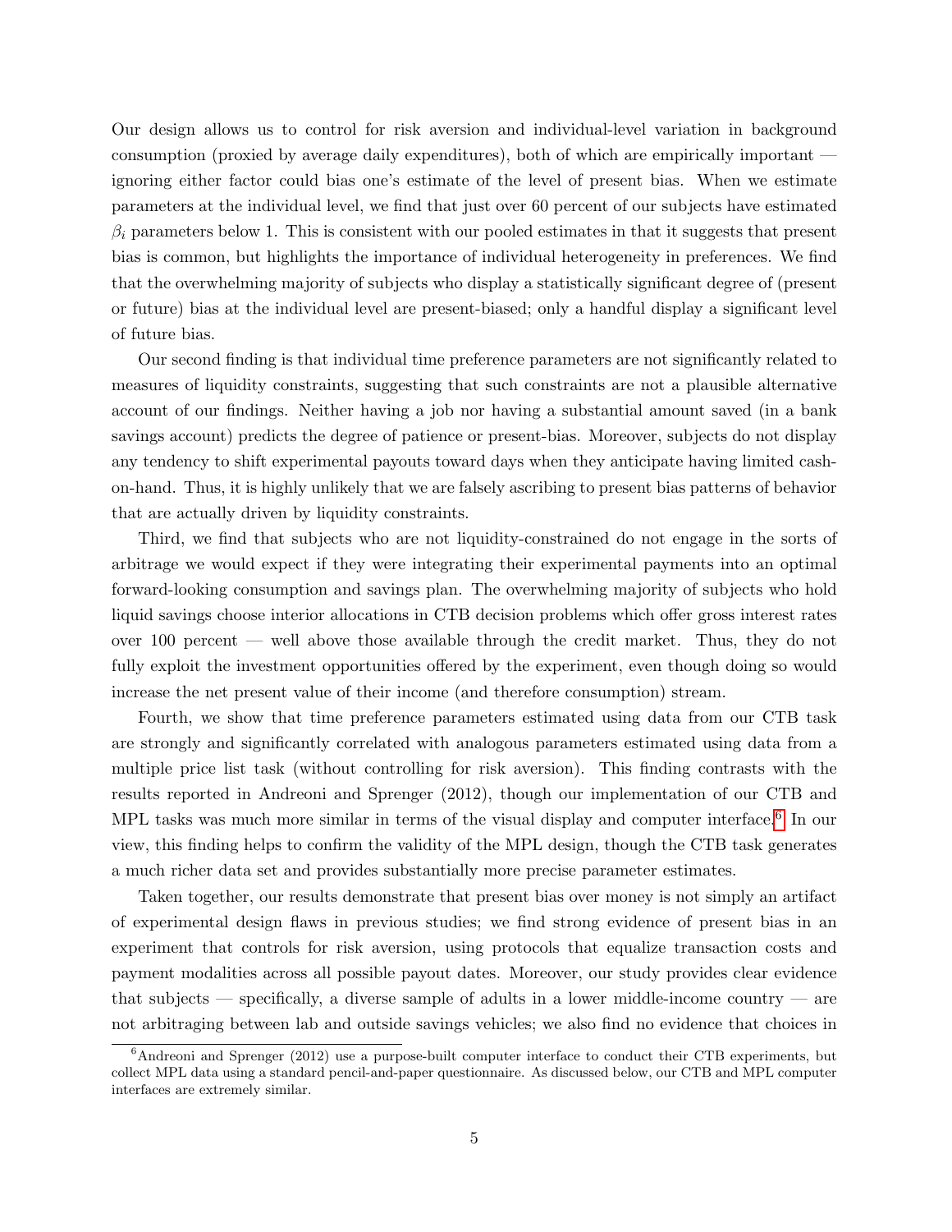Our design allows us to control for risk aversion and individual-level variation in background consumption (proxied by average daily expenditures), both of which are empirically important — ignoring either factor could bias one's estimate of the level of present bias. When we estimate parameters at the individual level, we find that just over 60 percent of our subjects have estimated $\beta_i$ parameters below 1. This is consistent with our pooled estimates in that it suggests that present bias is common, but highlights the importance of individual heterogeneity in preferences. We find that the overwhelming majority of subjects who display a statistically significant degree of (present or future) bias at the individual level are present-biased; only a handful display a significant level of future bias.

Our second finding is that individual time preference parameters are not significantly related to measures of liquidity constraints, suggesting that such constraints are not a plausible alternative account of our findings. Neither having a job nor having a substantial amount saved (in a bank savings account) predicts the degree of patience or present-bias. Moreover, subjects do not display any tendency to shift experimental payouts toward days when they anticipate having limited cash-on-hand. Thus, it is highly unlikely that we are falsely ascribing to present bias patterns of behavior that are actually driven by liquidity constraints.

Third, we find that subjects who are not liquidity-constrained do not engage in the sorts of arbitrage we would expect if they were integrating their experimental payments into an optimal forward-looking consumption and savings plan. The overwhelming majority of subjects who hold liquid savings choose interior allocations in CTB decision problems which offer gross interest rates over 100 percent — well above those available through the credit market. Thus, they do not fully exploit the investment opportunities offered by the experiment, even though doing so would increase the net present value of their income (and therefore consumption) stream.

Fourth, we show that time preference parameters estimated using data from our CTB task are strongly and significantly correlated with analogous parameters estimated using data from a multiple price list task (without controlling for risk aversion). This finding contrasts with the results reported in Andreoni and Sprenger (2012), though our implementation of our CTB and MPL tasks was much more similar in terms of the visual display and computer interface.[6] In our view, this finding helps to confirm the validity of the MPL design, though the CTB task generates a much richer data set and provides substantially more precise parameter estimates.

Taken together, our results demonstrate that present bias over money is not simply an artifact of experimental design flaws in previous studies; we find strong evidence of present bias in an experiment that controls for risk aversion, using protocols that equalize transaction costs and payment modalities across all possible payout dates. Moreover, our study provides clear evidence that subjects — specifically, a diverse sample of adults in a lower middle-income country — are not arbitraging between lab and outside savings vehicles; we also find no evidence that choices in

[6] Andreoni and Sprenger (2012) use a purpose-built computer interface to conduct their CTB experiments, but collect MPL data using a standard pencil-and-paper questionnaire. As discussed below, our CTB and MPL computer interfaces are extremely similar.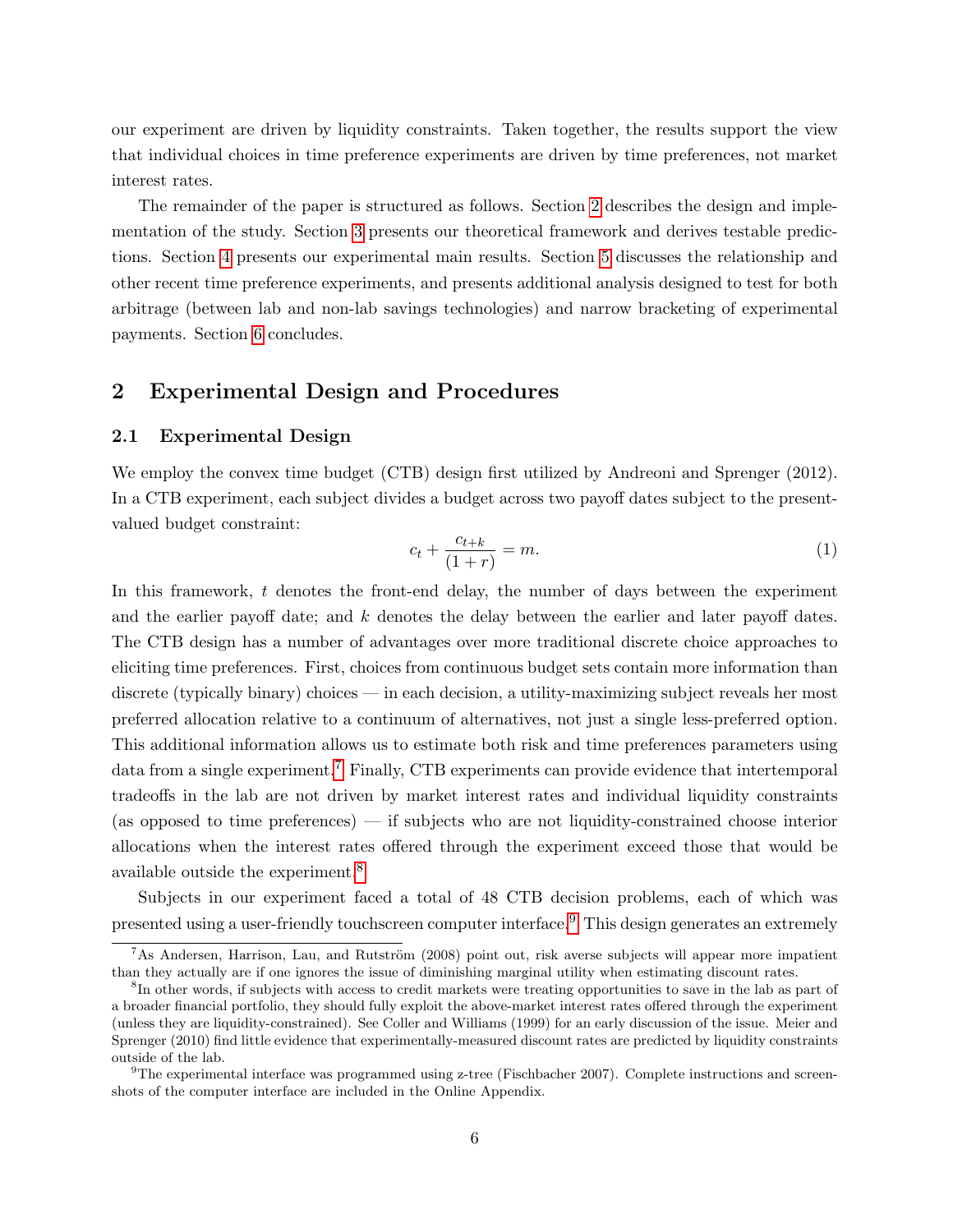our experiment are driven by liquidity constraints. Taken together, the results support the view that individual choices in time preference experiments are driven by time preferences, not market interest rates.

The remainder of the paper is structured as follows. Section 2 describes the design and implementation of the study. Section 3 presents our theoretical framework and derives testable predictions. Section 4 presents our experimental main results. Section 5 discusses the relationship and other recent time preference experiments, and presents additional analysis designed to test for both arbitrage (between lab and non-lab savings technologies) and narrow bracketing of experimental payments. Section 6 concludes.

## 2 Experimental Design and Procedures

### 2.1 Experimental Design

We employ the convex time budget (CTB) design first utilized by Andreoni and Sprenger (2012). In a CTB experiment, each subject divides a budget across two payoff dates subject to the present-valued budget constraint:

$$c_t + \frac{c_{t+k}}{(1+r)} = m. \tag{1}$$

In this framework, $t$ denotes the front-end delay, the number of days between the experiment and the earlier payoff date; and $k$ denotes the delay between the earlier and later payoff dates. The CTB design has a number of advantages over more traditional discrete choice approaches to eliciting time preferences. First, choices from continuous budget sets contain more information than discrete (typically binary) choices — in each decision, a utility-maximizing subject reveals her most preferred allocation relative to a continuum of alternatives, not just a single less-preferred option. This additional information allows us to estimate both risk and time preferences parameters using data from a single experiment.[7] Finally, CTB experiments can provide evidence that intertemporal tradeoffs in the lab are not driven by market interest rates and individual liquidity constraints (as opposed to time preferences) — if subjects who are not liquidity-constrained choose interior allocations when the interest rates offered through the experiment exceed those that would be available outside the experiment.[8]

Subjects in our experiment faced a total of 48 CTB decision problems, each of which was presented using a user-friendly touchscreen computer interface.[9] This design generates an extremely

[7] As Andersen, Harrison, Lau, and Rutström (2008) point out, risk averse subjects will appear more impatient than they actually are if one ignores the issue of diminishing marginal utility when estimating discount rates.

[8] In other words, if subjects with access to credit markets were treating opportunities to save in the lab as part of a broader financial portfolio, they should fully exploit the above-market interest rates offered through the experiment (unless they are liquidity-constrained). See Coller and Williams (1999) for an early discussion of the issue. Meier and Sprenger (2010) find little evidence that experimentally-measured discount rates are predicted by liquidity constraints outside of the lab.

[9] The experimental interface was programmed using z-tree (Fischbacher 2007). Complete instructions and screenshots of the computer interface are included in the Online Appendix.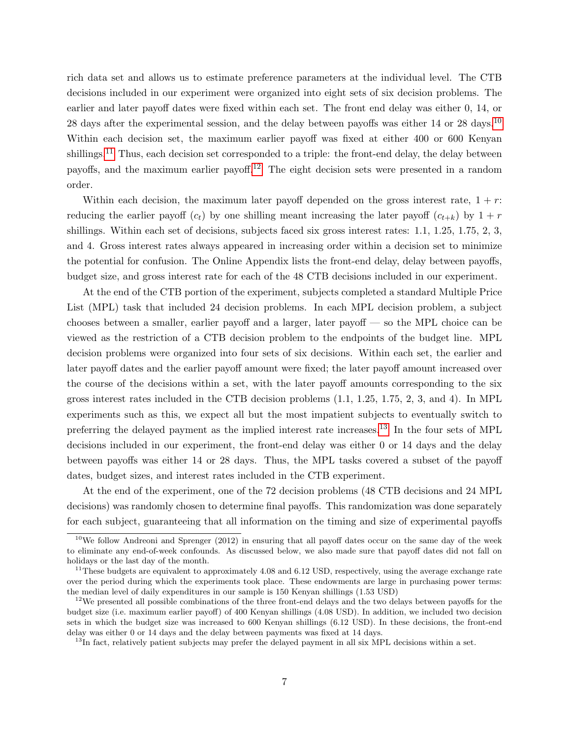rich data set and allows us to estimate preference parameters at the individual level. The CTB decisions included in our experiment were organized into eight sets of six decision problems. The earlier and later payoff dates were fixed within each set. The front end delay was either 0, 14, or 28 days after the experimental session, and the delay between payoffs was either 14 or 28 days.[10] Within each decision set, the maximum earlier payoff was fixed at either 400 or 600 Kenyan shillings.[11] Thus, each decision set corresponded to a triple: the front-end delay, the delay between payoffs, and the maximum earlier payoff.[12] The eight decision sets were presented in a random order.

Within each decision, the maximum later payoff depended on the gross interest rate, $1 + r$: reducing the earlier payoff ($c_t$) by one shilling meant increasing the later payoff ($c_{t+k}$) by $1 + r$ shillings. Within each set of decisions, subjects faced six gross interest rates: 1.1, 1.25, 1.75, 2, 3, and 4. Gross interest rates always appeared in increasing order within a decision set to minimize the potential for confusion. The Online Appendix lists the front-end delay, delay between payoffs, budget size, and gross interest rate for each of the 48 CTB decisions included in our experiment.

At the end of the CTB portion of the experiment, subjects completed a standard Multiple Price List (MPL) task that included 24 decision problems. In each MPL decision problem, a subject chooses between a smaller, earlier payoff and a larger, later payoff — so the MPL choice can be viewed as the restriction of a CTB decision problem to the endpoints of the budget line. MPL decision problems were organized into four sets of six decisions. Within each set, the earlier and later payoff dates and the earlier payoff amount were fixed; the later payoff amount increased over the course of the decisions within a set, with the later payoff amounts corresponding to the six gross interest rates included in the CTB decision problems (1.1, 1.25, 1.75, 2, 3, and 4). In MPL experiments such as this, we expect all but the most impatient subjects to eventually switch to preferring the delayed payment as the implied interest rate increases.[13] In the four sets of MPL decisions included in our experiment, the front-end delay was either 0 or 14 days and the delay between payoffs was either 14 or 28 days. Thus, the MPL tasks covered a subset of the payoff dates, budget sizes, and interest rates included in the CTB experiment.

At the end of the experiment, one of the 72 decision problems (48 CTB decisions and 24 MPL decisions) was randomly chosen to determine final payoffs. This randomization was done separately for each subject, guaranteeing that all information on the timing and size of experimental payoffs

[10] We follow Andreoni and Sprenger (2012) in ensuring that all payoff dates occur on the same day of the week to eliminate any end-of-week confounds. As discussed below, we also made sure that payoff dates did not fall on holidays or the last day of the month.

[11] These budgets are equivalent to approximately 4.08 and 6.12 USD, respectively, using the average exchange rate over the period during which the experiments took place. These endowments are large in purchasing power terms: the median level of daily expenditures in our sample is 150 Kenyan shillings (1.53 USD)

[12] We presented all possible combinations of the three front-end delays and the two delays between payoffs for the budget size (i.e. maximum earlier payoff) of 400 Kenyan shillings (4.08 USD). In addition, we included two decision sets in which the budget size was increased to 600 Kenyan shillings (6.12 USD). In these decisions, the front-end delay was either 0 or 14 days and the delay between payments was fixed at 14 days.

[13] In fact, relatively patient subjects may prefer the delayed payment in all six MPL decisions within a set.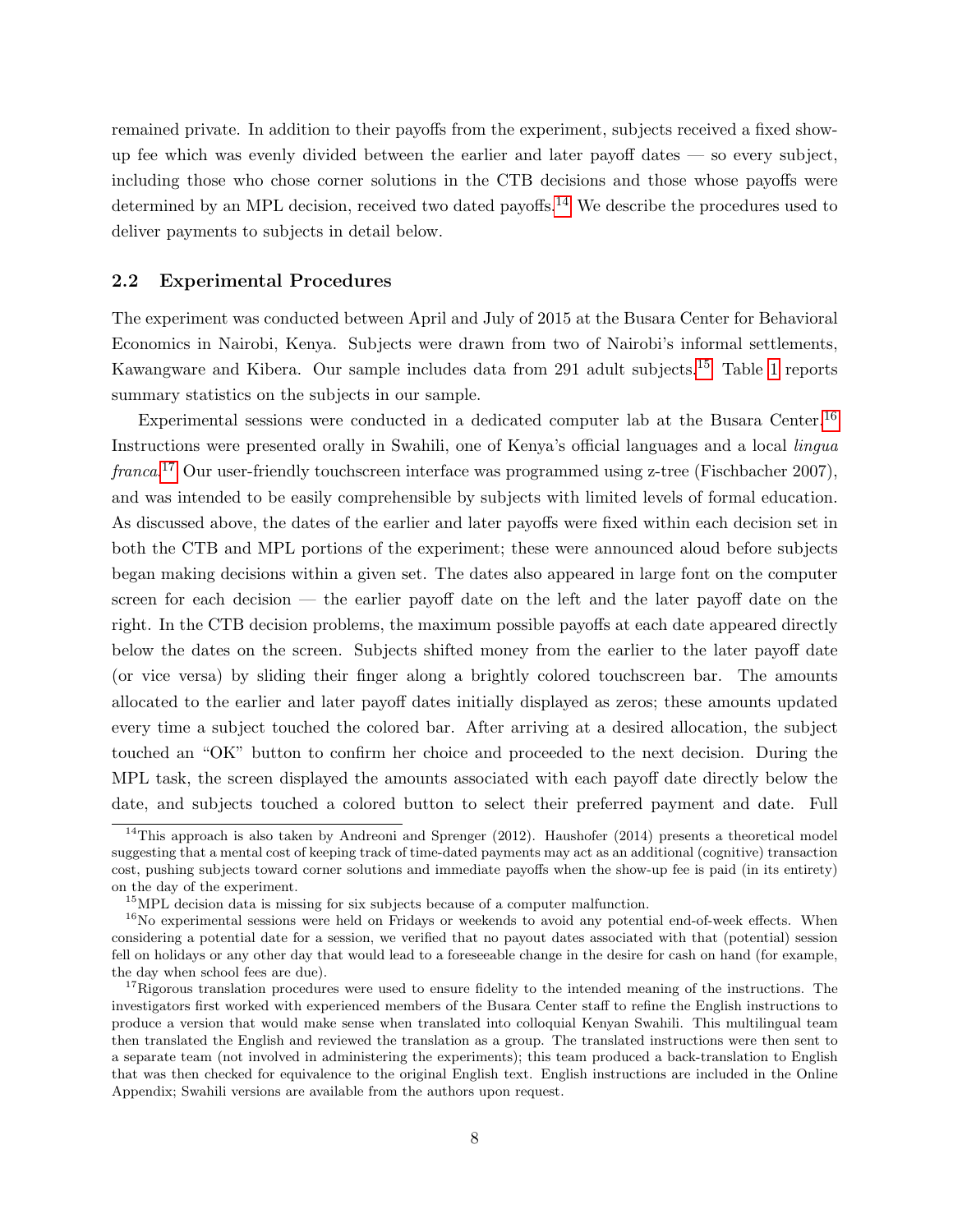remained private. In addition to their payoffs from the experiment, subjects received a fixed show-up fee which was evenly divided between the earlier and later payoff dates — so every subject, including those who chose corner solutions in the CTB decisions and those whose payoffs were determined by an MPL decision, received two dated payoffs.[14] We describe the procedures used to deliver payments to subjects in detail below.

## 2.2 Experimental Procedures

The experiment was conducted between April and July of 2015 at the Busara Center for Behavioral Economics in Nairobi, Kenya. Subjects were drawn from two of Nairobi's informal settlements, Kawangware and Kibera. Our sample includes data from 291 adult subjects.[15] Table 1 reports summary statistics on the subjects in our sample.

Experimental sessions were conducted in a dedicated computer lab at the Busara Center.[16] Instructions were presented orally in Swahili, one of Kenya's official languages and a local *lingua franca*.[17] Our user-friendly touchscreen interface was programmed using z-tree (Fischbacher 2007), and was intended to be easily comprehensible by subjects with limited levels of formal education. As discussed above, the dates of the earlier and later payoffs were fixed within each decision set in both the CTB and MPL portions of the experiment; these were announced aloud before subjects began making decisions within a given set. The dates also appeared in large font on the computer screen for each decision — the earlier payoff date on the left and the later payoff date on the right. In the CTB decision problems, the maximum possible payoffs at each date appeared directly below the dates on the screen. Subjects shifted money from the earlier to the later payoff date (or vice versa) by sliding their finger along a brightly colored touchscreen bar. The amounts allocated to the earlier and later payoff dates initially displayed as zeros; these amounts updated every time a subject touched the colored bar. After arriving at a desired allocation, the subject touched an "OK" button to confirm her choice and proceeded to the next decision. During the MPL task, the screen displayed the amounts associated with each payoff date directly below the date, and subjects touched a colored button to select their preferred payment and date. Full

[14] This approach is also taken by Andreoni and Sprenger (2012). Haushofer (2014) presents a theoretical model suggesting that a mental cost of keeping track of time-dated payments may act as an additional (cognitive) transaction cost, pushing subjects toward corner solutions and immediate payoffs when the show-up fee is paid (in its entirety) on the day of the experiment.

[15] MPL decision data is missing for six subjects because of a computer malfunction.

[16] No experimental sessions were held on Fridays or weekends to avoid any potential end-of-week effects. When considering a potential date for a session, we verified that no payout dates associated with that (potential) session fell on holidays or any other day that would lead to a foreseeable change in the desire for cash on hand (for example, the day when school fees are due).

[17] Rigorous translation procedures were used to ensure fidelity to the intended meaning of the instructions. The investigators first worked with experienced members of the Busara Center staff to refine the English instructions to produce a version that would make sense when translated into colloquial Kenyan Swahili. This multilingual team then translated the English and reviewed the translation as a group. The translated instructions were then sent to a separate team (not involved in administering the experiments); this team produced a back-translation to English that was then checked for equivalence to the original English text. English instructions are included in the Online Appendix; Swahili versions are available from the authors upon request.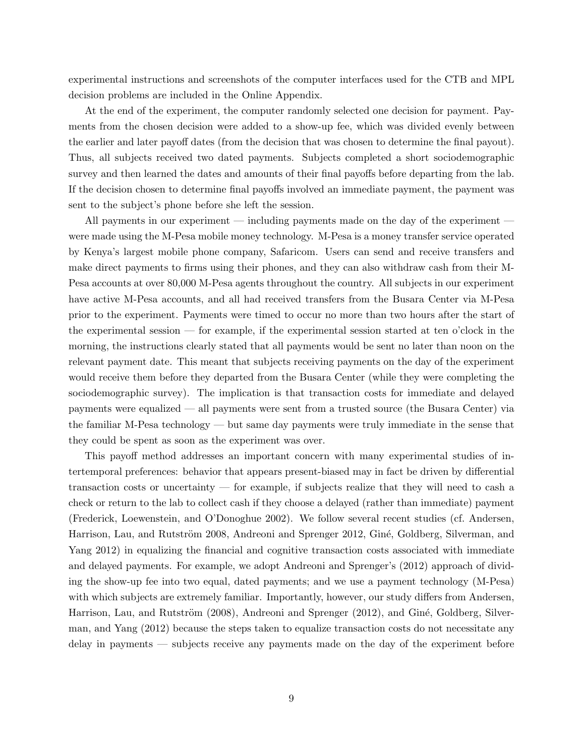experimental instructions and screenshots of the computer interfaces used for the CTB and MPL decision problems are included in the Online Appendix.

At the end of the experiment, the computer randomly selected one decision for payment. Payments from the chosen decision were added to a show-up fee, which was divided evenly between the earlier and later payoff dates (from the decision that was chosen to determine the final payout). Thus, all subjects received two dated payments. Subjects completed a short sociodemographic survey and then learned the dates and amounts of their final payoffs before departing from the lab. If the decision chosen to determine final payoffs involved an immediate payment, the payment was sent to the subject's phone before she left the session.

All payments in our experiment — including payments made on the day of the experiment — were made using the M-Pesa mobile money technology. M-Pesa is a money transfer service operated by Kenya's largest mobile phone company, Safaricom. Users can send and receive transfers and make direct payments to firms using their phones, and they can also withdraw cash from their M-Pesa accounts at over 80,000 M-Pesa agents throughout the country. All subjects in our experiment have active M-Pesa accounts, and all had received transfers from the Busara Center via M-Pesa prior to the experiment. Payments were timed to occur no more than two hours after the start of the experimental session — for example, if the experimental session started at ten o'clock in the morning, the instructions clearly stated that all payments would be sent no later than noon on the relevant payment date. This meant that subjects receiving payments on the day of the experiment would receive them before they departed from the Busara Center (while they were completing the sociodemographic survey). The implication is that transaction costs for immediate and delayed payments were equalized — all payments were sent from a trusted source (the Busara Center) via the familiar M-Pesa technology — but same day payments were truly immediate in the sense that they could be spent as soon as the experiment was over.

This payoff method addresses an important concern with many experimental studies of intertemporal preferences: behavior that appears present-biased may in fact be driven by differential transaction costs or uncertainty — for example, if subjects realize that they will need to cash a check or return to the lab to collect cash if they choose a delayed (rather than immediate) payment (Frederick, Loewenstein, and O'Donoghue 2002). We follow several recent studies (cf. Andersen, Harrison, Lau, and Rutström 2008, Andreoni and Sprenger 2012, Giné, Goldberg, Silverman, and Yang 2012) in equalizing the financial and cognitive transaction costs associated with immediate and delayed payments. For example, we adopt Andreoni and Sprenger's (2012) approach of dividing the show-up fee into two equal, dated payments; and we use a payment technology (M-Pesa) with which subjects are extremely familiar. Importantly, however, our study differs from Andersen, Harrison, Lau, and Rutström (2008), Andreoni and Sprenger (2012), and Giné, Goldberg, Silverman, and Yang (2012) because the steps taken to equalize transaction costs do not necessitate any delay in payments — subjects receive any payments made on the day of the experiment before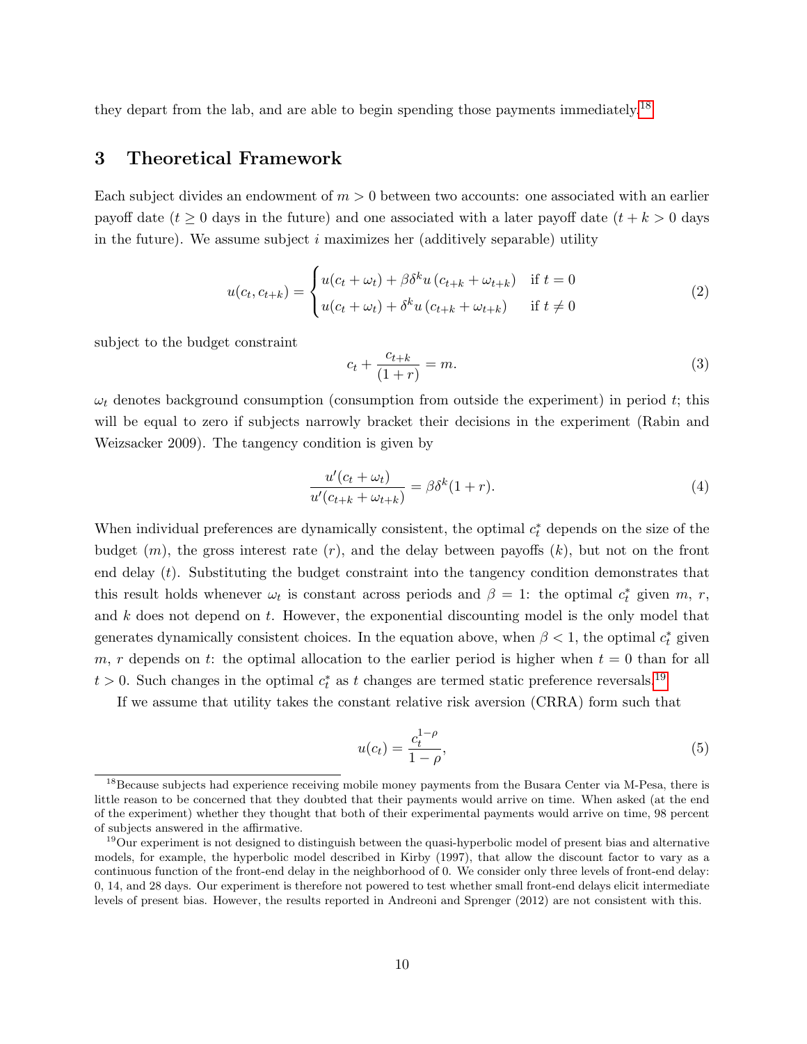they depart from the lab, and are able to begin spending those payments immediately.[18]

## 3 Theoretical Framework

Each subject divides an endowment of $m > 0$ between two accounts: one associated with an earlier payoff date ($t \geq 0$ days in the future) and one associated with a later payoff date ($t + k > 0$ days in the future). We assume subject $i$ maximizes her (additively separable) utility

$$u(c_t, c_{t+k}) = \begin{cases} u(c_t + \omega_t) + \beta\delta^k u\left(c_{t+k} + \omega_{t+k}\right) & \text{if } t = 0 \\ u(c_t + \omega_t) + \delta^k u\left(c_{t+k} + \omega_{t+k}\right) & \text{if } t \neq 0 \end{cases} \tag{2}$$

subject to the budget constraint

$$c_t + \frac{c_{t+k}}{(1+r)} = m. \tag{3}$$

$\omega_t$ denotes background consumption (consumption from outside the experiment) in period $t$; this will be equal to zero if subjects narrowly bracket their decisions in the experiment (Rabin and Weizsacker 2009). The tangency condition is given by

$$\frac{u'(c_t + \omega_t)}{u'(c_{t+k} + \omega_{t+k})} = \beta\delta^k(1+r). \tag{4}$$

When individual preferences are dynamically consistent, the optimal $c_t^*$ depends on the size of the budget ($m$), the gross interest rate ($r$), and the delay between payoffs ($k$), but not on the front end delay ($t$). Substituting the budget constraint into the tangency condition demonstrates that this result holds whenever $\omega_t$ is constant across periods and $\beta = 1$: the optimal $c_t^*$ given $m$, $r$, and $k$ does not depend on $t$. However, the exponential discounting model is the only model that generates dynamically consistent choices. In the equation above, when $\beta < 1$, the optimal $c_t^*$ given $m$, $r$ depends on $t$: the optimal allocation to the earlier period is higher when $t = 0$ than for all $t > 0$. Such changes in the optimal $c_t^*$ as $t$ changes are termed static preference reversals.[19]

If we assume that utility takes the constant relative risk aversion (CRRA) form such that

$$u(c_t) = \frac{c_t^{1-\rho}}{1-\rho}, \tag{5}$$

[18] Because subjects had experience receiving mobile money payments from the Busara Center via M-Pesa, there is little reason to be concerned that they doubted that their payments would arrive on time. When asked (at the end of the experiment) whether they thought that both of their experimental payments would arrive on time, 98 percent of subjects answered in the affirmative.

[19] Our experiment is not designed to distinguish between the quasi-hyperbolic model of present bias and alternative models, for example, the hyperbolic model described in Kirby (1997), that allow the discount factor to vary as a continuous function of the front-end delay in the neighborhood of 0. We consider only three levels of front-end delay: 0, 14, and 28 days. Our experiment is therefore not powered to test whether small front-end delays elicit intermediate levels of present bias. However, the results reported in Andreoni and Sprenger (2012) are not consistent with this.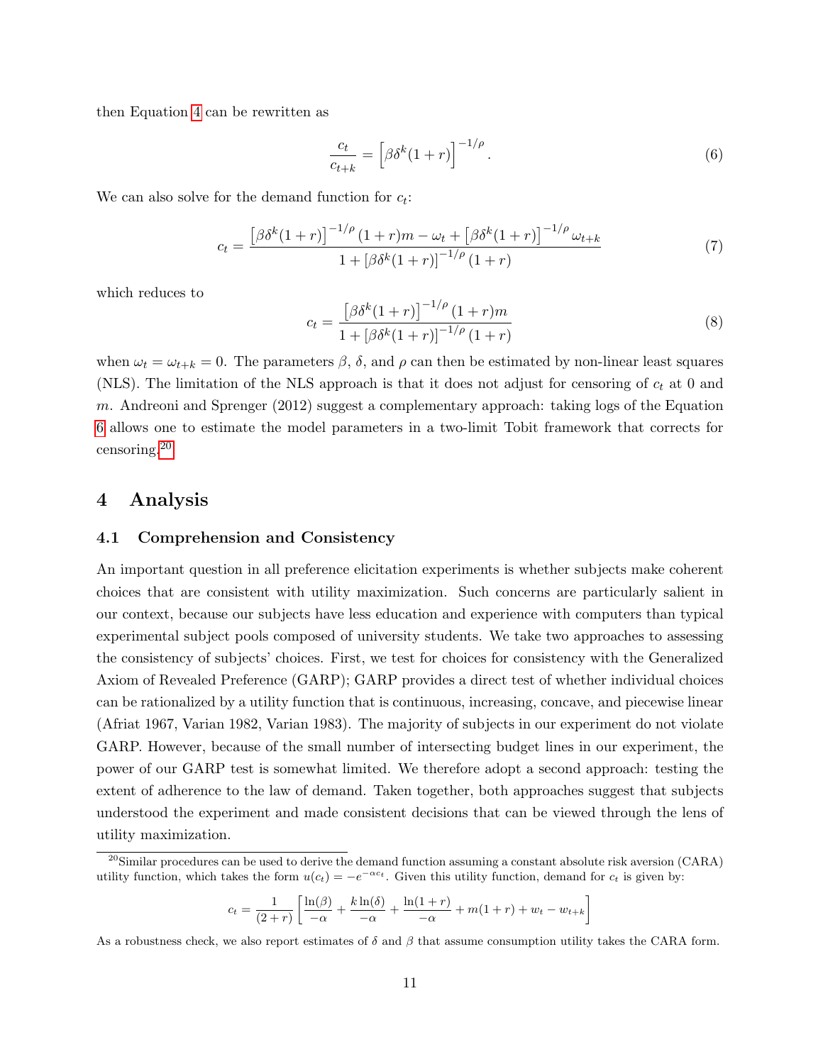then Equation 4 can be rewritten as

$$\frac{c_t}{c_{t+k}} = \left[\beta\delta^k(1+r)\right]^{-1/\rho}. \tag{6}$$

We can also solve for the demand function for $c_t$:

$$c_t = \frac{\left[\beta\delta^k(1+r)\right]^{-1/\rho}(1+r)m - \omega_t + \left[\beta\delta^k(1+r)\right]^{-1/\rho}\omega_{t+k}}{1 + \left[\beta\delta^k(1+r)\right]^{-1/\rho}(1+r)} \tag{7}$$

which reduces to

$$c_t = \frac{\left[\beta\delta^k(1+r)\right]^{-1/\rho}(1+r)m}{1 + \left[\beta\delta^k(1+r)\right]^{-1/\rho}(1+r)} \tag{8}$$

when $\omega_t = \omega_{t+k} = 0$. The parameters $\beta$, $\delta$, and $\rho$ can then be estimated by non-linear least squares (NLS). The limitation of the NLS approach is that it does not adjust for censoring of $c_t$ at 0 and $m$. Andreoni and Sprenger (2012) suggest a complementary approach: taking logs of the Equation 6 allows one to estimate the model parameters in a two-limit Tobit framework that corrects for censoring.[20]

# 4 Analysis

## 4.1 Comprehension and Consistency

An important question in all preference elicitation experiments is whether subjects make coherent choices that are consistent with utility maximization. Such concerns are particularly salient in our context, because our subjects have less education and experience with computers than typical experimental subject pools composed of university students. We take two approaches to assessing the consistency of subjects' choices. First, we test for choices for consistency with the Generalized Axiom of Revealed Preference (GARP); GARP provides a direct test of whether individual choices can be rationalized by a utility function that is continuous, increasing, concave, and piecewise linear (Afriat 1967, Varian 1982, Varian 1983). The majority of subjects in our experiment do not violate GARP. However, because of the small number of intersecting budget lines in our experiment, the power of our GARP test is somewhat limited. We therefore adopt a second approach: testing the extent of adherence to the law of demand. Taken together, both approaches suggest that subjects understood the experiment and made consistent decisions that can be viewed through the lens of utility maximization.

[20] Similar procedures can be used to derive the demand function assuming a constant absolute risk aversion (CARA) utility function, which takes the form $u(c_t) = -e^{-\alpha c_t}$. Given this utility function, demand for $c_t$ is given by:

$$c_t = \frac{1}{(2+r)}\left[\frac{\ln(\beta)}{-\alpha} + \frac{k\ln(\delta)}{-\alpha} + \frac{\ln(1+r)}{-\alpha} + m(1+r) + w_t - w_{t+k}\right]$$

As a robustness check, we also report estimates of $\delta$ and $\beta$ that assume consumption utility takes the CARA form.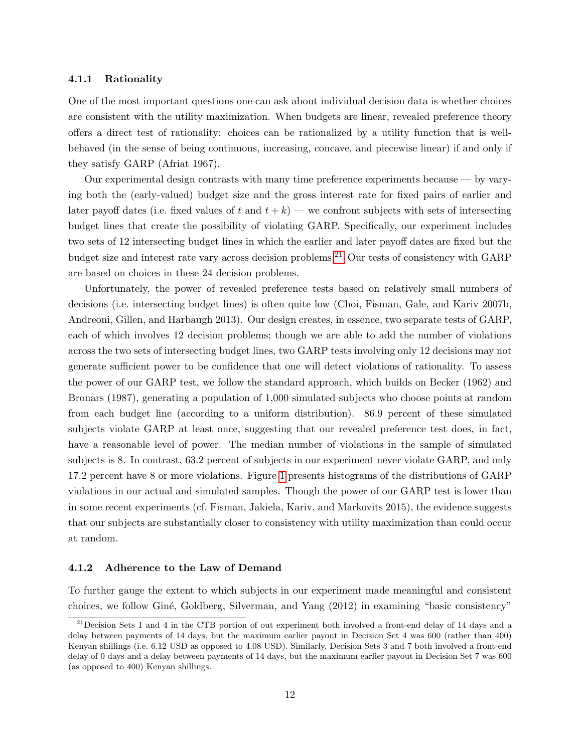### 4.1.1 Rationality

One of the most important questions one can ask about individual decision data is whether choices are consistent with the utility maximization. When budgets are linear, revealed preference theory offers a direct test of rationality: choices can be rationalized by a utility function that is well-behaved (in the sense of being continuous, increasing, concave, and piecewise linear) if and only if they satisfy GARP (Afriat 1967).

Our experimental design contrasts with many time preference experiments because — by varying both the (early-valued) budget size and the gross interest rate for fixed pairs of earlier and later payoff dates (i.e. fixed values of $t$ and $t + k$) — we confront subjects with sets of intersecting budget lines that create the possibility of violating GARP. Specifically, our experiment includes two sets of 12 intersecting budget lines in which the earlier and later payoff dates are fixed but the budget size and interest rate vary across decision problems.[21] Our tests of consistency with GARP are based on choices in these 24 decision problems.

Unfortunately, the power of revealed preference tests based on relatively small numbers of decisions (i.e. intersecting budget lines) is often quite low (Choi, Fisman, Gale, and Kariv 2007b, Andreoni, Gillen, and Harbaugh 2013). Our design creates, in essence, two separate tests of GARP, each of which involves 12 decision problems; though we are able to add the number of violations across the two sets of intersecting budget lines, two GARP tests involving only 12 decisions may not generate sufficient power to be confidence that one will detect violations of rationality. To assess the power of our GARP test, we follow the standard approach, which builds on Becker (1962) and Bronars (1987), generating a population of 1,000 simulated subjects who choose points at random from each budget line (according to a uniform distribution). 86.9 percent of these simulated subjects violate GARP at least once, suggesting that our revealed preference test does, in fact, have a reasonable level of power. The median number of violations in the sample of simulated subjects is 8. In contrast, 63.2 percent of subjects in our experiment never violate GARP, and only 17.2 percent have 8 or more violations. Figure 1 presents histograms of the distributions of GARP violations in our actual and simulated samples. Though the power of our GARP test is lower than in some recent experiments (cf. Fisman, Jakiela, Kariv, and Markovits 2015), the evidence suggests that our subjects are substantially closer to consistency with utility maximization than could occur at random.

### 4.1.2 Adherence to the Law of Demand

To further gauge the extent to which subjects in our experiment made meaningful and consistent choices, we follow Giné, Goldberg, Silverman, and Yang (2012) in examining "basic consistency"

[21] Decision Sets 1 and 4 in the CTB portion of out experiment both involved a front-end delay of 14 days and a delay between payments of 14 days, but the maximum earlier payout in Decision Set 4 was 600 (rather than 400) Kenyan shillings (i.e. 6.12 USD as opposed to 4.08 USD). Similarly, Decision Sets 3 and 7 both involved a front-end delay of 0 days and a delay between payments of 14 days, but the maximum earlier payout in Decision Set 7 was 600 (as opposed to 400) Kenyan shillings.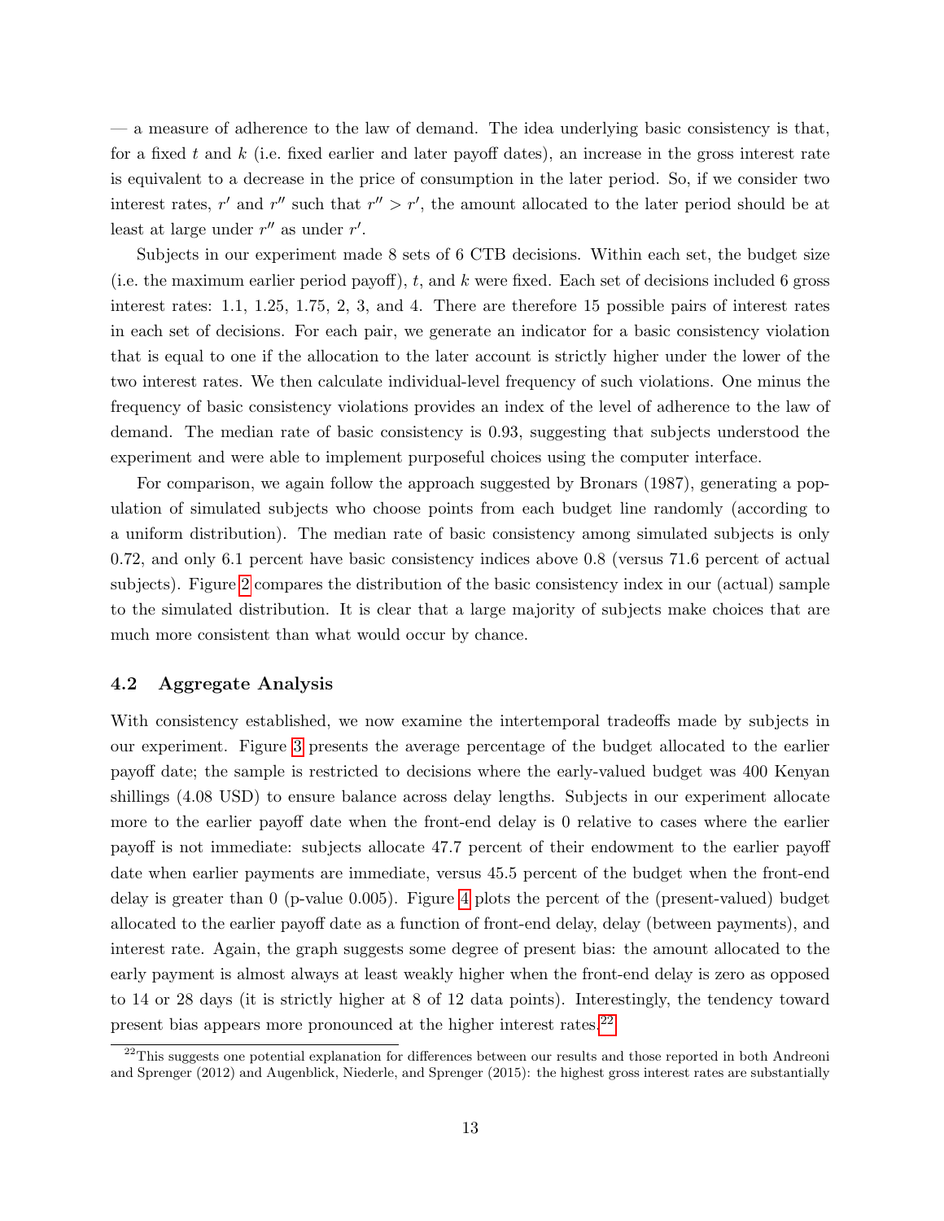— a measure of adherence to the law of demand. The idea underlying basic consistency is that, for a fixed $t$ and $k$ (i.e. fixed earlier and later payoff dates), an increase in the gross interest rate is equivalent to a decrease in the price of consumption in the later period. So, if we consider two interest rates, $r'$ and $r''$ such that $r'' > r'$, the amount allocated to the later period should be at least at large under $r''$ as under $r'$.

Subjects in our experiment made 8 sets of 6 CTB decisions. Within each set, the budget size (i.e. the maximum earlier period payoff), $t$, and $k$ were fixed. Each set of decisions included 6 gross interest rates: 1.1, 1.25, 1.75, 2, 3, and 4. There are therefore 15 possible pairs of interest rates in each set of decisions. For each pair, we generate an indicator for a basic consistency violation that is equal to one if the allocation to the later account is strictly higher under the lower of the two interest rates. We then calculate individual-level frequency of such violations. One minus the frequency of basic consistency violations provides an index of the level of adherence to the law of demand. The median rate of basic consistency is 0.93, suggesting that subjects understood the experiment and were able to implement purposeful choices using the computer interface.

For comparison, we again follow the approach suggested by Bronars (1987), generating a population of simulated subjects who choose points from each budget line randomly (according to a uniform distribution). The median rate of basic consistency among simulated subjects is only 0.72, and only 6.1 percent have basic consistency indices above 0.8 (versus 71.6 percent of actual subjects). Figure 2 compares the distribution of the basic consistency index in our (actual) sample to the simulated distribution. It is clear that a large majority of subjects make choices that are much more consistent than what would occur by chance.

### 4.2 Aggregate Analysis

With consistency established, we now examine the intertemporal tradeoffs made by subjects in our experiment. Figure 3 presents the average percentage of the budget allocated to the earlier payoff date; the sample is restricted to decisions where the early-valued budget was 400 Kenyan shillings (4.08 USD) to ensure balance across delay lengths. Subjects in our experiment allocate more to the earlier payoff date when the front-end delay is 0 relative to cases where the earlier payoff is not immediate: subjects allocate 47.7 percent of their endowment to the earlier payoff date when earlier payments are immediate, versus 45.5 percent of the budget when the front-end delay is greater than 0 (p-value 0.005). Figure 4 plots the percent of the (present-valued) budget allocated to the earlier payoff date as a function of front-end delay, delay (between payments), and interest rate. Again, the graph suggests some degree of present bias: the amount allocated to the early payment is almost always at least weakly higher when the front-end delay is zero as opposed to 14 or 28 days (it is strictly higher at 8 of 12 data points). Interestingly, the tendency toward present bias appears more pronounced at the higher interest rates.[22]

[22]This suggests one potential explanation for differences between our results and those reported in both Andreoni and Sprenger (2012) and Augenblick, Niederle, and Sprenger (2015): the highest gross interest rates are substantially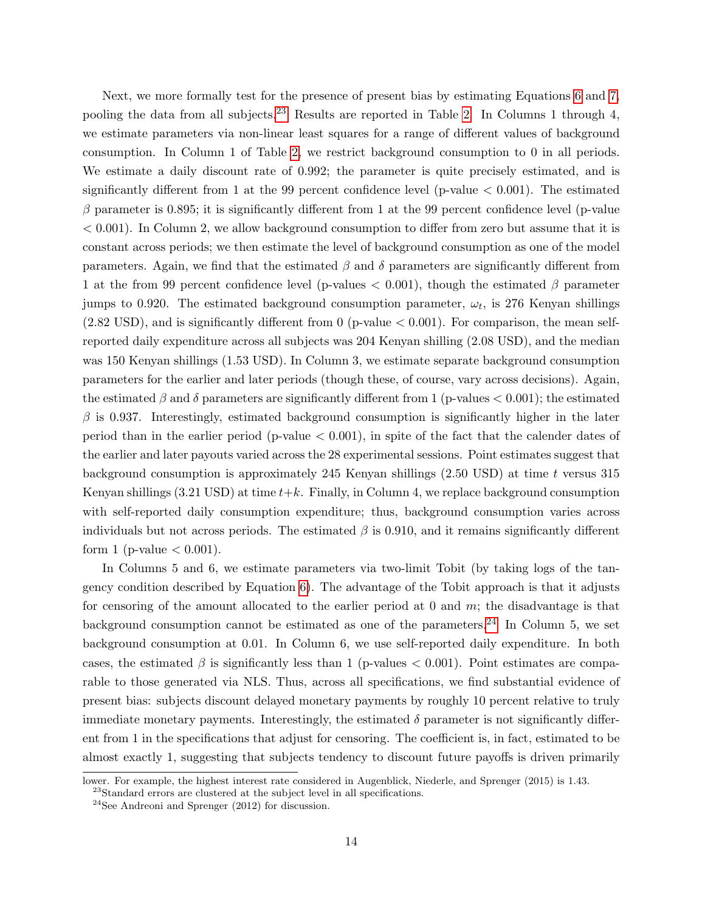Next, we more formally test for the presence of present bias by estimating Equations 6 and 7, pooling the data from all subjects.[23] Results are reported in Table 2. In Columns 1 through 4, we estimate parameters via non-linear least squares for a range of different values of background consumption. In Column 1 of Table 2, we restrict background consumption to 0 in all periods. We estimate a daily discount rate of 0.992; the parameter is quite precisely estimated, and is significantly different from 1 at the 99 percent confidence level (p-value $< 0.001$). The estimated $\beta$ parameter is 0.895; it is significantly different from 1 at the 99 percent confidence level (p-value $< 0.001$). In Column 2, we allow background consumption to differ from zero but assume that it is constant across periods; we then estimate the level of background consumption as one of the model parameters. Again, we find that the estimated $\beta$ and $\delta$ parameters are significantly different from 1 at the from 99 percent confidence level (p-values $< 0.001$), though the estimated $\beta$ parameter jumps to 0.920. The estimated background consumption parameter, $\omega_t$, is 276 Kenyan shillings (2.82 USD), and is significantly different from 0 (p-value $< 0.001$). For comparison, the mean self-reported daily expenditure across all subjects was 204 Kenyan shilling (2.08 USD), and the median was 150 Kenyan shillings (1.53 USD). In Column 3, we estimate separate background consumption parameters for the earlier and later periods (though these, of course, vary across decisions). Again, the estimated $\beta$ and $\delta$ parameters are significantly different from 1 (p-values $< 0.001$); the estimated $\beta$ is 0.937. Interestingly, estimated background consumption is significantly higher in the later period than in the earlier period (p-value $< 0.001$), in spite of the fact that the calender dates of the earlier and later payouts varied across the 28 experimental sessions. Point estimates suggest that background consumption is approximately 245 Kenyan shillings (2.50 USD) at time $t$ versus 315 Kenyan shillings (3.21 USD) at time $t+k$. Finally, in Column 4, we replace background consumption with self-reported daily consumption expenditure; thus, background consumption varies across individuals but not across periods. The estimated $\beta$ is 0.910, and it remains significantly different form 1 (p-value $< 0.001$).

In Columns 5 and 6, we estimate parameters via two-limit Tobit (by taking logs of the tangency condition described by Equation 6). The advantage of the Tobit approach is that it adjusts for censoring of the amount allocated to the earlier period at 0 and $m$; the disadvantage is that background consumption cannot be estimated as one of the parameters.[24] In Column 5, we set background consumption at 0.01. In Column 6, we use self-reported daily expenditure. In both cases, the estimated $\beta$ is significantly less than 1 (p-values $< 0.001$). Point estimates are comparable to those generated via NLS. Thus, across all specifications, we find substantial evidence of present bias: subjects discount delayed monetary payments by roughly 10 percent relative to truly immediate monetary payments. Interestingly, the estimated $\delta$ parameter is not significantly different from 1 in the specifications that adjust for censoring. The coefficient is, in fact, estimated to be almost exactly 1, suggesting that subjects tendency to discount future payoffs is driven primarily

lower. For example, the highest interest rate considered in Augenblick, Niederle, and Sprenger (2015) is 1.43.

[23] Standard errors are clustered at the subject level in all specifications.

[24] See Andreoni and Sprenger (2012) for discussion.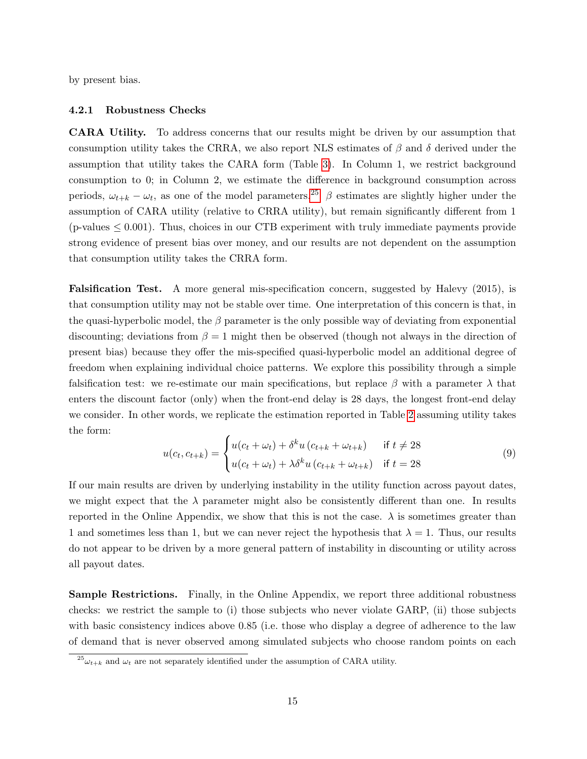by present bias.

#### 4.2.1 Robustness Checks

**CARA Utility.** To address concerns that our results might be driven by our assumption that consumption utility takes the CRRA, we also report NLS estimates of $\beta$ and $\delta$ derived under the assumption that utility takes the CARA form (Table 3). In Column 1, we restrict background consumption to 0; in Column 2, we estimate the difference in background consumption across periods, $\omega_{t+k} - \omega_t$, as one of the model parameters.[25] $\beta$ estimates are slightly higher under the assumption of CARA utility (relative to CRRA utility), but remain significantly different from 1 (p-values $\leq 0.001$). Thus, choices in our CTB experiment with truly immediate payments provide strong evidence of present bias over money, and our results are not dependent on the assumption that consumption utility takes the CRRA form.

**Falsification Test.** A more general mis-specification concern, suggested by Halevy (2015), is that consumption utility may not be stable over time. One interpretation of this concern is that, in the quasi-hyperbolic model, the $\beta$ parameter is the only possible way of deviating from exponential discounting; deviations from $\beta = 1$ might then be observed (though not always in the direction of present bias) because they offer the mis-specified quasi-hyperbolic model an additional degree of freedom when explaining individual choice patterns. We explore this possibility through a simple falsification test: we re-estimate our main specifications, but replace $\beta$ with a parameter $\lambda$ that enters the discount factor (only) when the front-end delay is 28 days, the longest front-end delay we consider. In other words, we replicate the estimation reported in Table 2 assuming utility takes the form:

$$
u(c_t, c_{t+k}) = \begin{cases} u(c_t + \omega_t) + \delta^k u\left(c_{t+k} + \omega_{t+k}\right) & \text{if } t \neq 28 \\ u(c_t + \omega_t) + \lambda \delta^k u\left(c_{t+k} + \omega_{t+k}\right) & \text{if } t = 28 \end{cases} \tag{9}
$$

If our main results are driven by underlying instability in the utility function across payout dates, we might expect that the $\lambda$ parameter might also be consistently different than one. In results reported in the Online Appendix, we show that this is not the case. $\lambda$ is sometimes greater than 1 and sometimes less than 1, but we can never reject the hypothesis that $\lambda = 1$. Thus, our results do not appear to be driven by a more general pattern of instability in discounting or utility across all payout dates.

**Sample Restrictions.** Finally, in the Online Appendix, we report three additional robustness checks: we restrict the sample to (i) those subjects who never violate GARP, (ii) those subjects with basic consistency indices above 0.85 (i.e. those who display a degree of adherence to the law of demand that is never observed among simulated subjects who choose random points on each

[25] $\omega_{t+k}$ and $\omega_t$ are not separately identified under the assumption of CARA utility.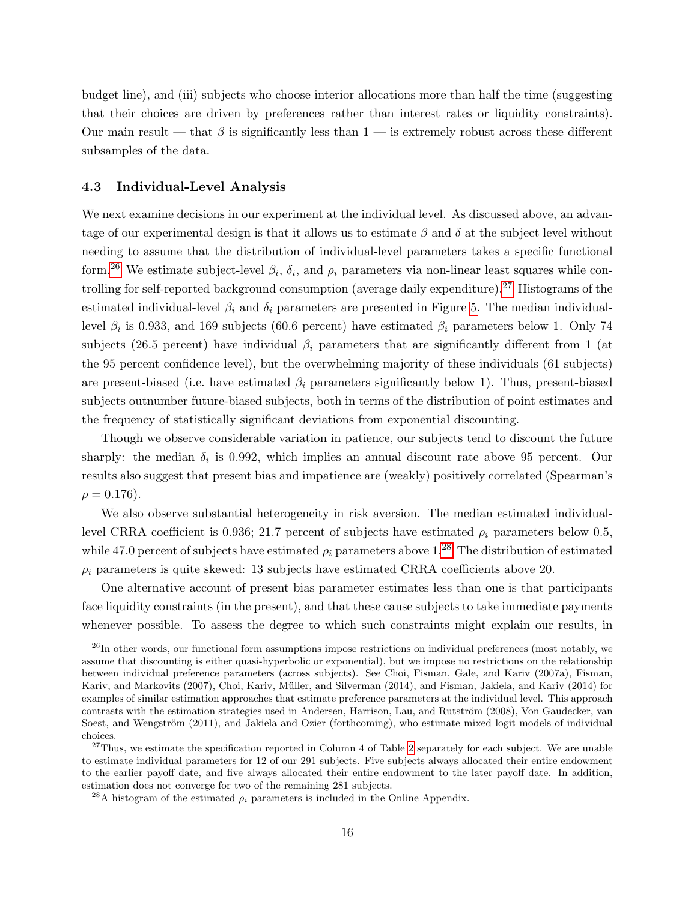budget line), and (iii) subjects who choose interior allocations more than half the time (suggesting that their choices are driven by preferences rather than interest rates or liquidity constraints). Our main result — that $\beta$ is significantly less than 1 — is extremely robust across these different subsamples of the data.

### 4.3 Individual-Level Analysis

We next examine decisions in our experiment at the individual level. As discussed above, an advantage of our experimental design is that it allows us to estimate $\beta$ and $\delta$ at the subject level without needing to assume that the distribution of individual-level parameters takes a specific functional form.[26] We estimate subject-level $\beta_i$, $\delta_i$, and $\rho_i$ parameters via non-linear least squares while controlling for self-reported background consumption (average daily expenditure).[27] Histograms of the estimated individual-level $\beta_i$ and $\delta_i$ parameters are presented in Figure 5. The median individual-level $\beta_i$ is 0.933, and 169 subjects (60.6 percent) have estimated $\beta_i$ parameters below 1. Only 74 subjects (26.5 percent) have individual $\beta_i$ parameters that are significantly different from 1 (at the 95 percent confidence level), but the overwhelming majority of these individuals (61 subjects) are present-biased (i.e. have estimated $\beta_i$ parameters significantly below 1). Thus, present-biased subjects outnumber future-biased subjects, both in terms of the distribution of point estimates and the frequency of statistically significant deviations from exponential discounting.

Though we observe considerable variation in patience, our subjects tend to discount the future sharply: the median $\delta_i$ is 0.992, which implies an annual discount rate above 95 percent. Our results also suggest that present bias and impatience are (weakly) positively correlated (Spearman's $\rho = 0.176$).

We also observe substantial heterogeneity in risk aversion. The median estimated individual-level CRRA coefficient is 0.936; 21.7 percent of subjects have estimated $\rho_i$ parameters below 0.5, while 47.0 percent of subjects have estimated $\rho_i$ parameters above 1.[28] The distribution of estimated $\rho_i$ parameters is quite skewed: 13 subjects have estimated CRRA coefficients above 20.

One alternative account of present bias parameter estimates less than one is that participants face liquidity constraints (in the present), and that these cause subjects to take immediate payments whenever possible. To assess the degree to which such constraints might explain our results, in

[26] In other words, our functional form assumptions impose restrictions on individual preferences (most notably, we assume that discounting is either quasi-hyperbolic or exponential), but we impose no restrictions on the relationship between individual preference parameters (across subjects). See Choi, Fisman, Gale, and Kariv (2007a), Fisman, Kariv, and Markovits (2007), Choi, Kariv, Müller, and Silverman (2014), and Fisman, Jakiela, and Kariv (2014) for examples of similar estimation approaches that estimate preference parameters at the individual level. This approach contrasts with the estimation strategies used in Andersen, Harrison, Lau, and Rutström (2008), Von Gaudecker, van Soest, and Wengström (2011), and Jakiela and Ozier (forthcoming), who estimate mixed logit models of individual choices.

[27] Thus, we estimate the specification reported in Column 4 of Table 2 separately for each subject. We are unable to estimate individual parameters for 12 of our 291 subjects. Five subjects always allocated their entire endowment to the earlier payoff date, and five always allocated their entire endowment to the later payoff date. In addition, estimation does not converge for two of the remaining 281 subjects.

[28] A histogram of the estimated $\rho_i$ parameters is included in the Online Appendix.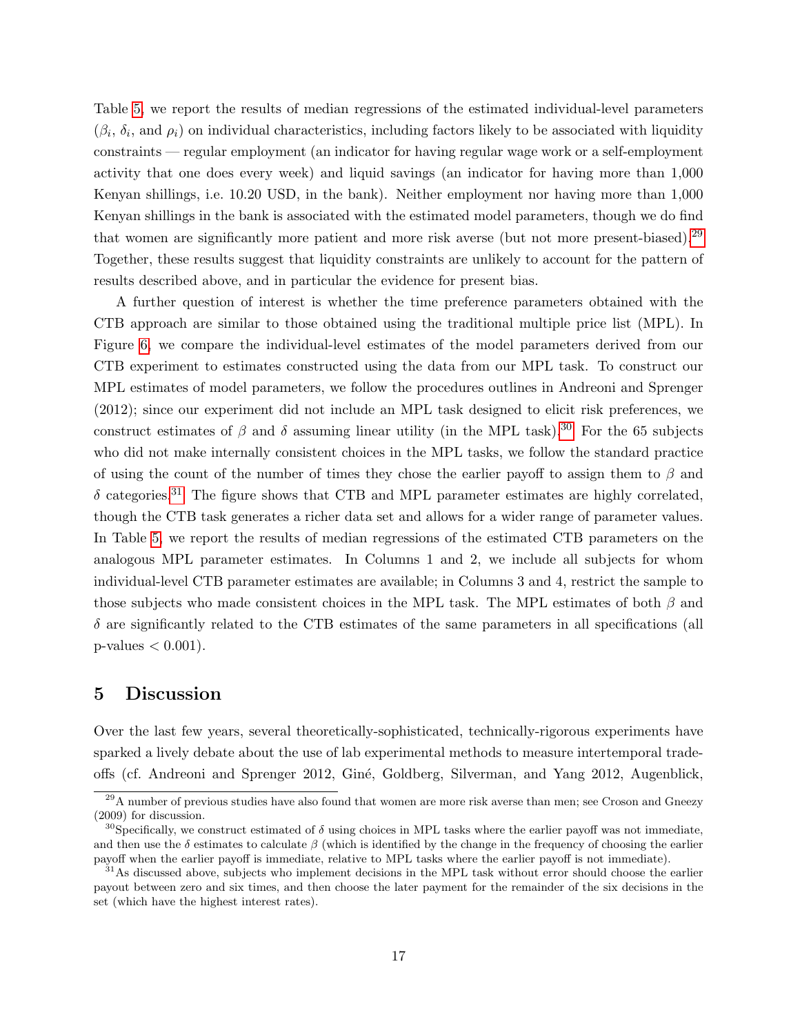Table 5, we report the results of median regressions of the estimated individual-level parameters ($\beta_i$, $\delta_i$, and $\rho_i$) on individual characteristics, including factors likely to be associated with liquidity constraints — regular employment (an indicator for having regular wage work or a self-employment activity that one does every week) and liquid savings (an indicator for having more than 1,000 Kenyan shillings, i.e. 10.20 USD, in the bank). Neither employment nor having more than 1,000 Kenyan shillings in the bank is associated with the estimated model parameters, though we do find that women are significantly more patient and more risk averse (but not more present-biased).[29] Together, these results suggest that liquidity constraints are unlikely to account for the pattern of results described above, and in particular the evidence for present bias.

A further question of interest is whether the time preference parameters obtained with the CTB approach are similar to those obtained using the traditional multiple price list (MPL). In Figure 6, we compare the individual-level estimates of the model parameters derived from our CTB experiment to estimates constructed using the data from our MPL task. To construct our MPL estimates of model parameters, we follow the procedures outlines in Andreoni and Sprenger (2012); since our experiment did not include an MPL task designed to elicit risk preferences, we construct estimates of $\beta$ and $\delta$ assuming linear utility (in the MPL task).[30] For the 65 subjects who did not make internally consistent choices in the MPL tasks, we follow the standard practice of using the count of the number of times they chose the earlier payoff to assign them to $\beta$ and $\delta$ categories.[31] The figure shows that CTB and MPL parameter estimates are highly correlated, though the CTB task generates a richer data set and allows for a wider range of parameter values. In Table 5, we report the results of median regressions of the estimated CTB parameters on the analogous MPL parameter estimates. In Columns 1 and 2, we include all subjects for whom individual-level CTB parameter estimates are available; in Columns 3 and 4, restrict the sample to those subjects who made consistent choices in the MPL task. The MPL estimates of both $\beta$ and $\delta$ are significantly related to the CTB estimates of the same parameters in all specifications (all p-values $< 0.001$).

## 5 Discussion

Over the last few years, several theoretically-sophisticated, technically-rigorous experiments have sparked a lively debate about the use of lab experimental methods to measure intertemporal tradeoffs (cf. Andreoni and Sprenger 2012, Giné, Goldberg, Silverman, and Yang 2012, Augenblick,

[29] A number of previous studies have also found that women are more risk averse than men; see Croson and Gneezy (2009) for discussion.

[30] Specifically, we construct estimated of $\delta$ using choices in MPL tasks where the earlier payoff was not immediate, and then use the $\delta$ estimates to calculate $\beta$ (which is identified by the change in the frequency of choosing the earlier payoff when the earlier payoff is immediate, relative to MPL tasks where the earlier payoff is not immediate).

[31] As discussed above, subjects who implement decisions in the MPL task without error should choose the earlier payout between zero and six times, and then choose the later payment for the remainder of the six decisions in the set (which have the highest interest rates).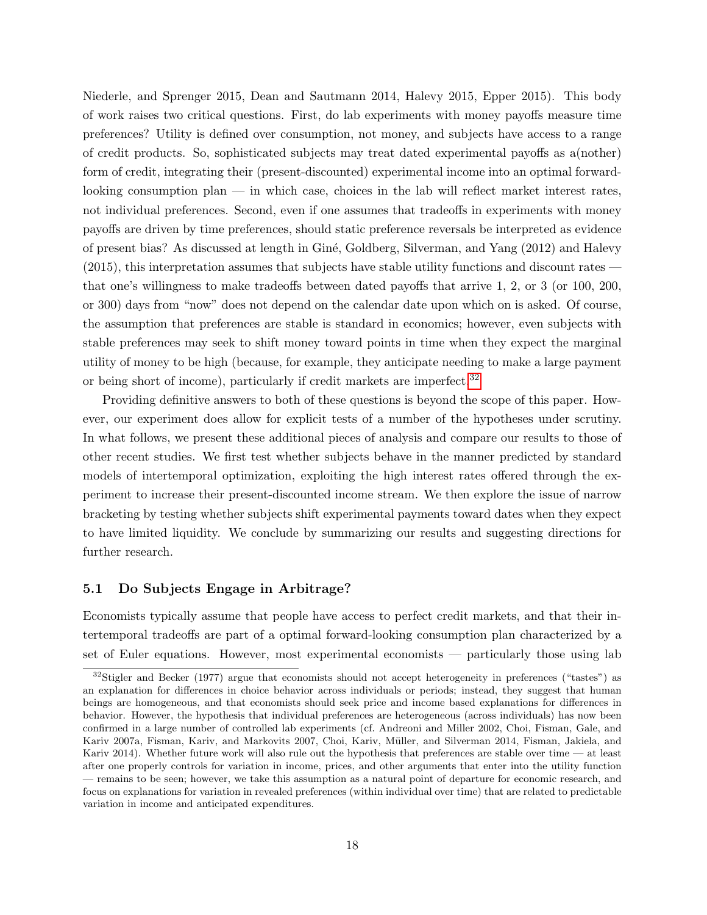Niederle, and Sprenger 2015, Dean and Sautmann 2014, Halevy 2015, Epper 2015). This body of work raises two critical questions. First, do lab experiments with money payoffs measure time preferences? Utility is defined over consumption, not money, and subjects have access to a range of credit products. So, sophisticated subjects may treat dated experimental payoffs as a(nother) form of credit, integrating their (present-discounted) experimental income into an optimal forward-looking consumption plan — in which case, choices in the lab will reflect market interest rates, not individual preferences. Second, even if one assumes that tradeoffs in experiments with money payoffs are driven by time preferences, should static preference reversals be interpreted as evidence of present bias? As discussed at length in Giné, Goldberg, Silverman, and Yang (2012) and Halevy (2015), this interpretation assumes that subjects have stable utility functions and discount rates — that one's willingness to make tradeoffs between dated payoffs that arrive 1, 2, or 3 (or 100, 200, or 300) days from "now" does not depend on the calendar date upon which on is asked. Of course, the assumption that preferences are stable is standard in economics; however, even subjects with stable preferences may seek to shift money toward points in time when they expect the marginal utility of money to be high (because, for example, they anticipate needing to make a large payment or being short of income), particularly if credit markets are imperfect.[32]

Providing definitive answers to both of these questions is beyond the scope of this paper. However, our experiment does allow for explicit tests of a number of the hypotheses under scrutiny. In what follows, we present these additional pieces of analysis and compare our results to those of other recent studies. We first test whether subjects behave in the manner predicted by standard models of intertemporal optimization, exploiting the high interest rates offered through the experiment to increase their present-discounted income stream. We then explore the issue of narrow bracketing by testing whether subjects shift experimental payments toward dates when they expect to have limited liquidity. We conclude by summarizing our results and suggesting directions for further research.

## 5.1 Do Subjects Engage in Arbitrage?

Economists typically assume that people have access to perfect credit markets, and that their intertemporal tradeoffs are part of a optimal forward-looking consumption plan characterized by a set of Euler equations. However, most experimental economists — particularly those using lab

[32] Stigler and Becker (1977) argue that economists should not accept heterogeneity in preferences ("tastes") as an explanation for differences in choice behavior across individuals or periods; instead, they suggest that human beings are homogeneous, and that economists should seek price and income based explanations for differences in behavior. However, the hypothesis that individual preferences are heterogeneous (across individuals) has now been confirmed in a large number of controlled lab experiments (cf. Andreoni and Miller 2002, Choi, Fisman, Gale, and Kariv 2007a, Fisman, Kariv, and Markovits 2007, Choi, Kariv, Müller, and Silverman 2014, Fisman, Jakiela, and Kariv 2014). Whether future work will also rule out the hypothesis that preferences are stable over time — at least after one properly controls for variation in income, prices, and other arguments that enter into the utility function — remains to be seen; however, we take this assumption as a natural point of departure for economic research, and focus on explanations for variation in revealed preferences (within individual over time) that are related to predictable variation in income and anticipated expenditures.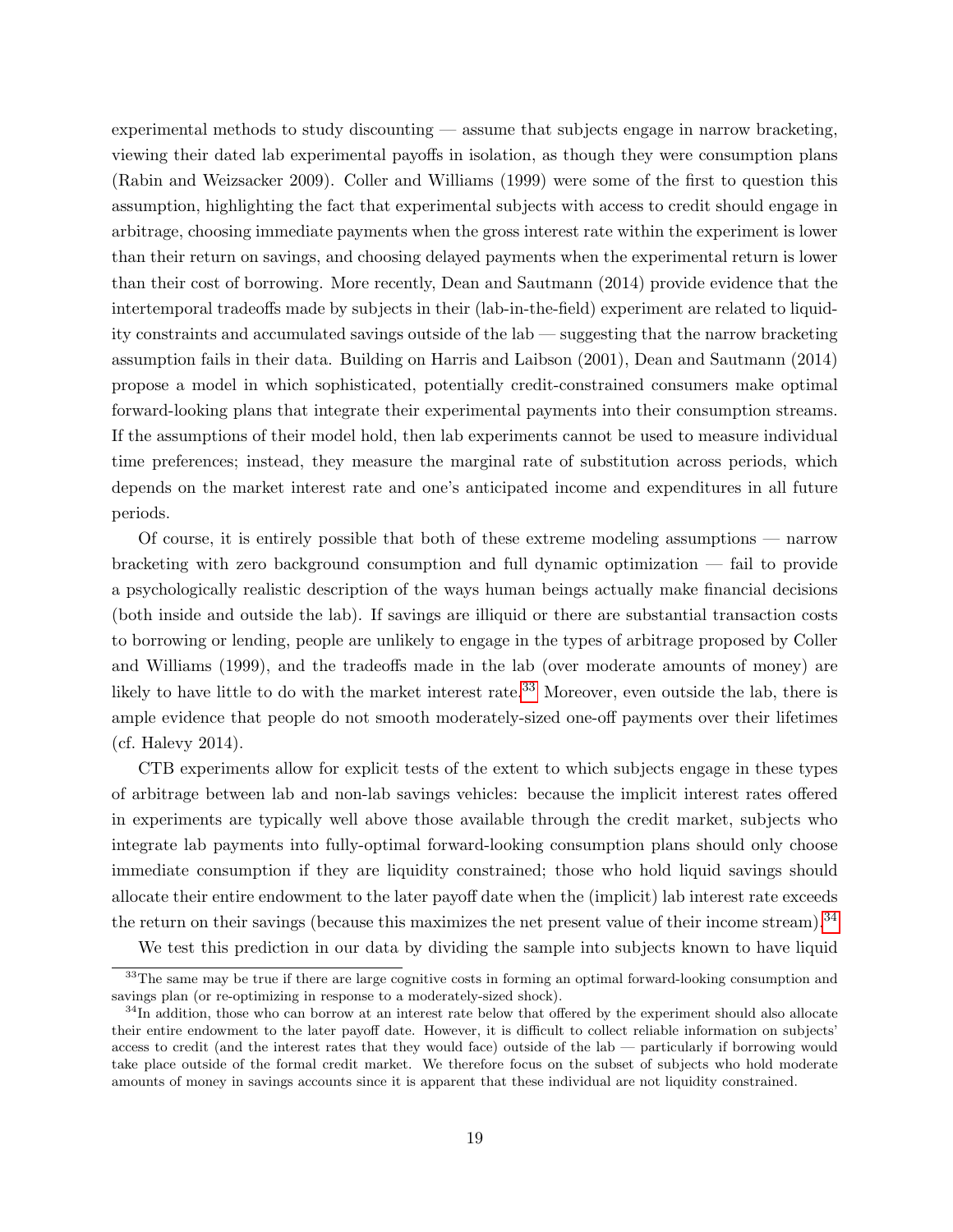experimental methods to study discounting — assume that subjects engage in narrow bracketing, viewing their dated lab experimental payoffs in isolation, as though they were consumption plans (Rabin and Weizsacker 2009). Coller and Williams (1999) were some of the first to question this assumption, highlighting the fact that experimental subjects with access to credit should engage in arbitrage, choosing immediate payments when the gross interest rate within the experiment is lower than their return on savings, and choosing delayed payments when the experimental return is lower than their cost of borrowing. More recently, Dean and Sautmann (2014) provide evidence that the intertemporal tradeoffs made by subjects in their (lab-in-the-field) experiment are related to liquidity constraints and accumulated savings outside of the lab — suggesting that the narrow bracketing assumption fails in their data. Building on Harris and Laibson (2001), Dean and Sautmann (2014) propose a model in which sophisticated, potentially credit-constrained consumers make optimal forward-looking plans that integrate their experimental payments into their consumption streams. If the assumptions of their model hold, then lab experiments cannot be used to measure individual time preferences; instead, they measure the marginal rate of substitution across periods, which depends on the market interest rate and one's anticipated income and expenditures in all future periods.

Of course, it is entirely possible that both of these extreme modeling assumptions — narrow bracketing with zero background consumption and full dynamic optimization — fail to provide a psychologically realistic description of the ways human beings actually make financial decisions (both inside and outside the lab). If savings are illiquid or there are substantial transaction costs to borrowing or lending, people are unlikely to engage in the types of arbitrage proposed by Coller and Williams (1999), and the tradeoffs made in the lab (over moderate amounts of money) are likely to have little to do with the market interest rate.[33] Moreover, even outside the lab, there is ample evidence that people do not smooth moderately-sized one-off payments over their lifetimes (cf. Halevy 2014).

CTB experiments allow for explicit tests of the extent to which subjects engage in these types of arbitrage between lab and non-lab savings vehicles: because the implicit interest rates offered in experiments are typically well above those available through the credit market, subjects who integrate lab payments into fully-optimal forward-looking consumption plans should only choose immediate consumption if they are liquidity constrained; those who hold liquid savings should allocate their entire endowment to the later payoff date when the (implicit) lab interest rate exceeds the return on their savings (because this maximizes the net present value of their income stream).[34]

We test this prediction in our data by dividing the sample into subjects known to have liquid

[33] The same may be true if there are large cognitive costs in forming an optimal forward-looking consumption and savings plan (or re-optimizing in response to a moderately-sized shock).

[34] In addition, those who can borrow at an interest rate below that offered by the experiment should also allocate their entire endowment to the later payoff date. However, it is difficult to collect reliable information on subjects' access to credit (and the interest rates that they would face) outside of the lab — particularly if borrowing would take place outside of the formal credit market. We therefore focus on the subset of subjects who hold moderate amounts of money in savings accounts since it is apparent that these individual are not liquidity constrained.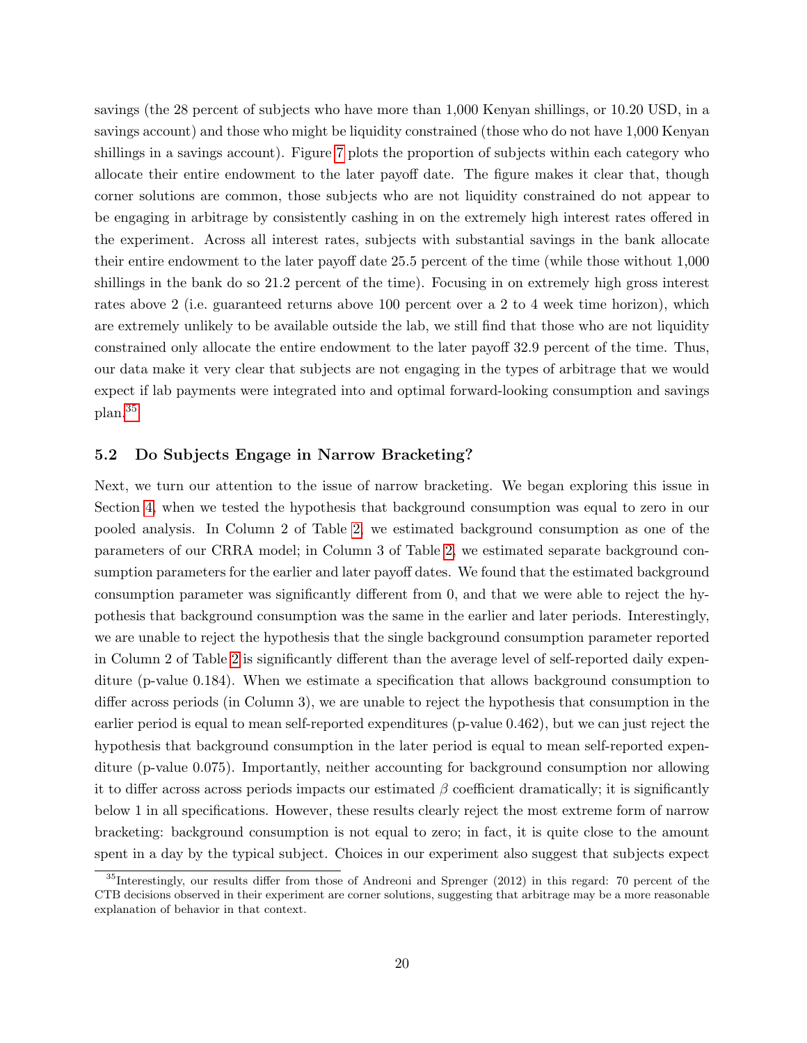savings (the 28 percent of subjects who have more than 1,000 Kenyan shillings, or 10.20 USD, in a savings account) and those who might be liquidity constrained (those who do not have 1,000 Kenyan shillings in a savings account). Figure 7 plots the proportion of subjects within each category who allocate their entire endowment to the later payoff date. The figure makes it clear that, though corner solutions are common, those subjects who are not liquidity constrained do not appear to be engaging in arbitrage by consistently cashing in on the extremely high interest rates offered in the experiment. Across all interest rates, subjects with substantial savings in the bank allocate their entire endowment to the later payoff date 25.5 percent of the time (while those without 1,000 shillings in the bank do so 21.2 percent of the time). Focusing in on extremely high gross interest rates above 2 (i.e. guaranteed returns above 100 percent over a 2 to 4 week time horizon), which are extremely unlikely to be available outside the lab, we still find that those who are not liquidity constrained only allocate the entire endowment to the later payoff 32.9 percent of the time. Thus, our data make it very clear that subjects are not engaging in the types of arbitrage that we would expect if lab payments were integrated into and optimal forward-looking consumption and savings plan.[35]

### 5.2 Do Subjects Engage in Narrow Bracketing?

Next, we turn our attention to the issue of narrow bracketing. We began exploring this issue in Section 4, when we tested the hypothesis that background consumption was equal to zero in our pooled analysis. In Column 2 of Table 2, we estimated background consumption as one of the parameters of our CRRA model; in Column 3 of Table 2, we estimated separate background consumption parameters for the earlier and later payoff dates. We found that the estimated background consumption parameter was significantly different from 0, and that we were able to reject the hypothesis that background consumption was the same in the earlier and later periods. Interestingly, we are unable to reject the hypothesis that the single background consumption parameter reported in Column 2 of Table 2 is significantly different than the average level of self-reported daily expenditure (p-value 0.184). When we estimate a specification that allows background consumption to differ across periods (in Column 3), we are unable to reject the hypothesis that consumption in the earlier period is equal to mean self-reported expenditures (p-value 0.462), but we can just reject the hypothesis that background consumption in the later period is equal to mean self-reported expenditure (p-value 0.075). Importantly, neither accounting for background consumption nor allowing it to differ across across periods impacts our estimated $\beta$ coefficient dramatically; it is significantly below 1 in all specifications. However, these results clearly reject the most extreme form of narrow bracketing: background consumption is not equal to zero; in fact, it is quite close to the amount spent in a day by the typical subject. Choices in our experiment also suggest that subjects expect

[35]Interestingly, our results differ from those of Andreoni and Sprenger (2012) in this regard: 70 percent of the CTB decisions observed in their experiment are corner solutions, suggesting that arbitrage may be a more reasonable explanation of behavior in that context.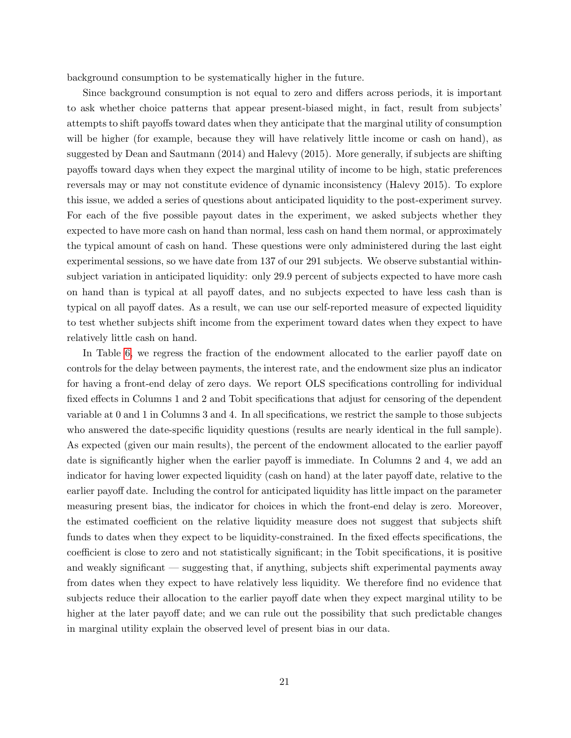background consumption to be systematically higher in the future.

Since background consumption is not equal to zero and differs across periods, it is important to ask whether choice patterns that appear present-biased might, in fact, result from subjects' attempts to shift payoffs toward dates when they anticipate that the marginal utility of consumption will be higher (for example, because they will have relatively little income or cash on hand), as suggested by Dean and Sautmann (2014) and Halevy (2015). More generally, if subjects are shifting payoffs toward days when they expect the marginal utility of income to be high, static preferences reversals may or may not constitute evidence of dynamic inconsistency (Halevy 2015). To explore this issue, we added a series of questions about anticipated liquidity to the post-experiment survey. For each of the five possible payout dates in the experiment, we asked subjects whether they expected to have more cash on hand than normal, less cash on hand them normal, or approximately the typical amount of cash on hand. These questions were only administered during the last eight experimental sessions, so we have date from 137 of our 291 subjects. We observe substantial within-subject variation in anticipated liquidity: only 29.9 percent of subjects expected to have more cash on hand than is typical at all payoff dates, and no subjects expected to have less cash than is typical on all payoff dates. As a result, we can use our self-reported measure of expected liquidity to test whether subjects shift income from the experiment toward dates when they expect to have relatively little cash on hand.

In Table 6, we regress the fraction of the endowment allocated to the earlier payoff date on controls for the delay between payments, the interest rate, and the endowment size plus an indicator for having a front-end delay of zero days. We report OLS specifications controlling for individual fixed effects in Columns 1 and 2 and Tobit specifications that adjust for censoring of the dependent variable at 0 and 1 in Columns 3 and 4. In all specifications, we restrict the sample to those subjects who answered the date-specific liquidity questions (results are nearly identical in the full sample). As expected (given our main results), the percent of the endowment allocated to the earlier payoff date is significantly higher when the earlier payoff is immediate. In Columns 2 and 4, we add an indicator for having lower expected liquidity (cash on hand) at the later payoff date, relative to the earlier payoff date. Including the control for anticipated liquidity has little impact on the parameter measuring present bias, the indicator for choices in which the front-end delay is zero. Moreover, the estimated coefficient on the relative liquidity measure does not suggest that subjects shift funds to dates when they expect to be liquidity-constrained. In the fixed effects specifications, the coefficient is close to zero and not statistically significant; in the Tobit specifications, it is positive and weakly significant — suggesting that, if anything, subjects shift experimental payments away from dates when they expect to have relatively less liquidity. We therefore find no evidence that subjects reduce their allocation to the earlier payoff date when they expect marginal utility to be higher at the later payoff date; and we can rule out the possibility that such predictable changes in marginal utility explain the observed level of present bias in our data.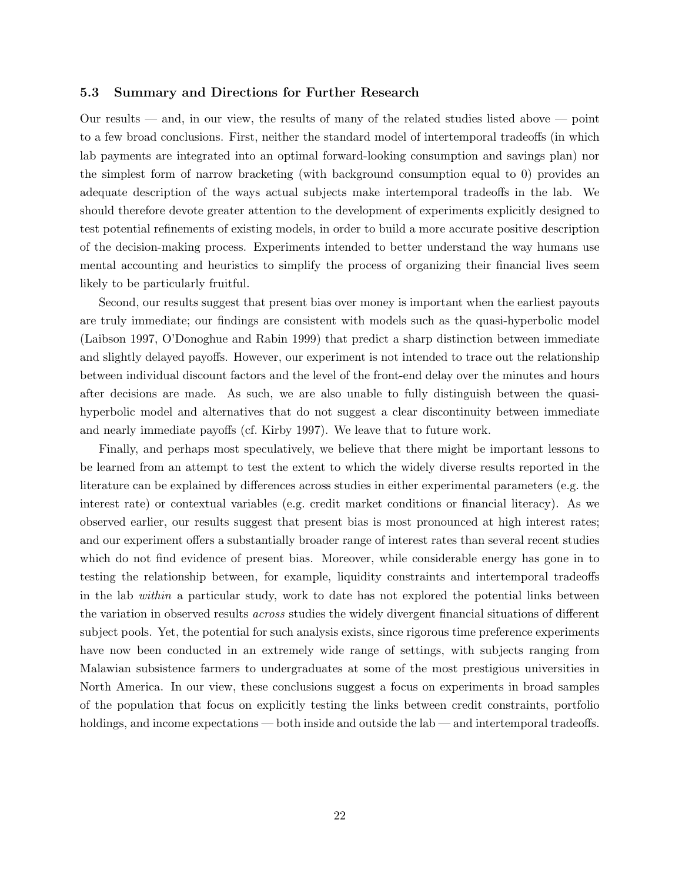### 5.3 Summary and Directions for Further Research

Our results — and, in our view, the results of many of the related studies listed above — point to a few broad conclusions. First, neither the standard model of intertemporal tradeoffs (in which lab payments are integrated into an optimal forward-looking consumption and savings plan) nor the simplest form of narrow bracketing (with background consumption equal to 0) provides an adequate description of the ways actual subjects make intertemporal tradeoffs in the lab. We should therefore devote greater attention to the development of experiments explicitly designed to test potential refinements of existing models, in order to build a more accurate positive description of the decision-making process. Experiments intended to better understand the way humans use mental accounting and heuristics to simplify the process of organizing their financial lives seem likely to be particularly fruitful.

Second, our results suggest that present bias over money is important when the earliest payouts are truly immediate; our findings are consistent with models such as the quasi-hyperbolic model (Laibson 1997, O'Donoghue and Rabin 1999) that predict a sharp distinction between immediate and slightly delayed payoffs. However, our experiment is not intended to trace out the relationship between individual discount factors and the level of the front-end delay over the minutes and hours after decisions are made. As such, we are also unable to fully distinguish between the quasi-hyperbolic model and alternatives that do not suggest a clear discontinuity between immediate and nearly immediate payoffs (cf. Kirby 1997). We leave that to future work.

Finally, and perhaps most speculatively, we believe that there might be important lessons to be learned from an attempt to test the extent to which the widely diverse results reported in the literature can be explained by differences across studies in either experimental parameters (e.g. the interest rate) or contextual variables (e.g. credit market conditions or financial literacy). As we observed earlier, our results suggest that present bias is most pronounced at high interest rates; and our experiment offers a substantially broader range of interest rates than several recent studies which do not find evidence of present bias. Moreover, while considerable energy has gone in to testing the relationship between, for example, liquidity constraints and intertemporal tradeoffs in the lab *within* a particular study, work to date has not explored the potential links between the variation in observed results *across* studies the widely divergent financial situations of different subject pools. Yet, the potential for such analysis exists, since rigorous time preference experiments have now been conducted in an extremely wide range of settings, with subjects ranging from Malawian subsistence farmers to undergraduates at some of the most prestigious universities in North America. In our view, these conclusions suggest a focus on experiments in broad samples of the population that focus on explicitly testing the links between credit constraints, portfolio holdings, and income expectations — both inside and outside the lab — and intertemporal tradeoffs.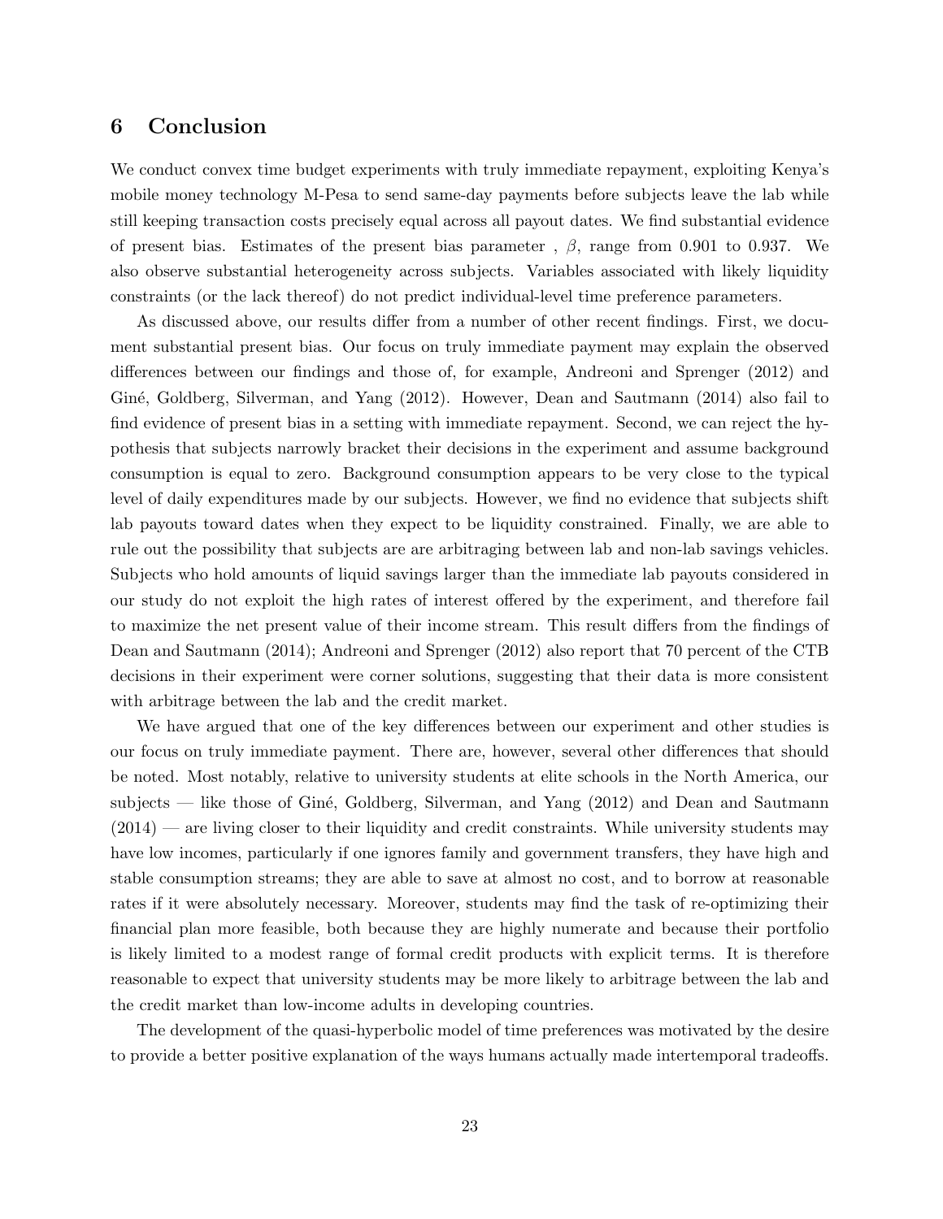## 6 Conclusion

We conduct convex time budget experiments with truly immediate repayment, exploiting Kenya's mobile money technology M-Pesa to send same-day payments before subjects leave the lab while still keeping transaction costs precisely equal across all payout dates. We find substantial evidence of present bias. Estimates of the present bias parameter , $\beta$, range from 0.901 to 0.937. We also observe substantial heterogeneity across subjects. Variables associated with likely liquidity constraints (or the lack thereof) do not predict individual-level time preference parameters.

As discussed above, our results differ from a number of other recent findings. First, we document substantial present bias. Our focus on truly immediate payment may explain the observed differences between our findings and those of, for example, Andreoni and Sprenger (2012) and Giné, Goldberg, Silverman, and Yang (2012). However, Dean and Sautmann (2014) also fail to find evidence of present bias in a setting with immediate repayment. Second, we can reject the hypothesis that subjects narrowly bracket their decisions in the experiment and assume background consumption is equal to zero. Background consumption appears to be very close to the typical level of daily expenditures made by our subjects. However, we find no evidence that subjects shift lab payouts toward dates when they expect to be liquidity constrained. Finally, we are able to rule out the possibility that subjects are are arbitraging between lab and non-lab savings vehicles. Subjects who hold amounts of liquid savings larger than the immediate lab payouts considered in our study do not exploit the high rates of interest offered by the experiment, and therefore fail to maximize the net present value of their income stream. This result differs from the findings of Dean and Sautmann (2014); Andreoni and Sprenger (2012) also report that 70 percent of the CTB decisions in their experiment were corner solutions, suggesting that their data is more consistent with arbitrage between the lab and the credit market.

We have argued that one of the key differences between our experiment and other studies is our focus on truly immediate payment. There are, however, several other differences that should be noted. Most notably, relative to university students at elite schools in the North America, our subjects — like those of Giné, Goldberg, Silverman, and Yang (2012) and Dean and Sautmann (2014) — are living closer to their liquidity and credit constraints. While university students may have low incomes, particularly if one ignores family and government transfers, they have high and stable consumption streams; they are able to save at almost no cost, and to borrow at reasonable rates if it were absolutely necessary. Moreover, students may find the task of re-optimizing their financial plan more feasible, both because they are highly numerate and because their portfolio is likely limited to a modest range of formal credit products with explicit terms. It is therefore reasonable to expect that university students may be more likely to arbitrage between the lab and the credit market than low-income adults in developing countries.

The development of the quasi-hyperbolic model of time preferences was motivated by the desire to provide a better positive explanation of the ways humans actually made intertemporal tradeoffs.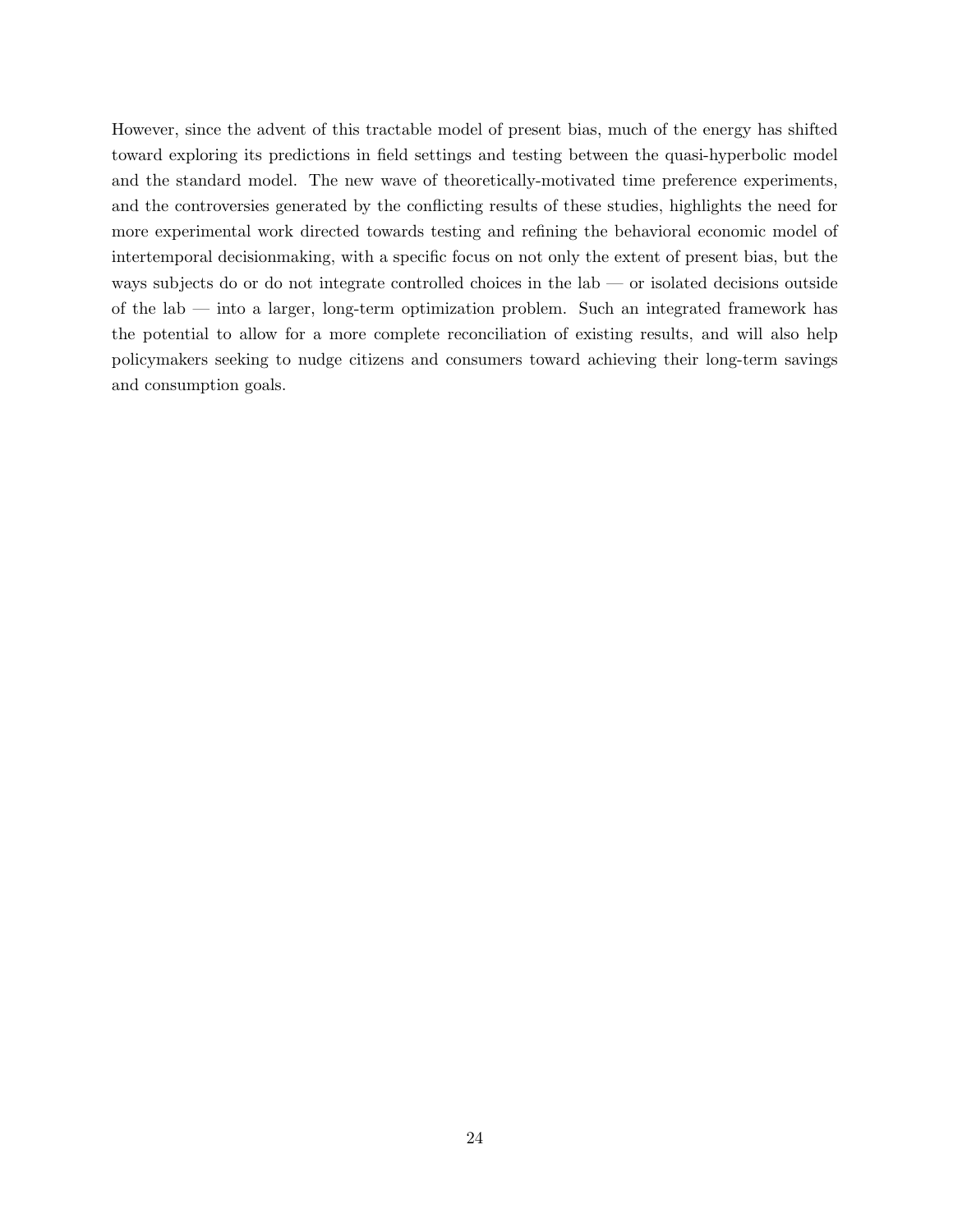However, since the advent of this tractable model of present bias, much of the energy has shifted toward exploring its predictions in field settings and testing between the quasi-hyperbolic model and the standard model. The new wave of theoretically-motivated time preference experiments, and the controversies generated by the conflicting results of these studies, highlights the need for more experimental work directed towards testing and refining the behavioral economic model of intertemporal decisionmaking, with a specific focus on not only the extent of present bias, but the ways subjects do or do not integrate controlled choices in the lab — or isolated decisions outside of the lab — into a larger, long-term optimization problem. Such an integrated framework has the potential to allow for a more complete reconciliation of existing results, and will also help policymakers seeking to nudge citizens and consumers toward achieving their long-term savings and consumption goals.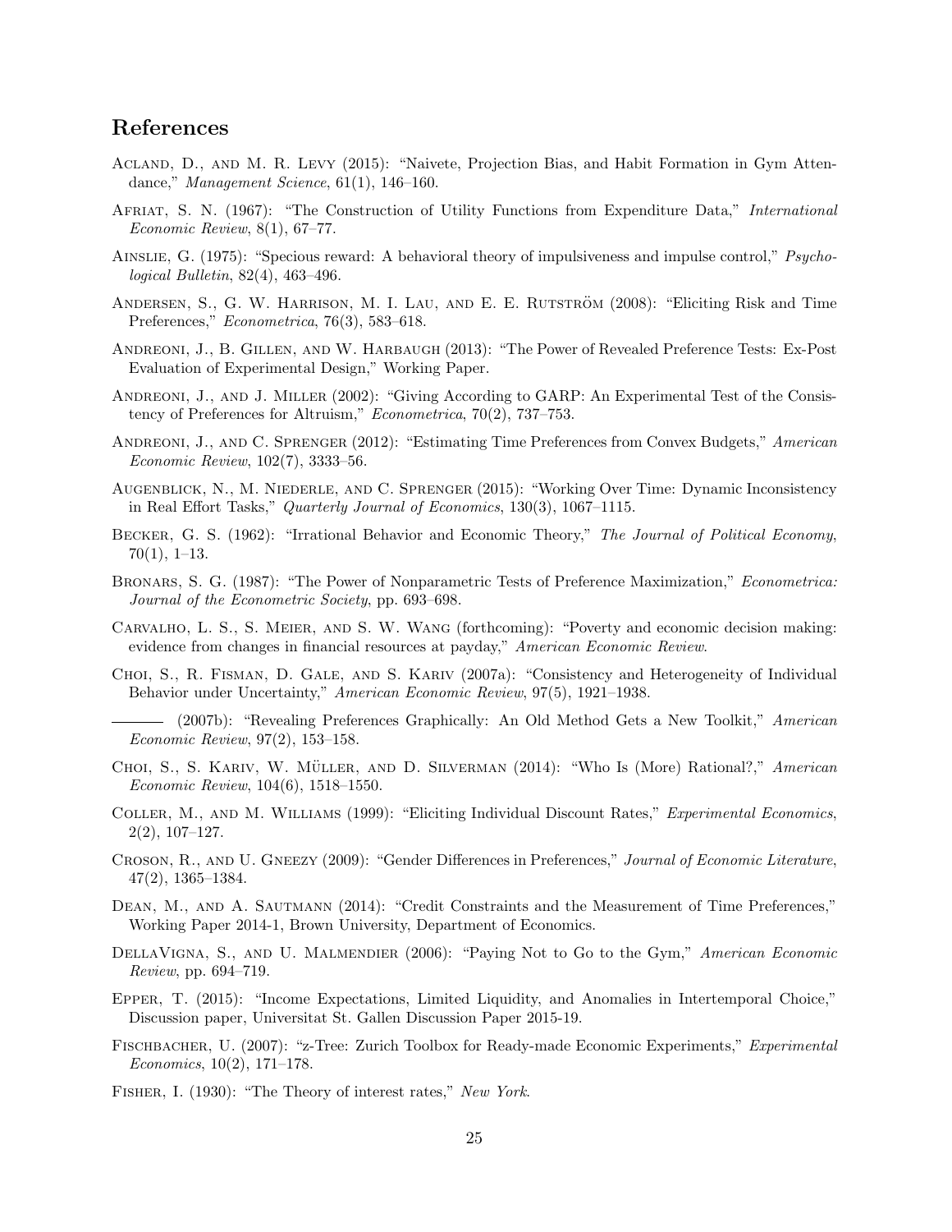## References

Acland, D., and M. R. Levy (2015): "Naivete, Projection Bias, and Habit Formation in Gym Attendance," *Management Science*, 61(1), 146–160.

Afriat, S. N. (1967): "The Construction of Utility Functions from Expenditure Data," *International Economic Review*, 8(1), 67–77.

Ainslie, G. (1975): "Specious reward: A behavioral theory of impulsiveness and impulse control," *Psychological Bulletin*, 82(4), 463–496.

Andersen, S., G. W. Harrison, M. I. Lau, and E. E. Rutström (2008): "Eliciting Risk and Time Preferences," *Econometrica*, 76(3), 583–618.

Andreoni, J., B. Gillen, and W. Harbaugh (2013): "The Power of Revealed Preference Tests: Ex-Post Evaluation of Experimental Design," Working Paper.

Andreoni, J., and J. Miller (2002): "Giving According to GARP: An Experimental Test of the Consistency of Preferences for Altruism," *Econometrica*, 70(2), 737–753.

Andreoni, J., and C. Sprenger (2012): "Estimating Time Preferences from Convex Budgets," *American Economic Review*, 102(7), 3333–56.

Augenblick, N., M. Niederle, and C. Sprenger (2015): "Working Over Time: Dynamic Inconsistency in Real Effort Tasks," *Quarterly Journal of Economics*, 130(3), 1067–1115.

Becker, G. S. (1962): "Irrational Behavior and Economic Theory," *The Journal of Political Economy*, 70(1), 1–13.

Bronars, S. G. (1987): "The Power of Nonparametric Tests of Preference Maximization," *Econometrica: Journal of the Econometric Society*, pp. 693–698.

Carvalho, L. S., S. Meier, and S. W. Wang (forthcoming): "Poverty and economic decision making: evidence from changes in financial resources at payday," *American Economic Review*.

Choi, S., R. Fisman, D. Gale, and S. Kariv (2007a): "Consistency and Heterogeneity of Individual Behavior under Uncertainty," *American Economic Review*, 97(5), 1921–1938.

——— (2007b): "Revealing Preferences Graphically: An Old Method Gets a New Toolkit," *American Economic Review*, 97(2), 153–158.

Choi, S., S. Kariv, W. Müller, and D. Silverman (2014): "Who Is (More) Rational?," *American Economic Review*, 104(6), 1518–1550.

Coller, M., and M. Williams (1999): "Eliciting Individual Discount Rates," *Experimental Economics*, 2(2), 107–127.

Croson, R., and U. Gneezy (2009): "Gender Differences in Preferences," *Journal of Economic Literature*, 47(2), 1365–1384.

Dean, M., and A. Sautmann (2014): "Credit Constraints and the Measurement of Time Preferences," Working Paper 2014-1, Brown University, Department of Economics.

DellaVigna, S., and U. Malmendier (2006): "Paying Not to Go to the Gym," *American Economic Review*, pp. 694–719.

Epper, T. (2015): "Income Expectations, Limited Liquidity, and Anomalies in Intertemporal Choice," Discussion paper, Universitat St. Gallen Discussion Paper 2015-19.

Fischbacher, U. (2007): "z-Tree: Zurich Toolbox for Ready-made Economic Experiments," *Experimental Economics*, 10(2), 171–178.

Fisher, I. (1930): "The Theory of interest rates," *New York*.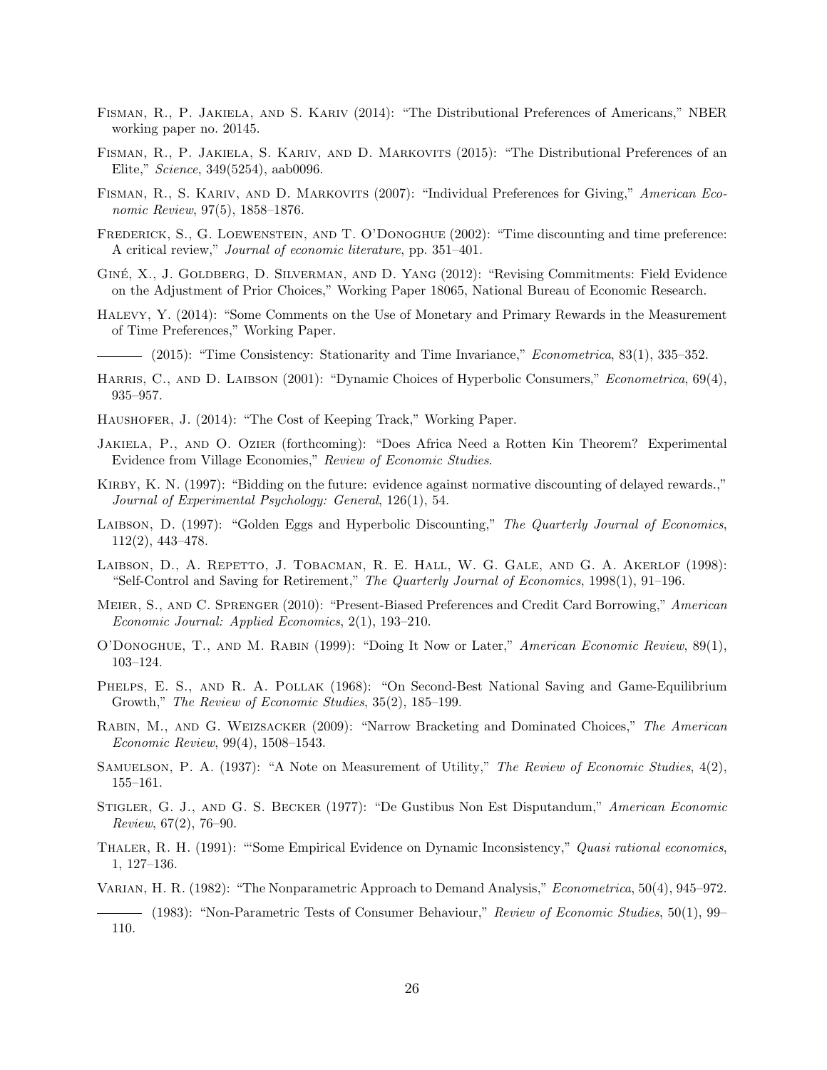Fisman, R., P. Jakiela, and S. Kariv (2014): "The Distributional Preferences of Americans," NBER working paper no. 20145.

Fisman, R., P. Jakiela, S. Kariv, and D. Markovits (2015): "The Distributional Preferences of an Elite," *Science*, 349(5254), aab0096.

Fisman, R., S. Kariv, and D. Markovits (2007): "Individual Preferences for Giving," *American Economic Review*, 97(5), 1858–1876.

Frederick, S., G. Loewenstein, and T. O'Donoghue (2002): "Time discounting and time preference: A critical review," *Journal of economic literature*, pp. 351–401.

Giné, X., J. Goldberg, D. Silverman, and D. Yang (2012): "Revising Commitments: Field Evidence on the Adjustment of Prior Choices," Working Paper 18065, National Bureau of Economic Research.

Halevy, Y. (2014): "Some Comments on the Use of Monetary and Primary Rewards in the Measurement of Time Preferences," Working Paper.

——— (2015): "Time Consistency: Stationarity and Time Invariance," *Econometrica*, 83(1), 335–352.

Harris, C., and D. Laibson (2001): "Dynamic Choices of Hyperbolic Consumers," *Econometrica*, 69(4), 935–957.

Haushofer, J. (2014): "The Cost of Keeping Track," Working Paper.

Jakiela, P., and O. Ozier (forthcoming): "Does Africa Need a Rotten Kin Theorem? Experimental Evidence from Village Economies," *Review of Economic Studies*.

Kirby, K. N. (1997): "Bidding on the future: evidence against normative discounting of delayed rewards.," *Journal of Experimental Psychology: General*, 126(1), 54.

Laibson, D. (1997): "Golden Eggs and Hyperbolic Discounting," *The Quarterly Journal of Economics*, 112(2), 443–478.

Laibson, D., A. Repetto, J. Tobacman, R. E. Hall, W. G. Gale, and G. A. Akerlof (1998): "Self-Control and Saving for Retirement," *The Quarterly Journal of Economics*, 1998(1), 91–196.

Meier, S., and C. Sprenger (2010): "Present-Biased Preferences and Credit Card Borrowing," *American Economic Journal: Applied Economics*, 2(1), 193–210.

O'Donoghue, T., and M. Rabin (1999): "Doing It Now or Later," *American Economic Review*, 89(1), 103–124.

Phelps, E. S., and R. A. Pollak (1968): "On Second-Best National Saving and Game-Equilibrium Growth," *The Review of Economic Studies*, 35(2), 185–199.

Rabin, M., and G. Weizsacker (2009): "Narrow Bracketing and Dominated Choices," *The American Economic Review*, 99(4), 1508–1543.

Samuelson, P. A. (1937): "A Note on Measurement of Utility," *The Review of Economic Studies*, 4(2), 155–161.

Stigler, G. J., and G. S. Becker (1977): "De Gustibus Non Est Disputandum," *American Economic Review*, 67(2), 76–90.

Thaler, R. H. (1991): "'Some Empirical Evidence on Dynamic Inconsistency," *Quasi rational economics*, 1, 127–136.

Varian, H. R. (1982): "The Nonparametric Approach to Demand Analysis," *Econometrica*, 50(4), 945–972.

——— (1983): "Non-Parametric Tests of Consumer Behaviour," *Review of Economic Studies*, 50(1), 99–110.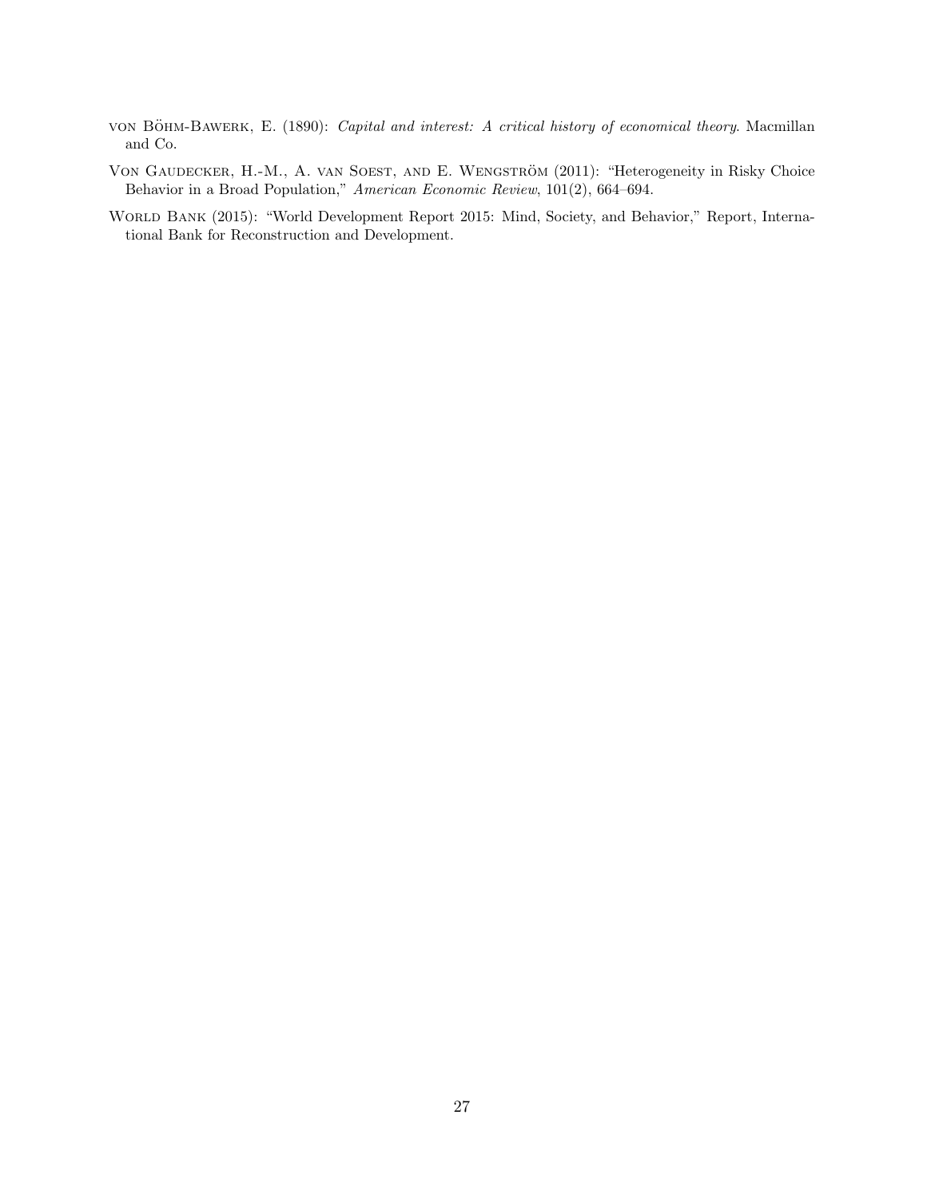von Böhm-Bawerk, E. (1890): *Capital and interest: A critical history of economical theory*. Macmillan and Co.

Von Gaudecker, H.-M., A. van Soest, and E. Wengström (2011): "Heterogeneity in Risky Choice Behavior in a Broad Population," *American Economic Review*, 101(2), 664–694.

World Bank (2015): "World Development Report 2015: Mind, Society, and Behavior," Report, International Bank for Reconstruction and Development.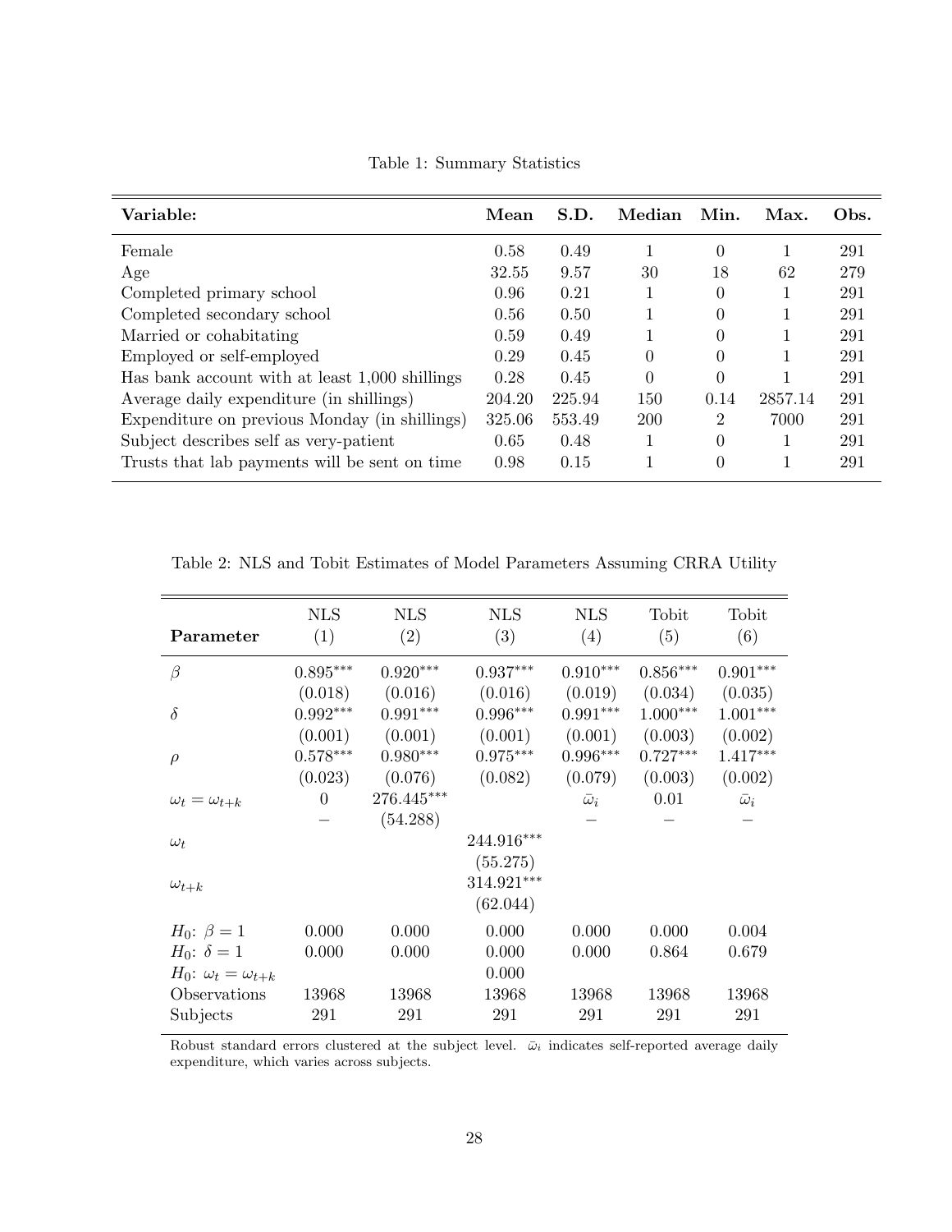Table 1: Summary Statistics

| **Variable:** | **Mean** | **S.D.** | **Median** | **Min.** | **Max.** | **Obs.** |
|---|---|---|---|---|---|---|
| Female | 0.58 | 0.49 | 1 | 0 | 1 | 291 |
| Age | 32.55 | 9.57 | 30 | 18 | 62 | 279 |
| Completed primary school | 0.96 | 0.21 | 1 | 0 | 1 | 291 |
| Completed secondary school | 0.56 | 0.50 | 1 | 0 | 1 | 291 |
| Married or cohabitating | 0.59 | 0.49 | 1 | 0 | 1 | 291 |
| Employed or self-employed | 0.29 | 0.45 | 0 | 0 | 1 | 291 |
| Has bank account with at least 1,000 shillings | 0.28 | 0.45 | 0 | 0 | 1 | 291 |
| Average daily expenditure (in shillings) | 204.20 | 225.94 | 150 | 0.14 | 2857.14 | 291 |
| Expenditure on previous Monday (in shillings) | 325.06 | 553.49 | 200 | 2 | 7000 | 291 |
| Subject describes self as very-patient | 0.65 | 0.48 | 1 | 0 | 1 | 291 |
| Trusts that lab payments will be sent on time | 0.98 | 0.15 | 1 | 0 | 1 | 291 |

Table 2: NLS and Tobit Estimates of Model Parameters Assuming CRRA Utility

| **Parameter** | NLS (1) | NLS (2) | NLS (3) | NLS (4) | Tobit (5) | Tobit (6) |
|---|---|---|---|---|---|---|
| $\beta$ | $0.895^{***}$ | $0.920^{***}$ | $0.937^{***}$ | $0.910^{***}$ | $0.856^{***}$ | $0.901^{***}$ |
| | (0.018) | (0.016) | (0.016) | (0.019) | (0.034) | (0.035) |
| $\delta$ | $0.992^{***}$ | $0.991^{***}$ | $0.996^{***}$ | $0.991^{***}$ | $1.000^{***}$ | $1.001^{***}$ |
| | (0.001) | (0.001) | (0.001) | (0.001) | (0.003) | (0.002) |
| $\rho$ | $0.578^{***}$ | $0.980^{***}$ | $0.975^{***}$ | $0.996^{***}$ | $0.727^{***}$ | $1.417^{***}$ |
| | (0.023) | (0.076) | (0.082) | (0.079) | (0.003) | (0.002) |
| $\omega_t = \omega_{t+k}$ | 0 | $276.445^{***}$ | | $\bar{\omega}_i$ | 0.01 | $\bar{\omega}_i$ |
| | – | (54.288) | | – | – | – |
| $\omega_t$ | | | $244.916^{***}$ | | | |
| | | | (55.275) | | | |
| $\omega_{t+k}$ | | | $314.921^{***}$ | | | |
| | | | (62.044) | | | |
| $H_0$: $\beta = 1$ | 0.000 | 0.000 | 0.000 | 0.000 | 0.000 | 0.004 |
| $H_0$: $\delta = 1$ | 0.000 | 0.000 | 0.000 | 0.000 | 0.864 | 0.679 |
| $H_0$: $\omega_t = \omega_{t+k}$ | | | 0.000 | | | |
| Observations | 13968 | 13968 | 13968 | 13968 | 13968 | 13968 |
| Subjects | 291 | 291 | 291 | 291 | 291 | 291 |

Robust standard errors clustered at the subject level. $\bar{\omega}_i$ indicates self-reported average daily expenditure, which varies across subjects.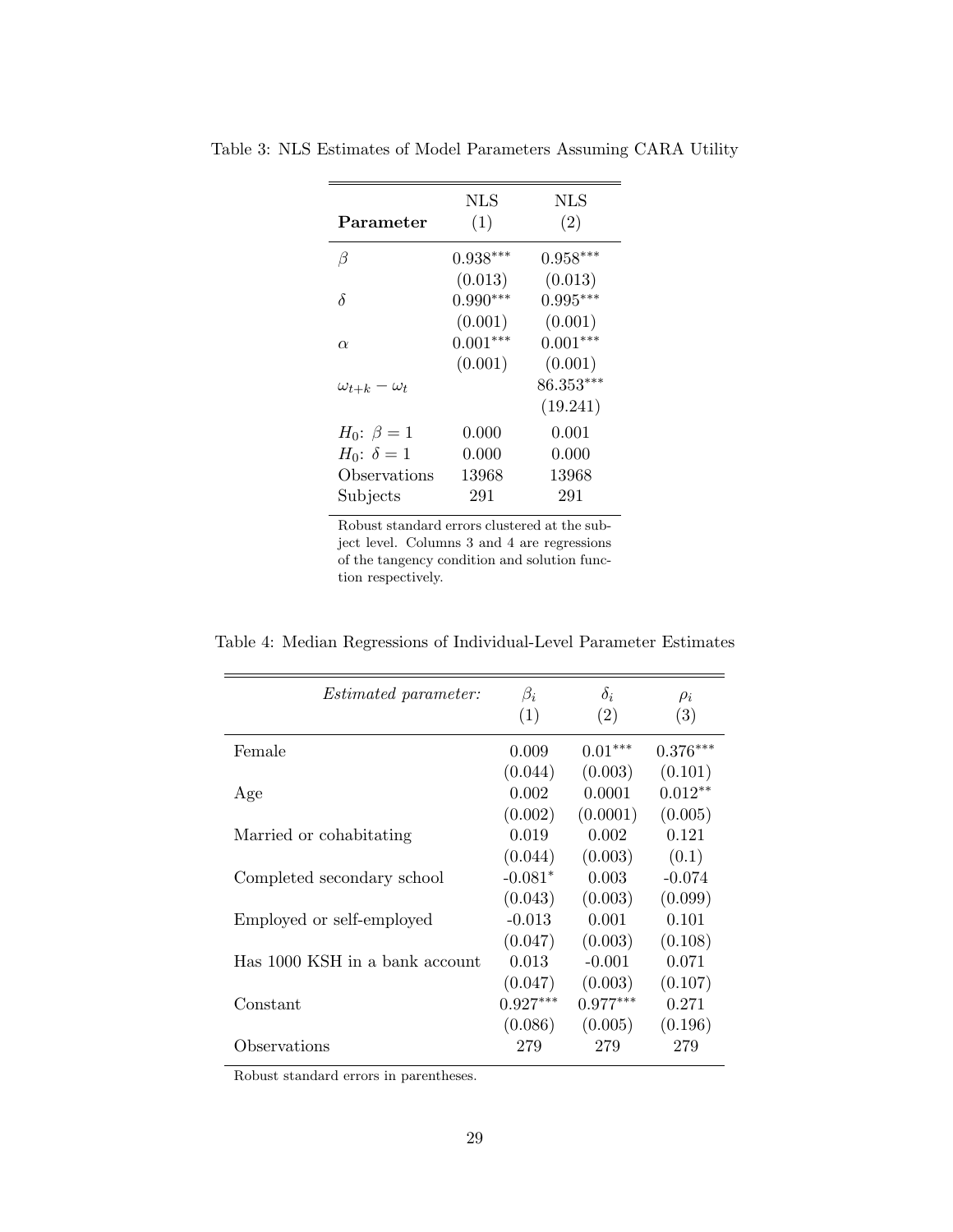Table 3: NLS Estimates of Model Parameters Assuming CARA Utility

| **Parameter** | NLS (1) | NLS (2) |
|---|---|---|
| $\beta$ | $0.938^{***}$ | $0.958^{***}$ |
| | (0.013) | (0.013) |
| $\delta$ | $0.990^{***}$ | $0.995^{***}$ |
| | (0.001) | (0.001) |
| $\alpha$ | $0.001^{***}$ | $0.001^{***}$ |
| | (0.001) | (0.001) |
| $\omega_{t+k} - \omega_t$ | | $86.353^{***}$ |
| | | (19.241) |
| $H_0$: $\beta = 1$ | 0.000 | 0.001 |
| $H_0$: $\delta = 1$ | 0.000 | 0.000 |
| Observations | 13968 | 13968 |
| Subjects | 291 | 291 |

Robust standard errors clustered at the subject level. Columns 3 and 4 are regressions of the tangency condition and solution function respectively.

Table 4: Median Regressions of Individual-Level Parameter Estimates

| *Estimated parameter:* | $\beta_i$ (1) | $\delta_i$ (2) | $\rho_i$ (3) |
|---|---|---|---|
| Female | 0.009 | $0.01^{***}$ | $0.376^{***}$ |
| | (0.044) | (0.003) | (0.101) |
| Age | 0.002 | 0.0001 | $0.012^{**}$ |
| | (0.002) | (0.0001) | (0.005) |
| Married or cohabitating | 0.019 | 0.002 | 0.121 |
| | (0.044) | (0.003) | (0.1) |
| Completed secondary school | $-0.081^{*}$ | 0.003 | -0.074 |
| | (0.043) | (0.003) | (0.099) |
| Employed or self-employed | -0.013 | 0.001 | 0.101 |
| | (0.047) | (0.003) | (0.108) |
| Has 1000 KSH in a bank account | 0.013 | -0.001 | 0.071 |
| | (0.047) | (0.003) | (0.107) |
| Constant | $0.927^{***}$ | $0.977^{***}$ | 0.271 |
| | (0.086) | (0.005) | (0.196) |
| Observations | 279 | 279 | 279 |

Robust standard errors in parentheses.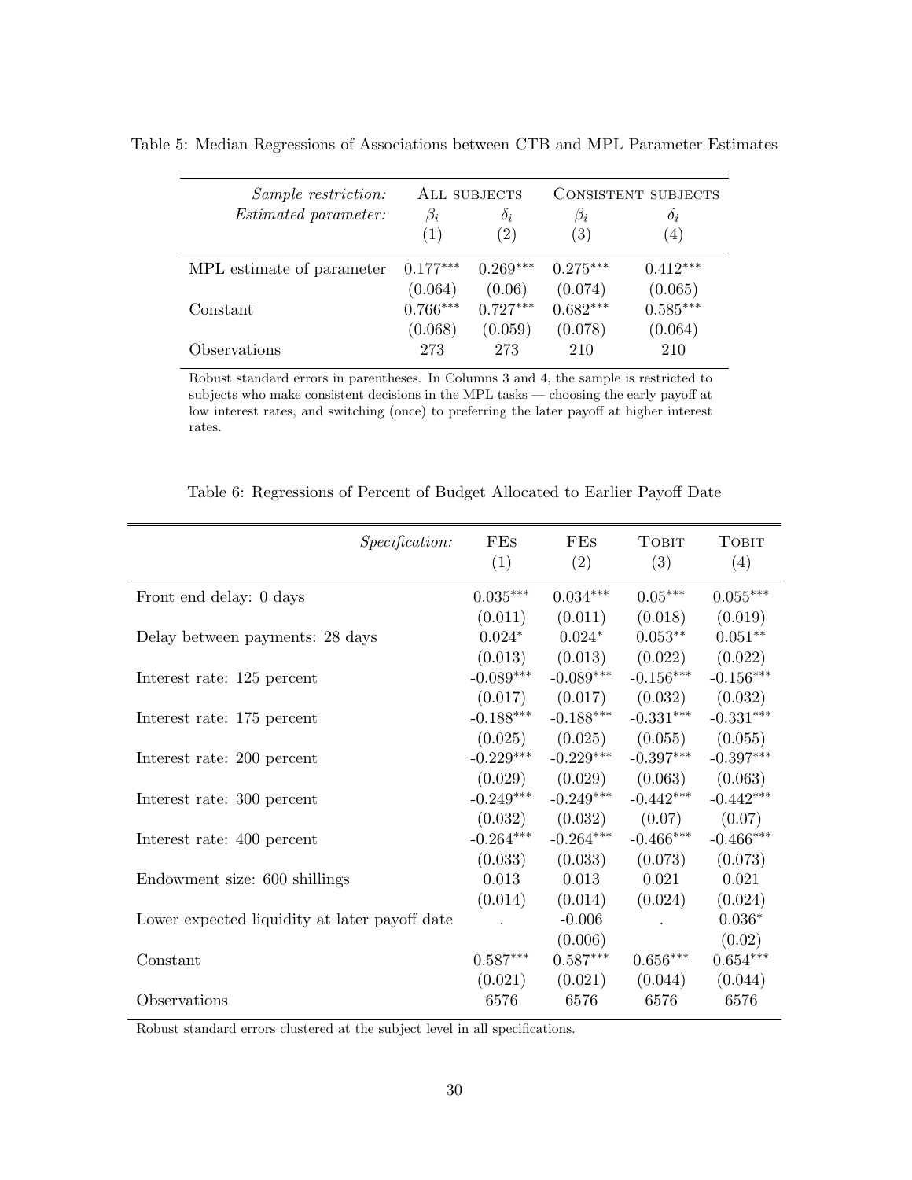Table 5: Median Regressions of Associations between CTB and MPL Parameter Estimates

| *Sample restriction:* | All subjects | | Consistent subjects | |
|---|---|---|---|---|
| *Estimated parameter:* | $\beta_i$ | $\delta_i$ | $\beta_i$ | $\delta_i$ |
| | (1) | (2) | (3) | (4) |
| MPL estimate of parameter | 0.177*** | 0.269*** | 0.275*** | 0.412*** |
| | (0.064) | (0.06) | (0.074) | (0.065) |
| Constant | 0.766*** | 0.727*** | 0.682*** | 0.585*** |
| | (0.068) | (0.059) | (0.078) | (0.064) |
| Observations | 273 | 273 | 210 | 210 |

Robust standard errors in parentheses. In Columns 3 and 4, the sample is restricted to subjects who make consistent decisions in the MPL tasks — choosing the early payoff at low interest rates, and switching (once) to preferring the later payoff at higher interest rates.

Table 6: Regressions of Percent of Budget Allocated to Earlier Payoff Date

| *Specification:* | FEs | FEs | Tobit | Tobit |
|---|---|---|---|---|
| | (1) | (2) | (3) | (4) |
| Front end delay: 0 days | 0.035*** | 0.034*** | 0.05*** | 0.055*** |
| | (0.011) | (0.011) | (0.018) | (0.019) |
| Delay between payments: 28 days | 0.024* | 0.024* | 0.053** | 0.051** |
| | (0.013) | (0.013) | (0.022) | (0.022) |
| Interest rate: 125 percent | -0.089*** | -0.089*** | -0.156*** | -0.156*** |
| | (0.017) | (0.017) | (0.032) | (0.032) |
| Interest rate: 175 percent | -0.188*** | -0.188*** | -0.331*** | -0.331*** |
| | (0.025) | (0.025) | (0.055) | (0.055) |
| Interest rate: 200 percent | -0.229*** | -0.229*** | -0.397*** | -0.397*** |
| | (0.029) | (0.029) | (0.063) | (0.063) |
| Interest rate: 300 percent | -0.249*** | -0.249*** | -0.442*** | -0.442*** |
| | (0.032) | (0.032) | (0.07) | (0.07) |
| Interest rate: 400 percent | -0.264*** | -0.264*** | -0.466*** | -0.466*** |
| | (0.033) | (0.033) | (0.073) | (0.073) |
| Endowment size: 600 shillings | 0.013 | 0.013 | 0.021 | 0.021 |
| | (0.014) | (0.014) | (0.024) | (0.024) |
| Lower expected liquidity at later payoff date | . | -0.006 | . | 0.036* |
| | | (0.006) | | (0.02) |
| Constant | 0.587*** | 0.587*** | 0.656*** | 0.654*** |
| | (0.021) | (0.021) | (0.044) | (0.044) |
| Observations | 6576 | 6576 | 6576 | 6576 |

Robust standard errors clustered at the subject level in all specifications.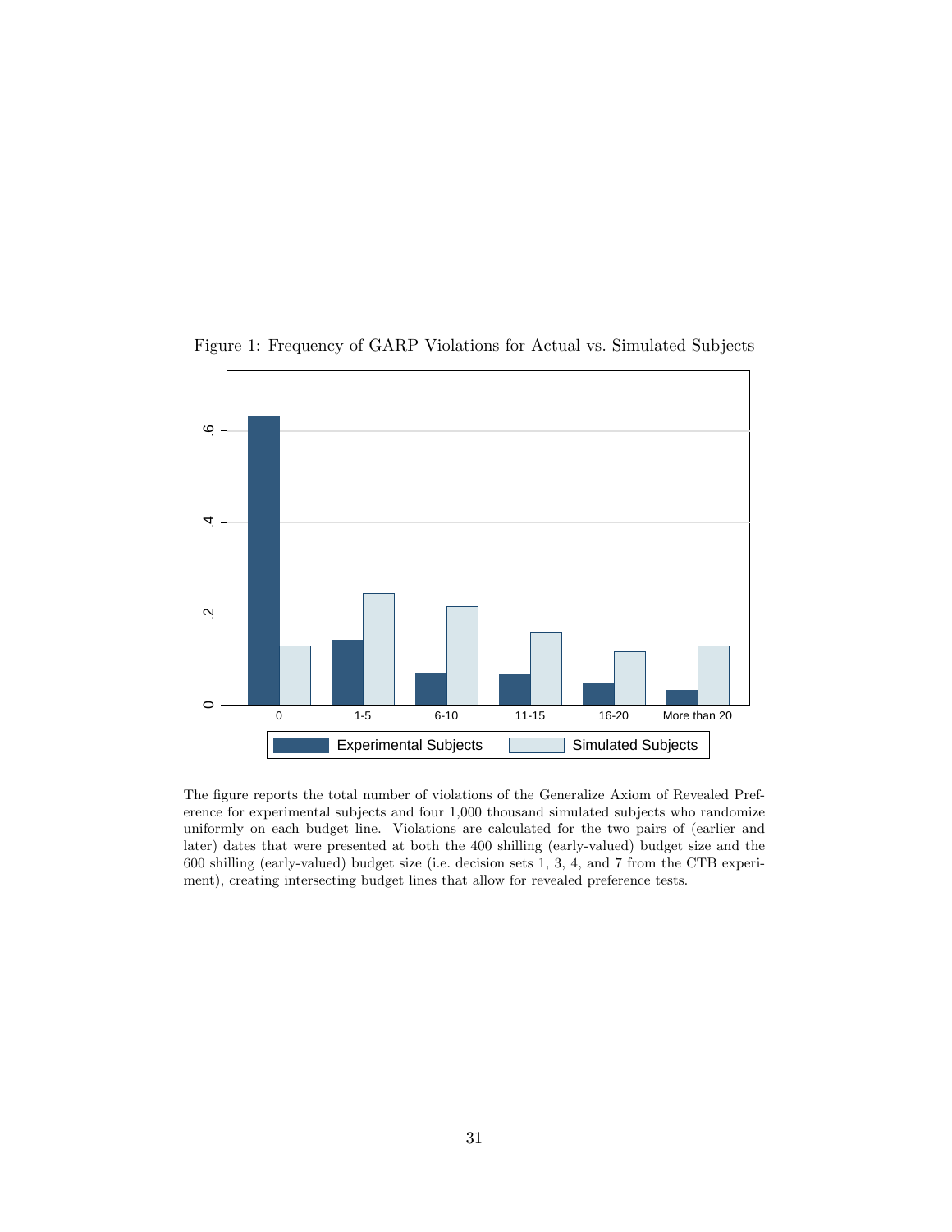Figure 1: Frequency of GARP Violations for Actual vs. Simulated Subjects

The figure reports the total number of violations of the Generalize Axiom of Revealed Preference for experimental subjects and four 1,000 thousand simulated subjects who randomize uniformly on each budget line. Violations are calculated for the two pairs of (earlier and later) dates that were presented at both the 400 shilling (early-valued) budget size and the 600 shilling (early-valued) budget size (i.e. decision sets 1, 3, 4, and 7 from the CTB experiment), creating intersecting budget lines that allow for revealed preference tests.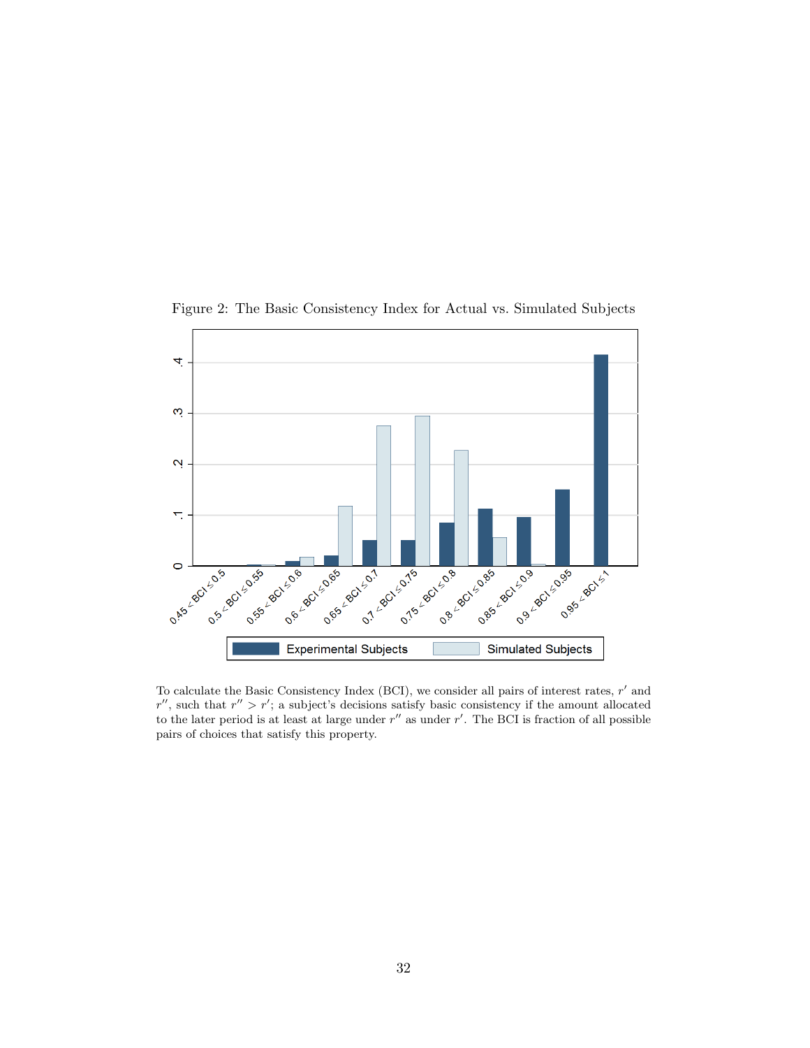Figure 2: The Basic Consistency Index for Actual vs. Simulated Subjects

To calculate the Basic Consistency Index (BCI), we consider all pairs of interest rates, $r'$ and $r''$, such that $r'' > r'$; a subject's decisions satisfy basic consistency if the amount allocated to the later period is at least at large under $r''$ as under $r'$. The BCI is fraction of all possible pairs of choices that satisfy this property.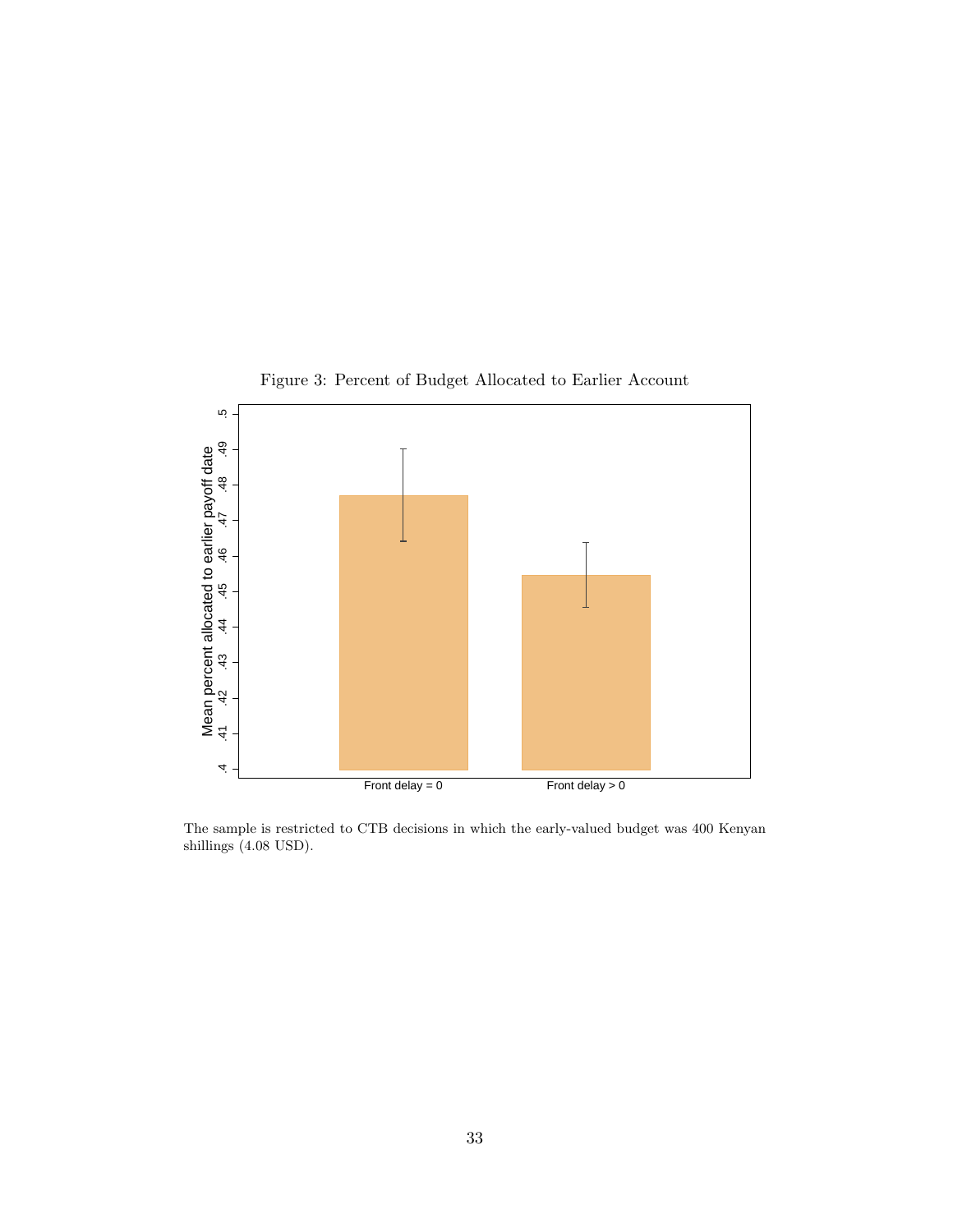Figure 3: Percent of Budget Allocated to Earlier Account

The sample is restricted to CTB decisions in which the early-valued budget was 400 Kenyan shillings (4.08 USD).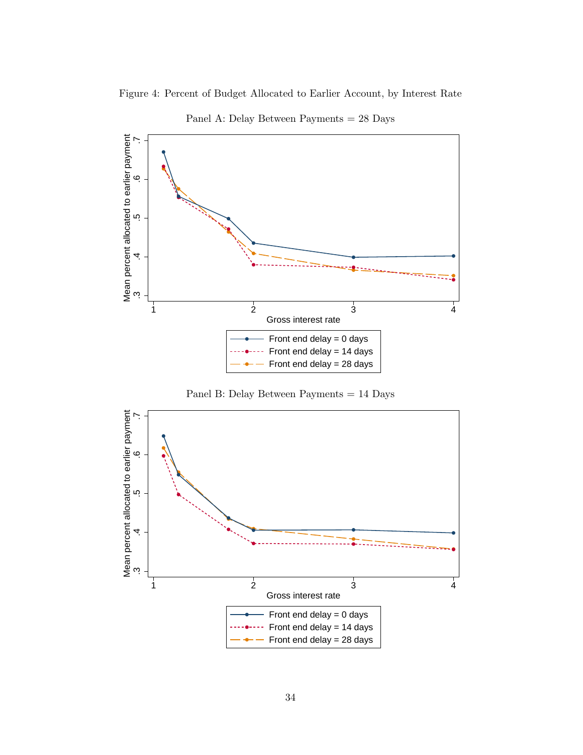Figure 4: Percent of Budget Allocated to Earlier Account, by Interest Rate

Panel A: Delay Between Payments = 28 Days

Panel B: Delay Between Payments = 14 Days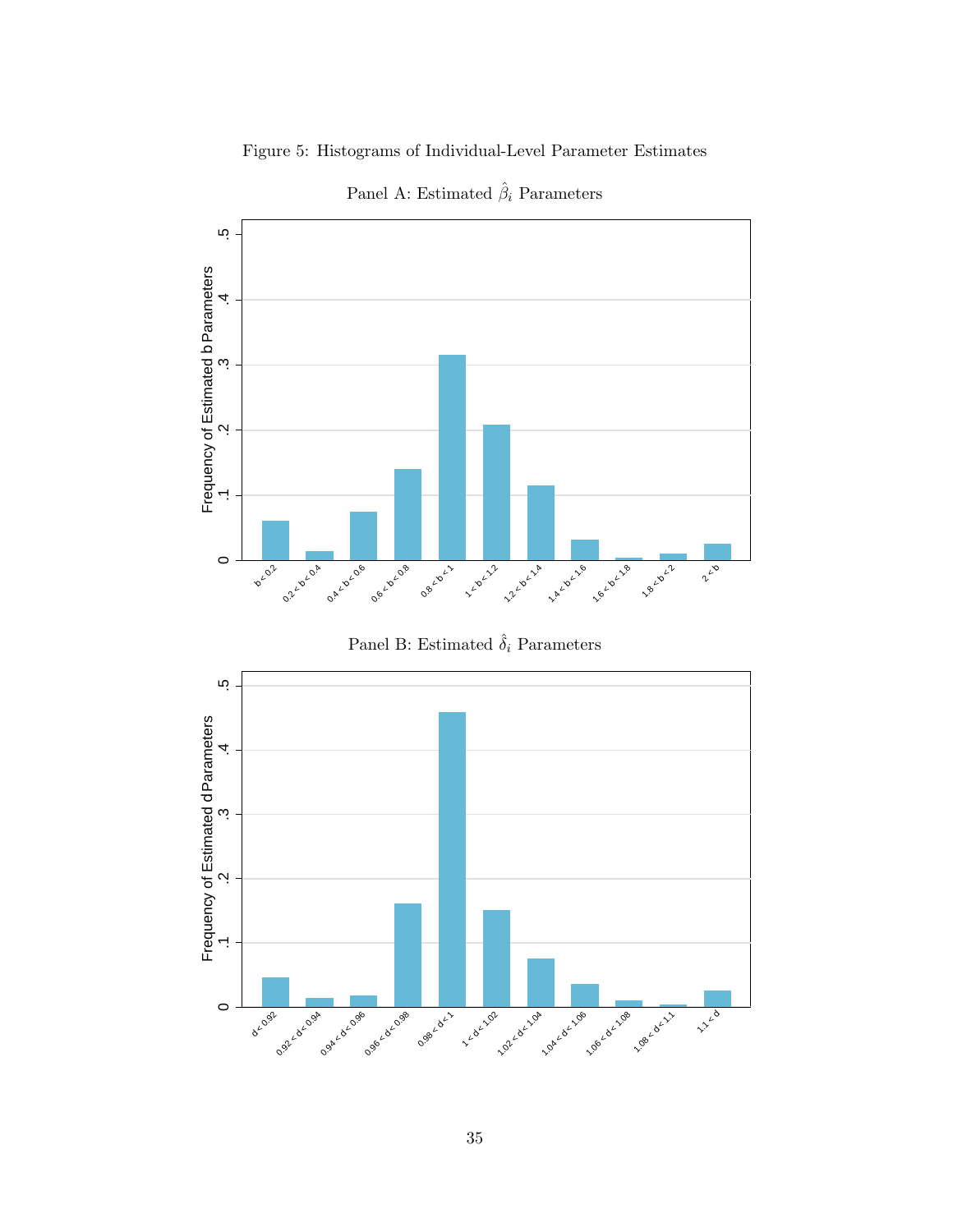Figure 5: Histograms of Individual-Level Parameter Estimates

Panel A: Estimated $\hat{\beta}_i$ Parameters

Panel B: Estimated $\hat{\delta}_i$ Parameters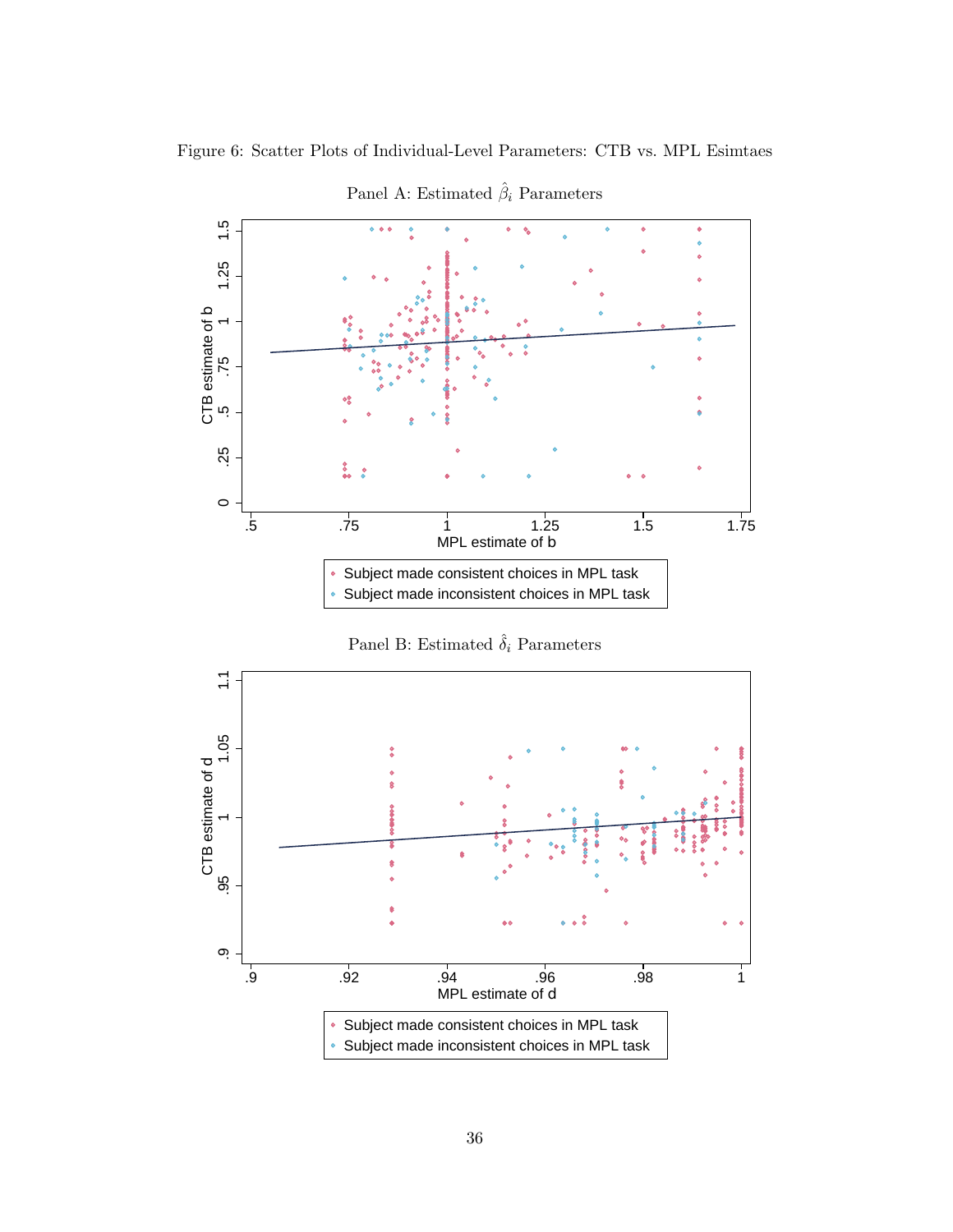Figure 6: Scatter Plots of Individual-Level Parameters: CTB vs. MPL Esimtaes

Panel A: Estimated $\hat{\beta}_i$ Parameters

Panel B: Estimated $\hat{\delta}_i$ Parameters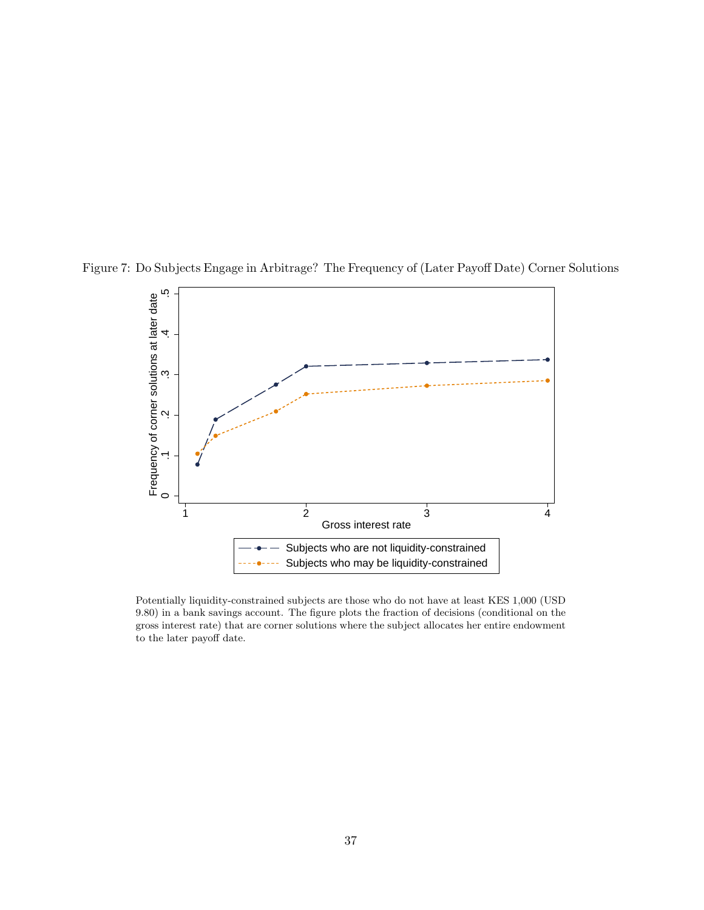Figure 7: Do Subjects Engage in Arbitrage? The Frequency of (Later Payoff Date) Corner Solutions

Potentially liquidity-constrained subjects are those who do not have at least KES 1,000 (USD 9.80) in a bank savings account. The figure plots the fraction of decisions (conditional on the gross interest rate) that are corner solutions where the subject allocates her entire endowment to the later payoff date.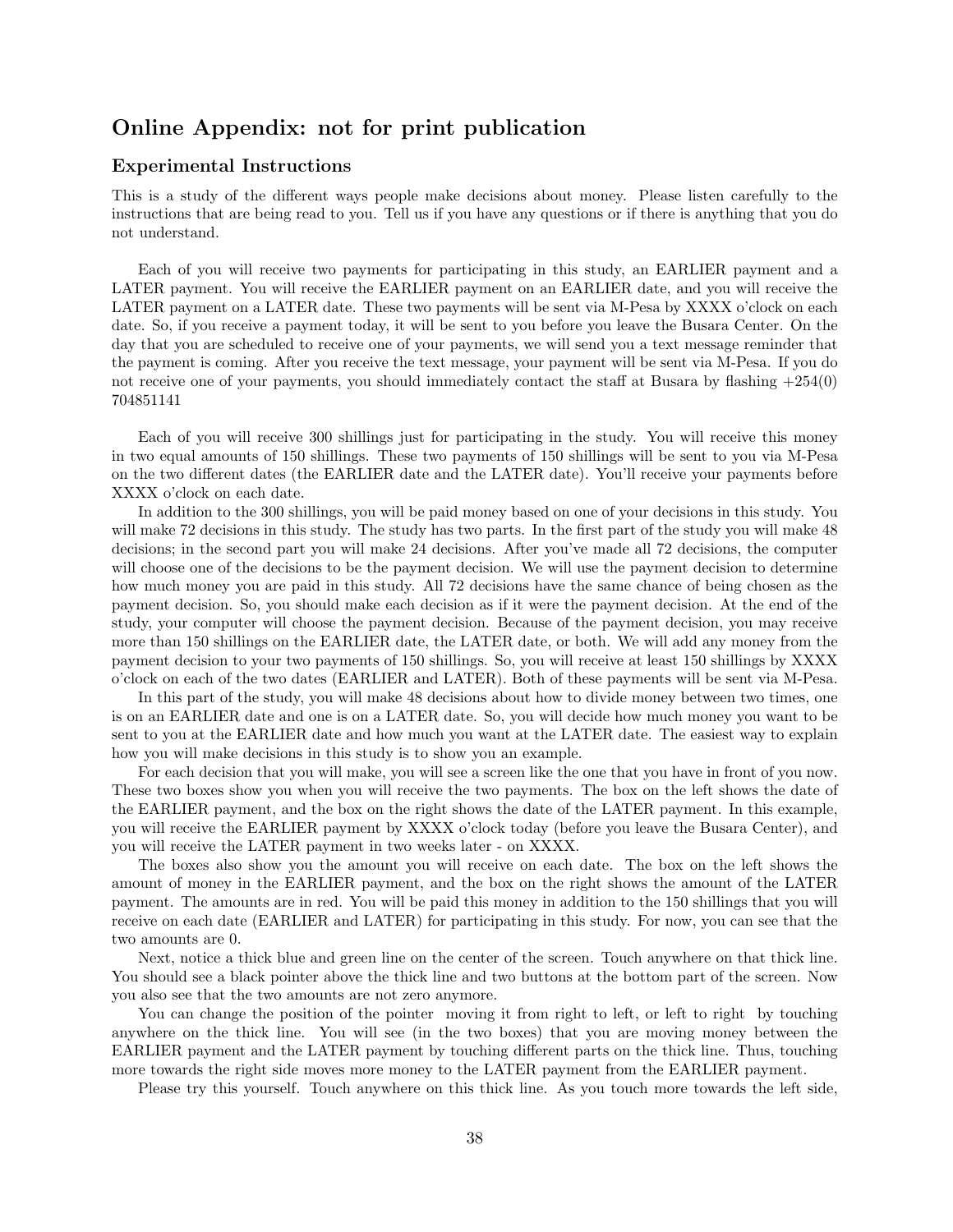## Online Appendix: not for print publication

### Experimental Instructions

This is a study of the different ways people make decisions about money. Please listen carefully to the instructions that are being read to you. Tell us if you have any questions or if there is anything that you do not understand.

Each of you will receive two payments for participating in this study, an EARLIER payment and a LATER payment. You will receive the EARLIER payment on an EARLIER date, and you will receive the LATER payment on a LATER date. These two payments will be sent via M-Pesa by XXXX o'clock on each date. So, if you receive a payment today, it will be sent to you before you leave the Busara Center. On the day that you are scheduled to receive one of your payments, we will send you a text message reminder that the payment is coming. After you receive the text message, your payment will be sent via M-Pesa. If you do not receive one of your payments, you should immediately contact the staff at Busara by flashing +254(0) 704851141

Each of you will receive 300 shillings just for participating in the study. You will receive this money in two equal amounts of 150 shillings. These two payments of 150 shillings will be sent to you via M-Pesa on the two different dates (the EARLIER date and the LATER date). You'll receive your payments before XXXX o'clock on each date.

In addition to the 300 shillings, you will be paid money based on one of your decisions in this study. You will make 72 decisions in this study. The study has two parts. In the first part of the study you will make 48 decisions; in the second part you will make 24 decisions. After you've made all 72 decisions, the computer will choose one of the decisions to be the payment decision. We will use the payment decision to determine how much money you are paid in this study. All 72 decisions have the same chance of being chosen as the payment decision. So, you should make each decision as if it were the payment decision. At the end of the study, your computer will choose the payment decision. Because of the payment decision, you may receive more than 150 shillings on the EARLIER date, the LATER date, or both. We will add any money from the payment decision to your two payments of 150 shillings. So, you will receive at least 150 shillings by XXXX o'clock on each of the two dates (EARLIER and LATER). Both of these payments will be sent via M-Pesa.

In this part of the study, you will make 48 decisions about how to divide money between two times, one is on an EARLIER date and one is on a LATER date. So, you will decide how much money you want to be sent to you at the EARLIER date and how much you want at the LATER date. The easiest way to explain how you will make decisions in this study is to show you an example.

For each decision that you will make, you will see a screen like the one that you have in front of you now. These two boxes show you when you will receive the two payments. The box on the left shows the date of the EARLIER payment, and the box on the right shows the date of the LATER payment. In this example, you will receive the EARLIER payment by XXXX o'clock today (before you leave the Busara Center), and you will receive the LATER payment in two weeks later - on XXXX.

The boxes also show you the amount you will receive on each date. The box on the left shows the amount of money in the EARLIER payment, and the box on the right shows the amount of the LATER payment. The amounts are in red. You will be paid this money in addition to the 150 shillings that you will receive on each date (EARLIER and LATER) for participating in this study. For now, you can see that the two amounts are 0.

Next, notice a thick blue and green line on the center of the screen. Touch anywhere on that thick line. You should see a black pointer above the thick line and two buttons at the bottom part of the screen. Now you also see that the two amounts are not zero anymore.

You can change the position of the pointer moving it from right to left, or left to right by touching anywhere on the thick line. You will see (in the two boxes) that you are moving money between the EARLIER payment and the LATER payment by touching different parts on the thick line. Thus, touching more towards the right side moves more money to the LATER payment from the EARLIER payment.

Please try this yourself. Touch anywhere on this thick line. As you touch more towards the left side,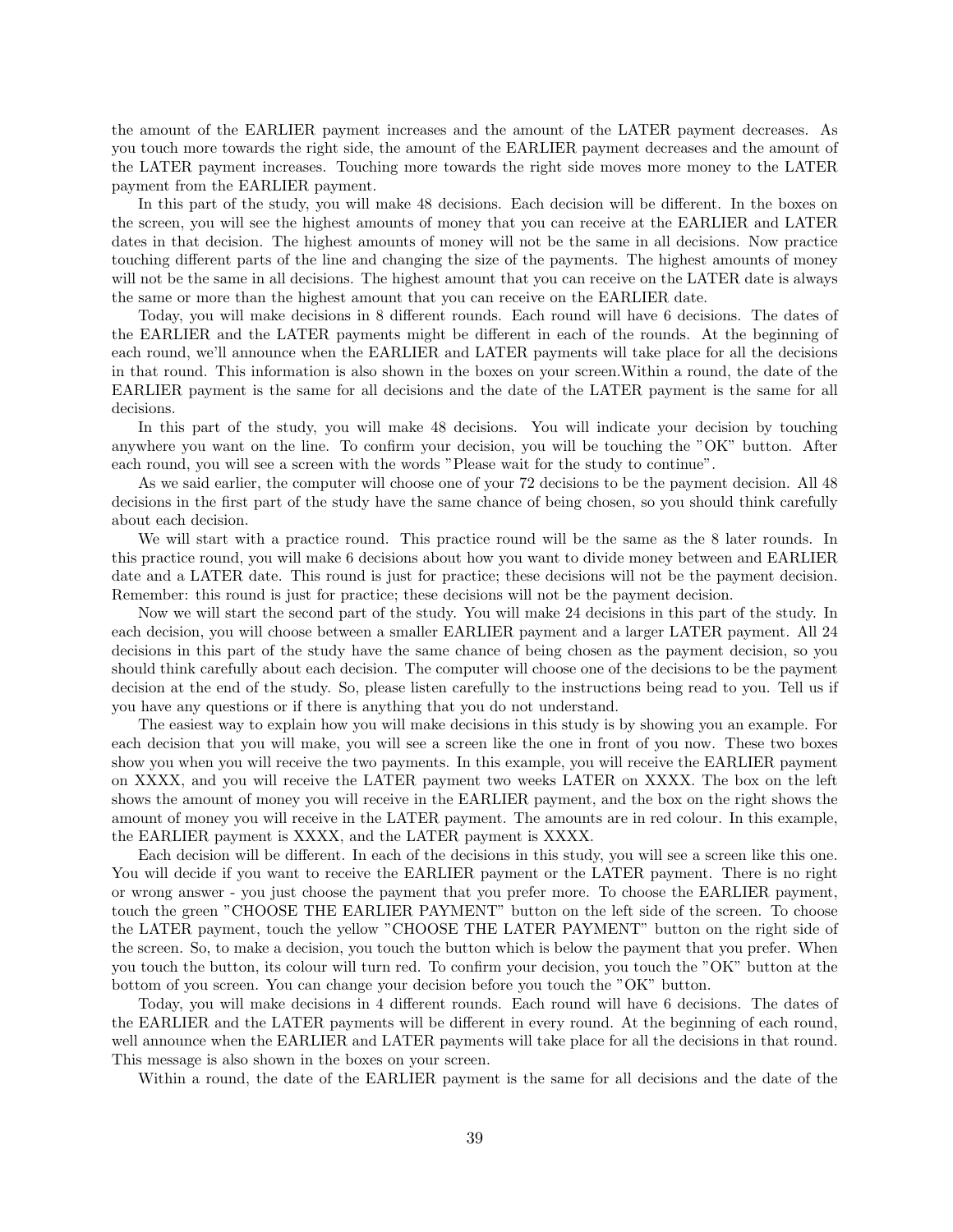the amount of the EARLIER payment increases and the amount of the LATER payment decreases. As you touch more towards the right side, the amount of the EARLIER payment decreases and the amount of the LATER payment increases. Touching more towards the right side moves more money to the LATER payment from the EARLIER payment.

In this part of the study, you will make 48 decisions. Each decision will be different. In the boxes on the screen, you will see the highest amounts of money that you can receive at the EARLIER and LATER dates in that decision. The highest amounts of money will not be the same in all decisions. Now practice touching different parts of the line and changing the size of the payments. The highest amounts of money will not be the same in all decisions. The highest amount that you can receive on the LATER date is always the same or more than the highest amount that you can receive on the EARLIER date.

Today, you will make decisions in 8 different rounds. Each round will have 6 decisions. The dates of the EARLIER and the LATER payments might be different in each of the rounds. At the beginning of each round, we'll announce when the EARLIER and LATER payments will take place for all the decisions in that round. This information is also shown in the boxes on your screen.Within a round, the date of the EARLIER payment is the same for all decisions and the date of the LATER payment is the same for all decisions.

In this part of the study, you will make 48 decisions. You will indicate your decision by touching anywhere you want on the line. To confirm your decision, you will be touching the "OK" button. After each round, you will see a screen with the words "Please wait for the study to continue".

As we said earlier, the computer will choose one of your 72 decisions to be the payment decision. All 48 decisions in the first part of the study have the same chance of being chosen, so you should think carefully about each decision.

We will start with a practice round. This practice round will be the same as the 8 later rounds. In this practice round, you will make 6 decisions about how you want to divide money between and EARLIER date and a LATER date. This round is just for practice; these decisions will not be the payment decision. Remember: this round is just for practice; these decisions will not be the payment decision.

Now we will start the second part of the study. You will make 24 decisions in this part of the study. In each decision, you will choose between a smaller EARLIER payment and a larger LATER payment. All 24 decisions in this part of the study have the same chance of being chosen as the payment decision, so you should think carefully about each decision. The computer will choose one of the decisions to be the payment decision at the end of the study. So, please listen carefully to the instructions being read to you. Tell us if you have any questions or if there is anything that you do not understand.

The easiest way to explain how you will make decisions in this study is by showing you an example. For each decision that you will make, you will see a screen like the one in front of you now. These two boxes show you when you will receive the two payments. In this example, you will receive the EARLIER payment on XXXX, and you will receive the LATER payment two weeks LATER on XXXX. The box on the left shows the amount of money you will receive in the EARLIER payment, and the box on the right shows the amount of money you will receive in the LATER payment. The amounts are in red colour. In this example, the EARLIER payment is XXXX, and the LATER payment is XXXX.

Each decision will be different. In each of the decisions in this study, you will see a screen like this one. You will decide if you want to receive the EARLIER payment or the LATER payment. There is no right or wrong answer - you just choose the payment that you prefer more. To choose the EARLIER payment, touch the green "CHOOSE THE EARLIER PAYMENT" button on the left side of the screen. To choose the LATER payment, touch the yellow "CHOOSE THE LATER PAYMENT" button on the right side of the screen. So, to make a decision, you touch the button which is below the payment that you prefer. When you touch the button, its colour will turn red. To confirm your decision, you touch the "OK" button at the bottom of you screen. You can change your decision before you touch the "OK" button.

Today, you will make decisions in 4 different rounds. Each round will have 6 decisions. The dates of the EARLIER and the LATER payments will be different in every round. At the beginning of each round, well announce when the EARLIER and LATER payments will take place for all the decisions in that round. This message is also shown in the boxes on your screen.

Within a round, the date of the EARLIER payment is the same for all decisions and the date of the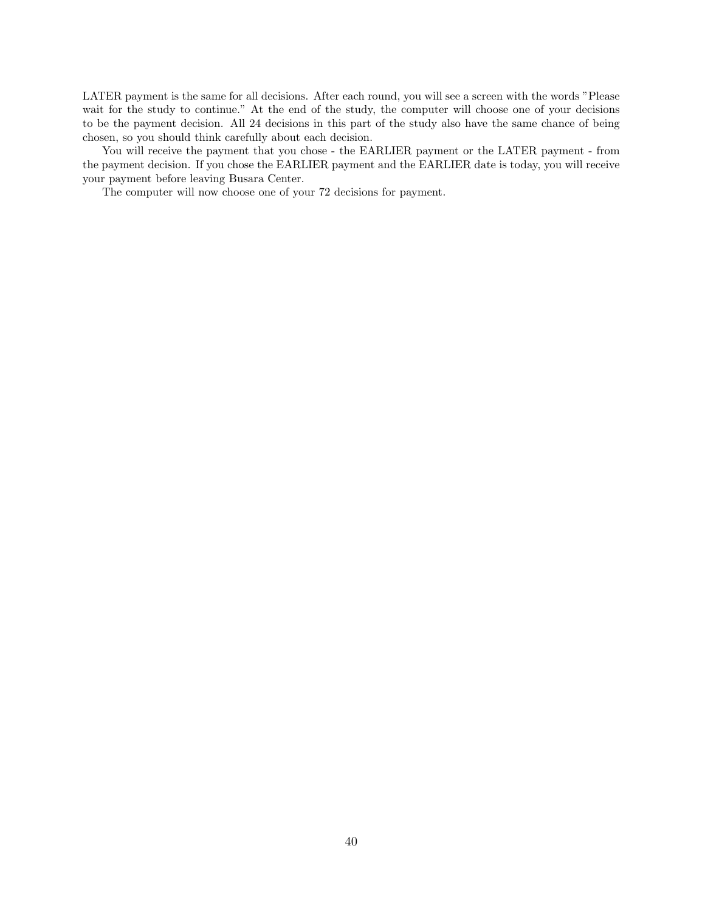LATER payment is the same for all decisions. After each round, you will see a screen with the words "Please wait for the study to continue." At the end of the study, the computer will choose one of your decisions to be the payment decision. All 24 decisions in this part of the study also have the same chance of being chosen, so you should think carefully about each decision.

You will receive the payment that you chose - the EARLIER payment or the LATER payment - from the payment decision. If you chose the EARLIER payment and the EARLIER date is today, you will receive your payment before leaving Busara Center.

The computer will now choose one of your 72 decisions for payment.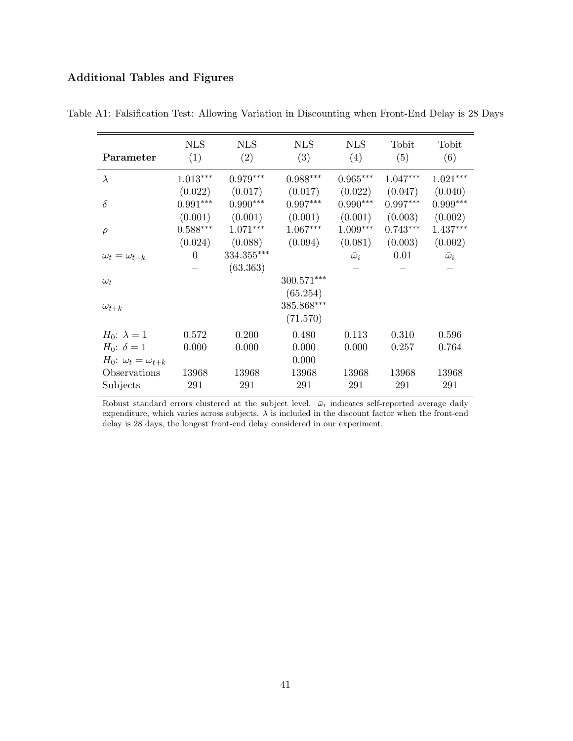### Additional Tables and Figures

Table A1: Falsification Test: Allowing Variation in Discounting when Front-End Delay is 28 Days

| Parameter | NLS (1) | NLS (2) | NLS (3) | NLS (4) | Tobit (5) | Tobit (6) |
|---|---|---|---|---|---|---|
| $\lambda$ | $1.013^{***}$ | $0.979^{***}$ | $0.988^{***}$ | $0.965^{***}$ | $1.047^{***}$ | $1.021^{***}$ |
| | (0.022) | (0.017) | (0.017) | (0.022) | (0.047) | (0.040) |
| $\delta$ | $0.991^{***}$ | $0.990^{***}$ | $0.997^{***}$ | $0.990^{***}$ | $0.997^{***}$ | $0.999^{***}$ |
| | (0.001) | (0.001) | (0.001) | (0.001) | (0.003) | (0.002) |
| $\rho$ | $0.588^{***}$ | $1.071^{***}$ | $1.067^{***}$ | $1.009^{***}$ | $0.743^{***}$ | $1.437^{***}$ |
| | (0.024) | (0.088) | (0.094) | (0.081) | (0.003) | (0.002) |
| $\omega_t = \omega_{t+k}$ | 0 | $334.355^{***}$ | | $\bar{\omega}_i$ | 0.01 | $\bar{\omega}_i$ |
| | – | (63.363) | | – | – | – |
| $\omega_t$ | | | $300.571^{***}$ | | | |
| | | | (65.254) | | | |
| $\omega_{t+k}$ | | | $385.868^{***}$ | | | |
| | | | (71.570) | | | |
| $H_0$: $\lambda = 1$ | 0.572 | 0.200 | 0.480 | 0.113 | 0.310 | 0.596 |
| $H_0$: $\delta = 1$ | 0.000 | 0.000 | 0.000 | 0.000 | 0.257 | 0.764 |
| $H_0$: $\omega_t = \omega_{t+k}$ | | | 0.000 | | | |
| Observations | 13968 | 13968 | 13968 | 13968 | 13968 | 13968 |
| Subjects | 291 | 291 | 291 | 291 | 291 | 291 |

Robust standard errors clustered at the subject level. $\bar{\omega}_i$ indicates self-reported average daily expenditure, which varies across subjects. $\lambda$ is included in the discount factor when the front-end delay is 28 days, the longest front-end delay considered in our experiment.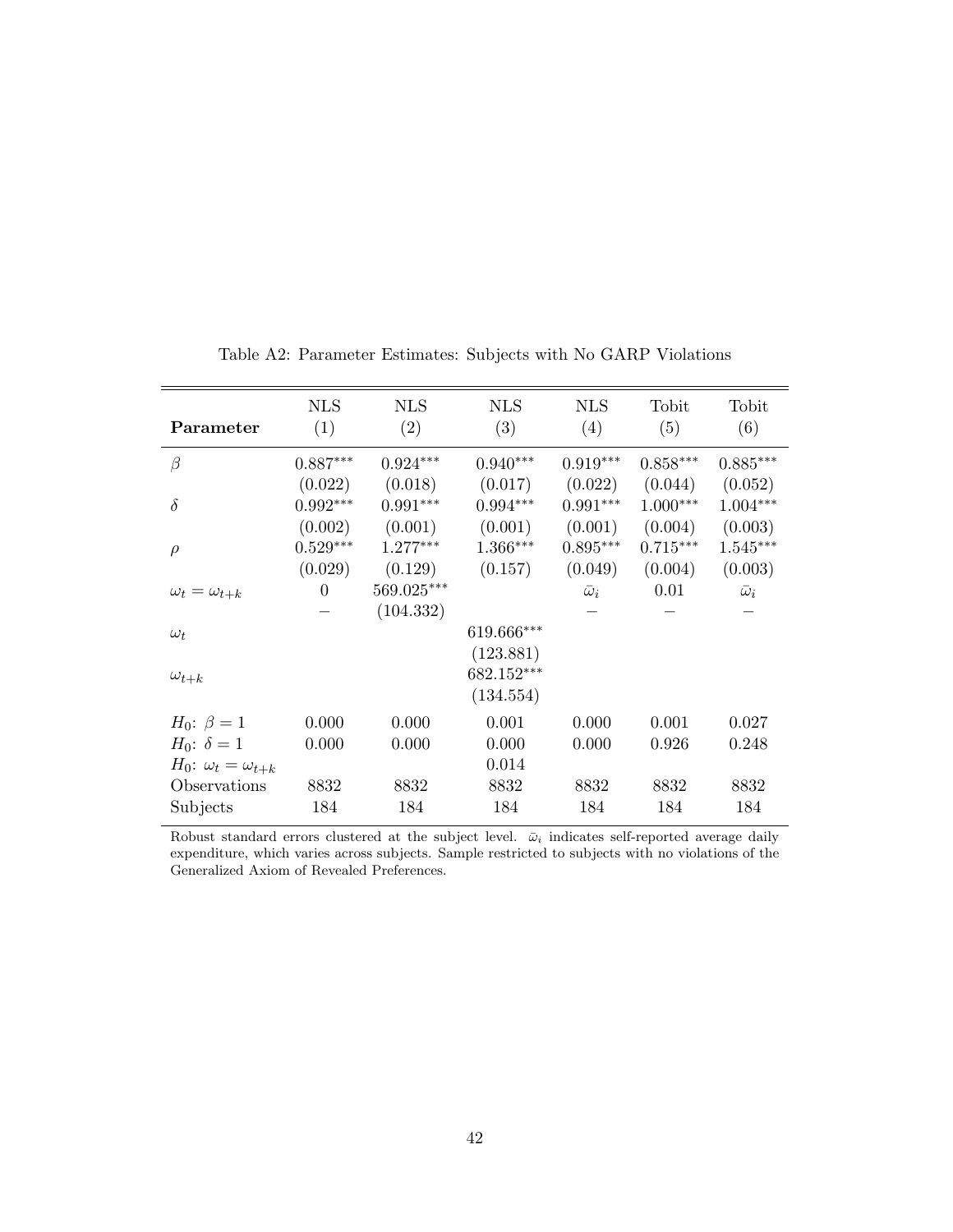Table A2: Parameter Estimates: Subjects with No GARP Violations

| **Parameter** | NLS (1) | NLS (2) | NLS (3) | NLS (4) | Tobit (5) | Tobit (6) |
|---|---|---|---|---|---|---|
| $\beta$ | $0.887^{***}$ | $0.924^{***}$ | $0.940^{***}$ | $0.919^{***}$ | $0.858^{***}$ | $0.885^{***}$ |
| | (0.022) | (0.018) | (0.017) | (0.022) | (0.044) | (0.052) |
| $\delta$ | $0.992^{***}$ | $0.991^{***}$ | $0.994^{***}$ | $0.991^{***}$ | $1.000^{***}$ | $1.004^{***}$ |
| | (0.002) | (0.001) | (0.001) | (0.001) | (0.004) | (0.003) |
| $\rho$ | $0.529^{***}$ | $1.277^{***}$ | $1.366^{***}$ | $0.895^{***}$ | $0.715^{***}$ | $1.545^{***}$ |
| | (0.029) | (0.129) | (0.157) | (0.049) | (0.004) | (0.003) |
| $\omega_t = \omega_{t+k}$ | 0 | $569.025^{***}$ | | $\bar{\omega}_i$ | 0.01 | $\bar{\omega}_i$ |
| | – | (104.332) | | – | – | – |
| $\omega_t$ | | | $619.666^{***}$ | | | |
| | | | (123.881) | | | |
| $\omega_{t+k}$ | | | $682.152^{***}$ | | | |
| | | | (134.554) | | | |
| $H_0$: $\beta = 1$ | 0.000 | 0.000 | 0.001 | 0.000 | 0.001 | 0.027 |
| $H_0$: $\delta = 1$ | 0.000 | 0.000 | 0.000 | 0.000 | 0.926 | 0.248 |
| $H_0$: $\omega_t = \omega_{t+k}$ | | | 0.014 | | | |
| Observations | 8832 | 8832 | 8832 | 8832 | 8832 | 8832 |
| Subjects | 184 | 184 | 184 | 184 | 184 | 184 |

Robust standard errors clustered at the subject level. $\bar{\omega}_i$ indicates self-reported average daily expenditure, which varies across subjects. Sample restricted to subjects with no violations of the Generalized Axiom of Revealed Preferences.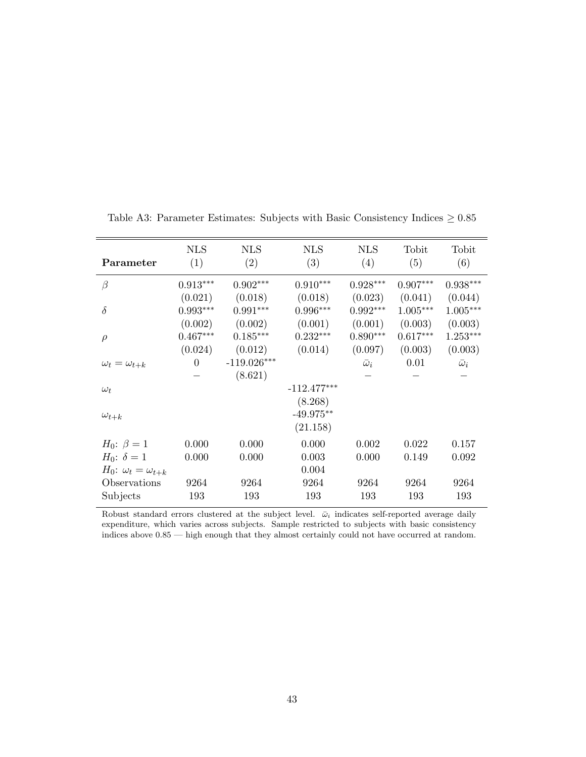Table A3: Parameter Estimates: Subjects with Basic Consistency Indices $\geq 0.85$

| **Parameter** | NLS (1) | NLS (2) | NLS (3) | NLS (4) | Tobit (5) | Tobit (6) |
|---|---|---|---|---|---|---|
| $\beta$ | $0.913^{***}$ | $0.902^{***}$ | $0.910^{***}$ | $0.928^{***}$ | $0.907^{***}$ | $0.938^{***}$ |
| | (0.021) | (0.018) | (0.018) | (0.023) | (0.041) | (0.044) |
| $\delta$ | $0.993^{***}$ | $0.991^{***}$ | $0.996^{***}$ | $0.992^{***}$ | $1.005^{***}$ | $1.005^{***}$ |
| | (0.002) | (0.002) | (0.001) | (0.001) | (0.003) | (0.003) |
| $\rho$ | $0.467^{***}$ | $0.185^{***}$ | $0.232^{***}$ | $0.890^{***}$ | $0.617^{***}$ | $1.253^{***}$ |
| | (0.024) | (0.012) | (0.014) | (0.097) | (0.003) | (0.003) |
| $\omega_t = \omega_{t+k}$ | 0 | $-119.026^{***}$ | | $\bar{\omega}_i$ | 0.01 | $\bar{\omega}_i$ |
| | – | (8.621) | | – | – | – |
| $\omega_t$ | | | $-112.477^{***}$ | | | |
| | | | (8.268) | | | |
| $\omega_{t+k}$ | | | $-49.975^{**}$ | | | |
| | | | (21.158) | | | |
| $H_0$: $\beta = 1$ | 0.000 | 0.000 | 0.000 | 0.002 | 0.022 | 0.157 |
| $H_0$: $\delta = 1$ | 0.000 | 0.000 | 0.003 | 0.000 | 0.149 | 0.092 |
| $H_0$: $\omega_t = \omega_{t+k}$ | | | 0.004 | | | |
| Observations | 9264 | 9264 | 9264 | 9264 | 9264 | 9264 |
| Subjects | 193 | 193 | 193 | 193 | 193 | 193 |

Robust standard errors clustered at the subject level. $\bar{\omega}_i$ indicates self-reported average daily expenditure, which varies across subjects. Sample restricted to subjects with basic consistency indices above 0.85 — high enough that they almost certainly could not have occurred at random.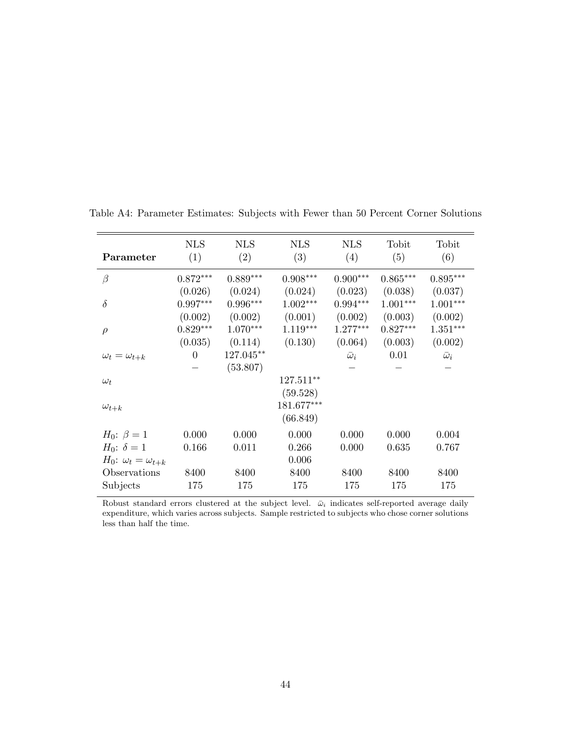Table A4: Parameter Estimates: Subjects with Fewer than 50 Percent Corner Solutions

| **Parameter** | NLS (1) | NLS (2) | NLS (3) | NLS (4) | Tobit (5) | Tobit (6) |
|---|---|---|---|---|---|---|
| $\beta$ | $0.872^{***}$ | $0.889^{***}$ | $0.908^{***}$ | $0.900^{***}$ | $0.865^{***}$ | $0.895^{***}$ |
| | (0.026) | (0.024) | (0.024) | (0.023) | (0.038) | (0.037) |
| $\delta$ | $0.997^{***}$ | $0.996^{***}$ | $1.002^{***}$ | $0.994^{***}$ | $1.001^{***}$ | $1.001^{***}$ |
| | (0.002) | (0.002) | (0.001) | (0.002) | (0.003) | (0.002) |
| $\rho$ | $0.829^{***}$ | $1.070^{***}$ | $1.119^{***}$ | $1.277^{***}$ | $0.827^{***}$ | $1.351^{***}$ |
| | (0.035) | (0.114) | (0.130) | (0.064) | (0.003) | (0.002) |
| $\omega_t = \omega_{t+k}$ | 0 | $127.045^{**}$ | | $\bar{\omega}_i$ | 0.01 | $\bar{\omega}_i$ |
| | – | (53.807) | | – | – | – |
| $\omega_t$ | | | $127.511^{**}$ | | | |
| | | | (59.528) | | | |
| $\omega_{t+k}$ | | | $181.677^{***}$ | | | |
| | | | (66.849) | | | |
| $H_0$: $\beta = 1$ | 0.000 | 0.000 | 0.000 | 0.000 | 0.000 | 0.004 |
| $H_0$: $\delta = 1$ | 0.166 | 0.011 | 0.266 | 0.000 | 0.635 | 0.767 |
| $H_0$: $\omega_t = \omega_{t+k}$ | | | 0.006 | | | |
| Observations | 8400 | 8400 | 8400 | 8400 | 8400 | 8400 |
| Subjects | 175 | 175 | 175 | 175 | 175 | 175 |

Robust standard errors clustered at the subject level. $\bar{\omega}_i$ indicates self-reported average daily expenditure, which varies across subjects. Sample restricted to subjects who chose corner solutions less than half the time.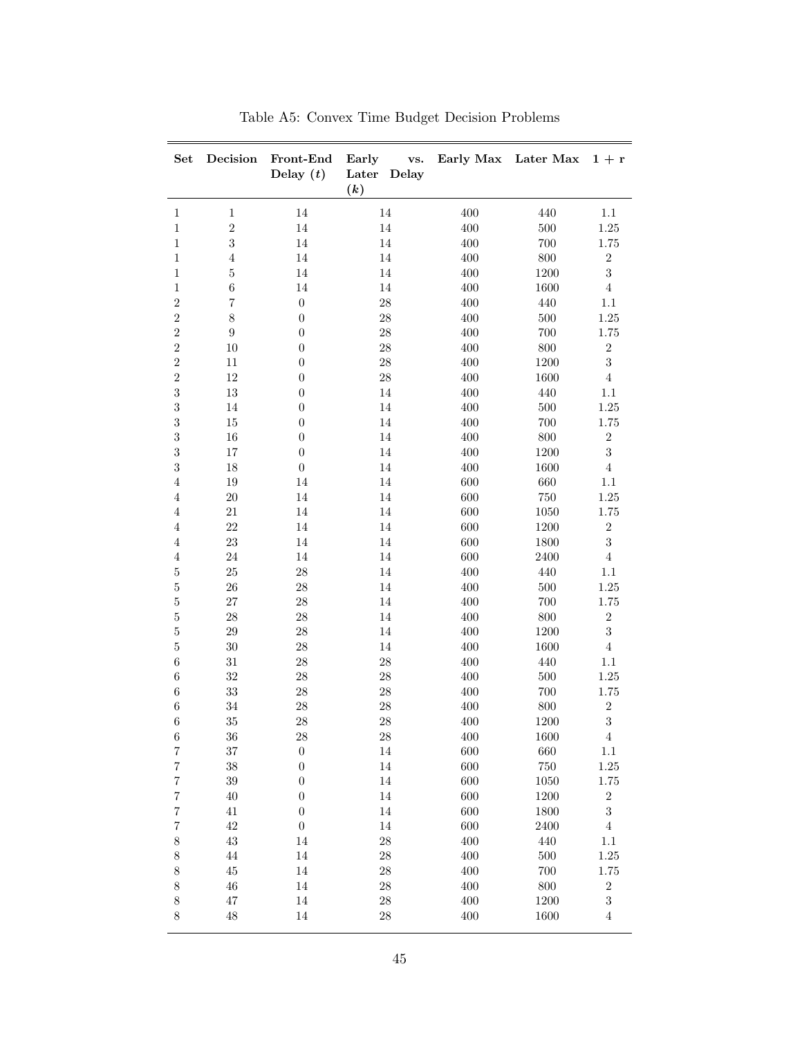Table A5: Convex Time Budget Decision Problems

| Set | Decision | Front-End Delay ($t$) | Early vs. Later Delay ($k$) | Early Max | Later Max | 1 + r |
|---|---|---|---|---|---|---|
| 1 | 1 | 14 | 14 | 400 | 440 | 1.1 |
| 1 | 2 | 14 | 14 | 400 | 500 | 1.25 |
| 1 | 3 | 14 | 14 | 400 | 700 | 1.75 |
| 1 | 4 | 14 | 14 | 400 | 800 | 2 |
| 1 | 5 | 14 | 14 | 400 | 1200 | 3 |
| 1 | 6 | 14 | 14 | 400 | 1600 | 4 |
| 2 | 7 | 0 | 28 | 400 | 440 | 1.1 |
| 2 | 8 | 0 | 28 | 400 | 500 | 1.25 |
| 2 | 9 | 0 | 28 | 400 | 700 | 1.75 |
| 2 | 10 | 0 | 28 | 400 | 800 | 2 |
| 2 | 11 | 0 | 28 | 400 | 1200 | 3 |
| 2 | 12 | 0 | 28 | 400 | 1600 | 4 |
| 3 | 13 | 0 | 14 | 400 | 440 | 1.1 |
| 3 | 14 | 0 | 14 | 400 | 500 | 1.25 |
| 3 | 15 | 0 | 14 | 400 | 700 | 1.75 |
| 3 | 16 | 0 | 14 | 400 | 800 | 2 |
| 3 | 17 | 0 | 14 | 400 | 1200 | 3 |
| 3 | 18 | 0 | 14 | 400 | 1600 | 4 |
| 4 | 19 | 14 | 14 | 600 | 660 | 1.1 |
| 4 | 20 | 14 | 14 | 600 | 750 | 1.25 |
| 4 | 21 | 14 | 14 | 600 | 1050 | 1.75 |
| 4 | 22 | 14 | 14 | 600 | 1200 | 2 |
| 4 | 23 | 14 | 14 | 600 | 1800 | 3 |
| 4 | 24 | 14 | 14 | 600 | 2400 | 4 |
| 5 | 25 | 28 | 14 | 400 | 440 | 1.1 |
| 5 | 26 | 28 | 14 | 400 | 500 | 1.25 |
| 5 | 27 | 28 | 14 | 400 | 700 | 1.75 |
| 5 | 28 | 28 | 14 | 400 | 800 | 2 |
| 5 | 29 | 28 | 14 | 400 | 1200 | 3 |
| 5 | 30 | 28 | 14 | 400 | 1600 | 4 |
| 6 | 31 | 28 | 28 | 400 | 440 | 1.1 |
| 6 | 32 | 28 | 28 | 400 | 500 | 1.25 |
| 6 | 33 | 28 | 28 | 400 | 700 | 1.75 |
| 6 | 34 | 28 | 28 | 400 | 800 | 2 |
| 6 | 35 | 28 | 28 | 400 | 1200 | 3 |
| 6 | 36 | 28 | 28 | 400 | 1600 | 4 |
| 7 | 37 | 0 | 14 | 600 | 660 | 1.1 |
| 7 | 38 | 0 | 14 | 600 | 750 | 1.25 |
| 7 | 39 | 0 | 14 | 600 | 1050 | 1.75 |
| 7 | 40 | 0 | 14 | 600 | 1200 | 2 |
| 7 | 41 | 0 | 14 | 600 | 1800 | 3 |
| 7 | 42 | 0 | 14 | 600 | 2400 | 4 |
| 8 | 43 | 14 | 28 | 400 | 440 | 1.1 |
| 8 | 44 | 14 | 28 | 400 | 500 | 1.25 |
| 8 | 45 | 14 | 28 | 400 | 700 | 1.75 |
| 8 | 46 | 14 | 28 | 400 | 800 | 2 |
| 8 | 47 | 14 | 28 | 400 | 1200 | 3 |
| 8 | 48 | 14 | 28 | 400 | 1600 | 4 |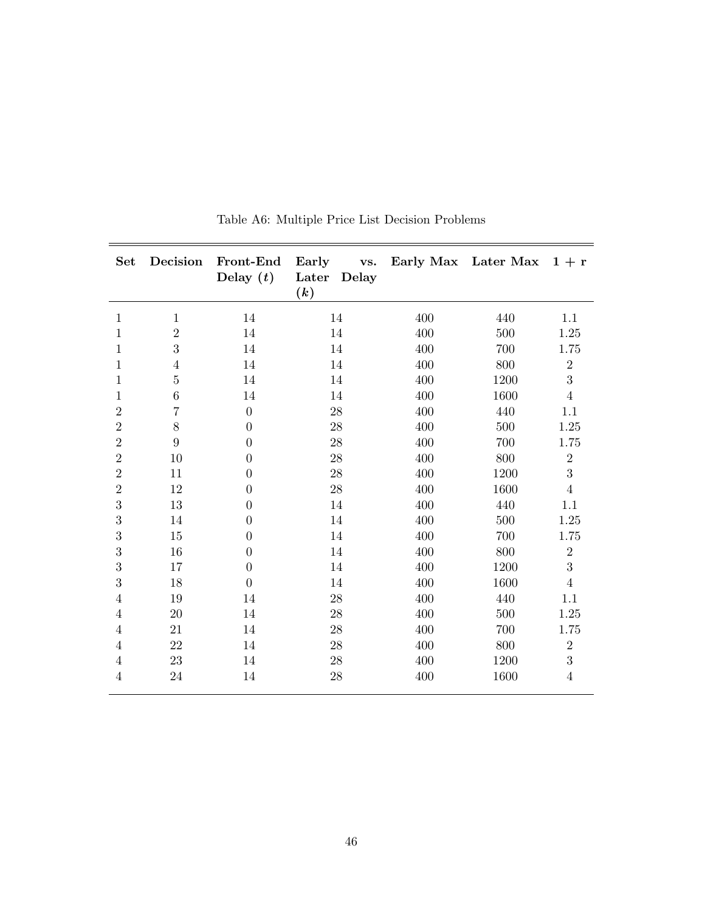Table A6: Multiple Price List Decision Problems

| **Set** | **Decision** | **Front-End Delay ($t$)** | **Early vs. Later Delay ($k$)** | **Early Max** | **Later Max** | **1 + r** |
|---|---|---|---|---|---|---|
| 1 | 1 | 14 | 14 | 400 | 440 | 1.1 |
| 1 | 2 | 14 | 14 | 400 | 500 | 1.25 |
| 1 | 3 | 14 | 14 | 400 | 700 | 1.75 |
| 1 | 4 | 14 | 14 | 400 | 800 | 2 |
| 1 | 5 | 14 | 14 | 400 | 1200 | 3 |
| 1 | 6 | 14 | 14 | 400 | 1600 | 4 |
| 2 | 7 | 0 | 28 | 400 | 440 | 1.1 |
| 2 | 8 | 0 | 28 | 400 | 500 | 1.25 |
| 2 | 9 | 0 | 28 | 400 | 700 | 1.75 |
| 2 | 10 | 0 | 28 | 400 | 800 | 2 |
| 2 | 11 | 0 | 28 | 400 | 1200 | 3 |
| 2 | 12 | 0 | 28 | 400 | 1600 | 4 |
| 3 | 13 | 0 | 14 | 400 | 440 | 1.1 |
| 3 | 14 | 0 | 14 | 400 | 500 | 1.25 |
| 3 | 15 | 0 | 14 | 400 | 700 | 1.75 |
| 3 | 16 | 0 | 14 | 400 | 800 | 2 |
| 3 | 17 | 0 | 14 | 400 | 1200 | 3 |
| 3 | 18 | 0 | 14 | 400 | 1600 | 4 |
| 4 | 19 | 14 | 28 | 400 | 440 | 1.1 |
| 4 | 20 | 14 | 28 | 400 | 500 | 1.25 |
| 4 | 21 | 14 | 28 | 400 | 700 | 1.75 |
| 4 | 22 | 14 | 28 | 400 | 800 | 2 |
| 4 | 23 | 14 | 28 | 400 | 1200 | 3 |
| 4 | 24 | 14 | 28 | 400 | 1600 | 4 |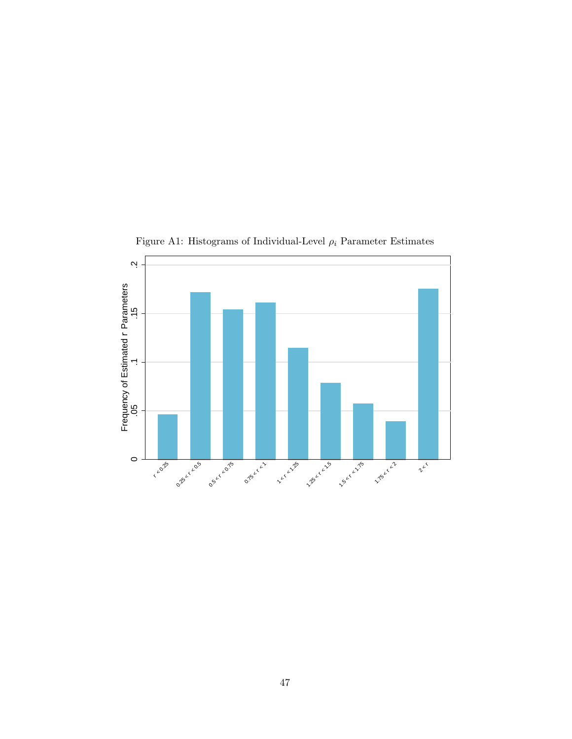Figure A1: Histograms of Individual-Level $\rho_i$ Parameter Estimates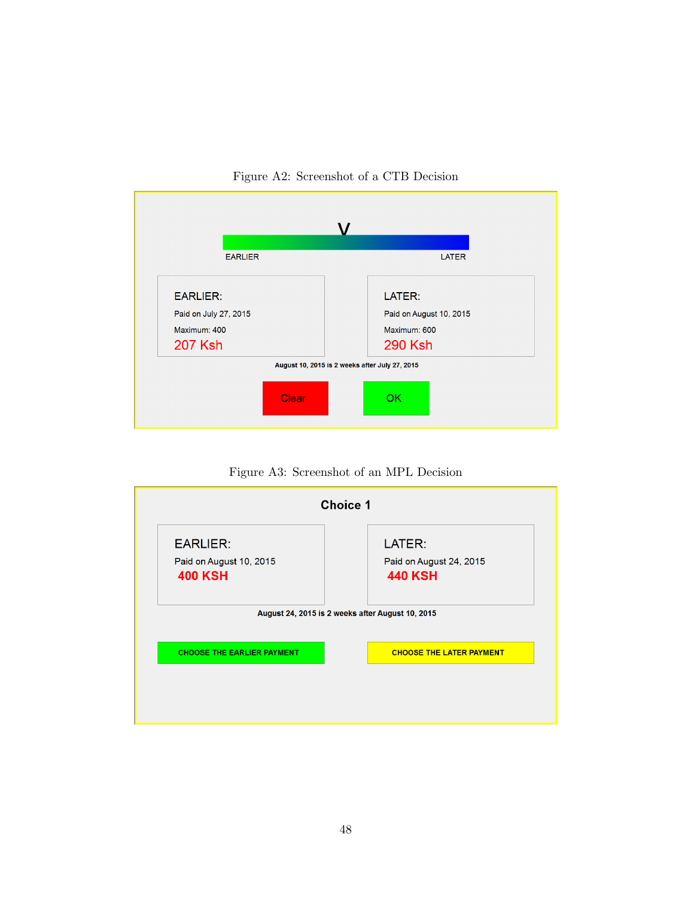Figure A2: Screenshot of a CTB Decision

V

EARLIER

LATER

EARLIER:

Paid on July 27, 2015

Maximum: 400

207 Ksh

LATER:

Paid on August 10, 2015

Maximum: 600

290 Ksh

August 10, 2015 is 2 weeks after July 27, 2015

Clear

OK

Figure A3: Screenshot of an MPL Decision

Choice 1

EARLIER:

Paid on August 10, 2015

400 KSH

LATER:

Paid on August 24, 2015

440 KSH

August 24, 2015 is 2 weeks after August 10, 2015

CHOOSE THE EARLIER PAYMENT

CHOOSE THE LATER PAYMENT